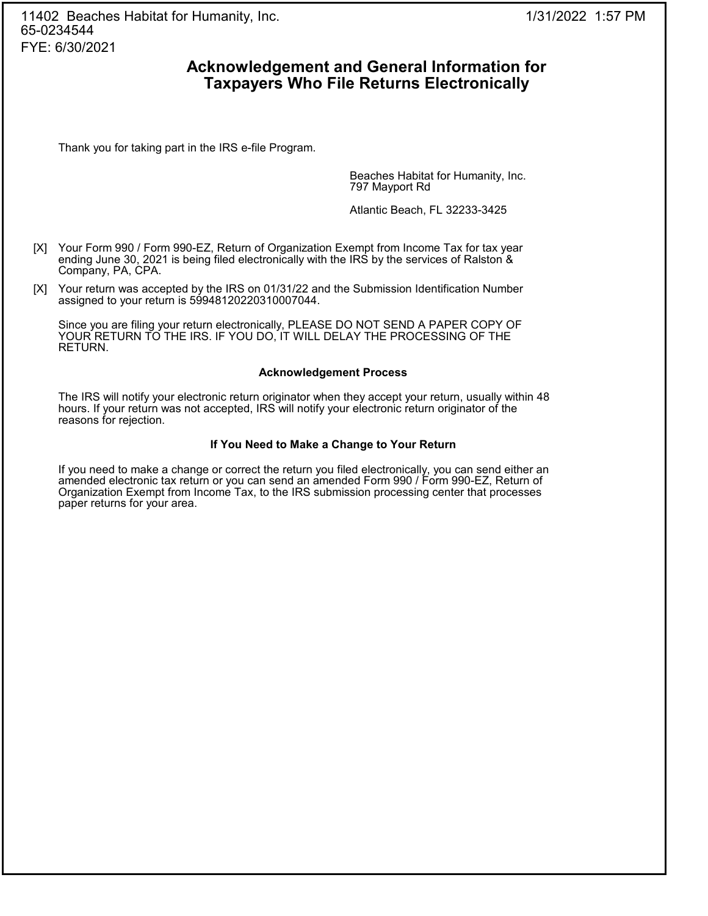11402 Beaches Habitat for Humanity, Inc.
65-0234544
FYE: 6/30/2021

1/31/2022 1:57 PM

# Acknowledgement and General Information for Taxpayers Who File Returns Electronically

Thank you for taking part in the IRS e-file Program.

Beaches Habitat for Humanity, Inc.
797 Mayport Rd

Atlantic Beach, FL 32233-3425

[X] Your Form 990 / Form 990-EZ, Return of Organization Exempt from Income Tax for tax year ending June 30, 2021 is being filed electronically with the IRS by the services of Ralston & Company, PA, CPA.

[X] Your return was accepted by the IRS on 01/31/22 and the Submission Identification Number assigned to your return is 59948120220310007044.

Since you are filing your return electronically, PLEASE DO NOT SEND A PAPER COPY OF YOUR RETURN TO THE IRS. IF YOU DO, IT WILL DELAY THE PROCESSING OF THE RETURN.

### Acknowledgement Process

The IRS will notify your electronic return originator when they accept your return, usually within 48 hours. If your return was not accepted, IRS will notify your electronic return originator of the reasons for rejection.

### If You Need to Make a Change to Your Return

If you need to make a change or correct the return you filed electronically, you can send either an amended electronic tax return or you can send an amended Form 990 / Form 990-EZ, Return of Organization Exempt from Income Tax, to the IRS submission processing center that processes paper returns for your area.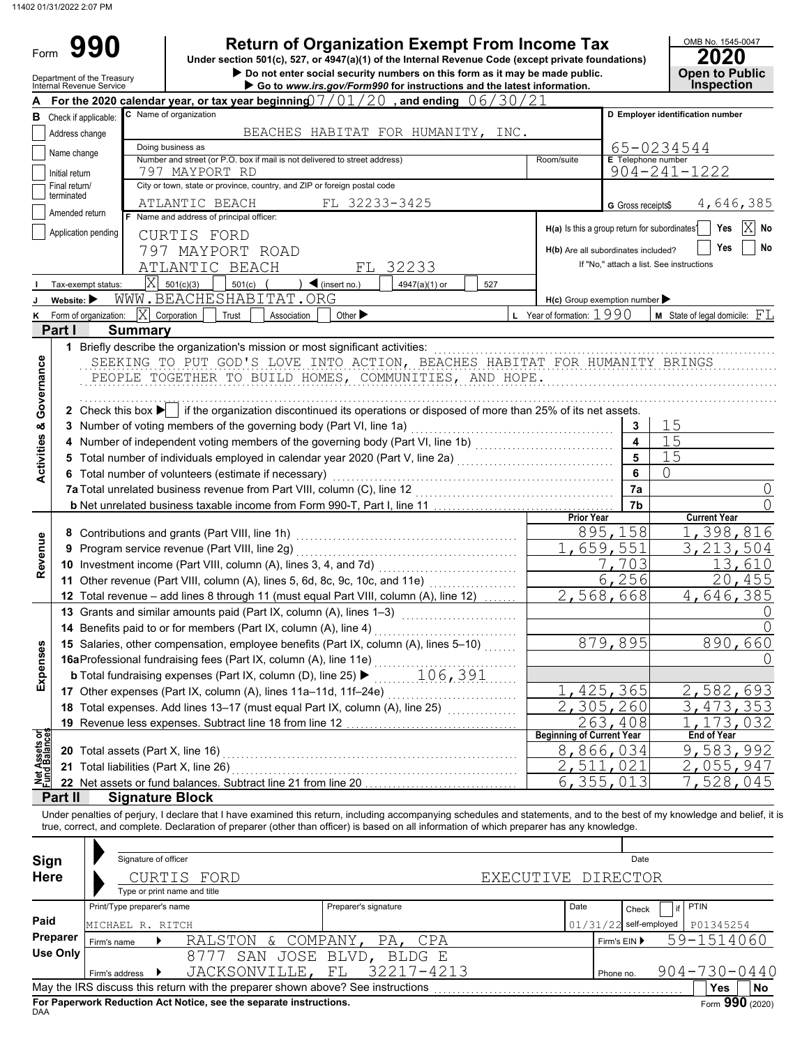11402 01/31/2022 2:07 PM

# Form 990 — Return of Organization Exempt From Income Tax

Under section 501(c), 527, or 4947(a)(1) of the Internal Revenue Code (except private foundations)

▶ Do not enter social security numbers on this form as it may be made public.

▶ Go to *www.irs.gov/Form990* for instructions and the latest information.

Department of the Treasury
Internal Revenue Service

OMB No. 1545-0047

**2020**

**Open to Public Inspection**

**A** For the 2020 calendar year, or tax year beginning 07/01/20 , and ending 06/30/21

**B** Check if applicable:
- [ ] Address change
- [ ] Name change
- [ ] Initial return
- [ ] Final return/terminated
- [ ] Amended return
- [ ] Application pending

**C** Name of organization: BEACHES HABITAT FOR HUMANITY, INC.

Doing business as:

Number and street (or P.O. box if mail is not delivered to street address): 797 MAYPORT RD — Room/suite:

City or town, state or province, country, and ZIP or foreign postal code: ATLANTIC BEACH FL 32233-3425

**D** Employer identification number: 65-0234544

**E** Telephone number: 904-241-1222

**G** Gross receipts$ 4,646,385

**F** Name and address of principal officer:
CURTIS FORD
797 MAYPORT ROAD
ATLANTIC BEACH FL 32233

**H(a)** Is this a group return for subordinates? [ ] Yes [X] No

**H(b)** Are all subordinates included? [ ] Yes [ ] No
If "No," attach a list. See instructions

**I** Tax-exempt status: [X] 501(c)(3) [ ] 501(c) ( ) ◀ (insert no.) [ ] 4947(a)(1) or [ ] 527

**J** Website: ▶ WWW.BEACHESHABITAT.ORG

**H(c)** Group exemption number ▶

**K** Form of organization: [X] Corporation [ ] Trust [ ] Association [ ] Other ▶

**L** Year of formation: 1990

**M** State of legal domicile: FL

## Part I Summary

### Activities & Governance

1 Briefly describe the organization's mission or most significant activities:
SEEKING TO PUT GOD'S LOVE INTO ACTION, BEACHES HABITAT FOR HUMANITY BRINGS PEOPLE TOGETHER TO BUILD HOMES, COMMUNITIES, AND HOPE.

2 Check this box ▶ [ ] if the organization discontinued its operations or disposed of more than 25% of its net assets.

| | | Line | Value |
|---|---|---|---|
| 3 | Number of voting members of the governing body (Part VI, line 1a) | 3 | 15 |
| 4 | Number of independent voting members of the governing body (Part VI, line 1b) | 4 | 15 |
| 5 | Total number of individuals employed in calendar year 2020 (Part V, line 2a) | 5 | 15 |
| 6 | Total number of volunteers (estimate if necessary) | 6 | 0 |
| 7a | Total unrelated business revenue from Part VIII, column (C), line 12 | 7a | 0 |
| b | Net unrelated business taxable income from Form 990-T, Part I, line 11 | 7b | 0 |

### Revenue

| | | Prior Year | Current Year |
|---|---|---|---|
| 8 | Contributions and grants (Part VIII, line 1h) | 895,158 | 1,398,816 |
| 9 | Program service revenue (Part VIII, line 2g) | 1,659,551 | 3,213,504 |
| 10 | Investment income (Part VIII, column (A), lines 3, 4, and 7d) | 7,703 | 13,610 |
| 11 | Other revenue (Part VIII, column (A), lines 5, 6d, 8c, 9c, 10c, and 11e) | 6,256 | 20,455 |
| 12 | Total revenue – add lines 8 through 11 (must equal Part VIII, column (A), line 12) | 2,568,668 | 4,646,385 |

### Expenses

| | | Prior Year | Current Year |
|---|---|---|---|
| 13 | Grants and similar amounts paid (Part IX, column (A), lines 1–3) | | 0 |
| 14 | Benefits paid to or for members (Part IX, column (A), line 4) | | 0 |
| 15 | Salaries, other compensation, employee benefits (Part IX, column (A), lines 5–10) | 879,895 | 890,660 |
| 16a | Professional fundraising fees (Part IX, column (A), line 11e) | | 0 |
| b | Total fundraising expenses (Part IX, column (D), line 25) ▶ 106,391 | | |
| 17 | Other expenses (Part IX, column (A), lines 11a–11d, 11f–24e) | 1,425,365 | 2,582,693 |
| 18 | Total expenses. Add lines 13–17 (must equal Part IX, column (A), line 25) | 2,305,260 | 3,473,353 |
| 19 | Revenue less expenses. Subtract line 18 from line 12 | 263,408 | 1,173,032 |

### Net Assets or Fund Balances

| | | Beginning of Current Year | End of Year |
|---|---|---|---|
| 20 | Total assets (Part X, line 16) | 8,866,034 | 9,583,992 |
| 21 | Total liabilities (Part X, line 26) | 2,511,021 | 2,055,947 |
| 22 | Net assets or fund balances. Subtract line 21 from line 20 | 6,355,013 | 7,528,045 |

## Part II Signature Block

Under penalties of perjury, I declare that I have examined this return, including accompanying schedules and statements, and to the best of my knowledge and belief, it is true, correct, and complete. Declaration of preparer (other than officer) is based on all information of which preparer has any knowledge.

**Sign Here**

Signature of officer — Date

CURTIS FORD — EXECUTIVE DIRECTOR
Type or print name and title

**Paid Preparer Use Only**

| Print/Type preparer's name | Preparer's signature | Date | Check if self-employed | PTIN |
|---|---|---|---|---|
| MICHAEL R. RITCH | | 01/31/22 | | P01345254 |

Firm's name ▶ RALSTON & COMPANY, PA, CPA — Firm's EIN ▶ 59-1514060

Firm's address ▶ 8777 SAN JOSE BLVD, BLDG E, JACKSONVILLE, FL 32217-4213 — Phone no. 904-730-0440

May the IRS discuss this return with the preparer shown above? See instructions [ ] Yes [ ] No

**For Paperwork Reduction Act Notice, see the separate instructions.**

DAA — Form **990** (2020)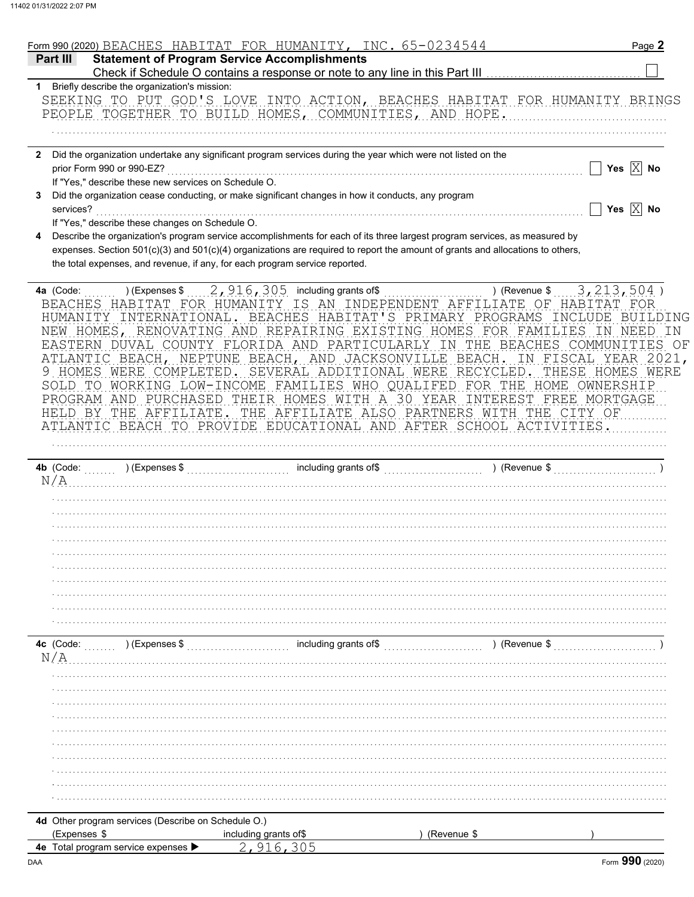Form 990 (2020) BEACHES HABITAT FOR HUMANITY, INC. 65-0234544 Page 2

**Part III Statement of Program Service Accomplishments**

Check if Schedule O contains a response or note to any line in this Part III ☐

**1** Briefly describe the organization's mission:

SEEKING TO PUT GOD'S LOVE INTO ACTION, BEACHES HABITAT FOR HUMANITY BRINGS PEOPLE TOGETHER TO BUILD HOMES, COMMUNITIES, AND HOPE.

**2** Did the organization undertake any significant program services during the year which were not listed on the prior Form 990 or 990-EZ? ☐ Yes ☒ No

If "Yes," describe these new services on Schedule O.

**3** Did the organization cease conducting, or make significant changes in how it conducts, any program services? ☐ Yes ☒ No

If "Yes," describe these changes on Schedule O.

**4** Describe the organization's program service accomplishments for each of its three largest program services, as measured by expenses. Section 501(c)(3) and 501(c)(4) organizations are required to report the amount of grants and allocations to others, the total expenses, and revenue, if any, for each program service reported.

**4a** (Code: ) (Expenses $ 2,916,305 including grants of$ ) (Revenue $ 3,213,504 )

BEACHES HABITAT FOR HUMANITY IS AN INDEPENDENT AFFILIATE OF HABITAT FOR HUMANITY INTERNATIONAL. BEACHES HABITAT'S PRIMARY PROGRAMS INCLUDE BUILDING NEW HOMES, RENOVATING AND REPAIRING EXISTING HOMES FOR FAMILIES IN NEED IN EASTERN DUVAL COUNTY FLORIDA AND PARTICULARLY IN THE BEACHES COMMUNITIES OF ATLANTIC BEACH, NEPTUNE BEACH, AND JACKSONVILLE BEACH. IN FISCAL YEAR 2021, 9 HOMES WERE COMPLETED. SEVERAL ADDITIONAL WERE RECYCLED. THESE HOMES WERE SOLD TO WORKING LOW-INCOME FAMILIES WHO QUALIFED FOR THE HOME OWNERSHIP PROGRAM AND PURCHASED THEIR HOMES WITH A 30 YEAR INTEREST FREE MORTGAGE HELD BY THE AFFILIATE. THE AFFILIATE ALSO PARTNERS WITH THE CITY OF ATLANTIC BEACH TO PROVIDE EDUCATIONAL AND AFTER SCHOOL ACTIVITIES.

**4b** (Code: ) (Expenses $ including grants of$ ) (Revenue $ )

N/A

**4c** (Code: ) (Expenses $ including grants of$ ) (Revenue $ )

N/A

**4d** Other program services (Describe on Schedule O.)

(Expenses $ including grants of$ ) (Revenue $ )

**4e** Total program service expenses ▶ 2,916,305

Form **990** (2020)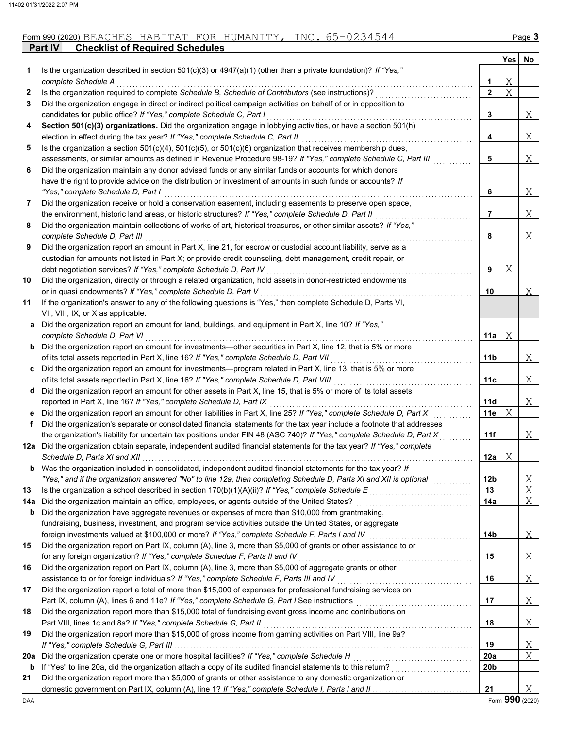Form 990 (2020) BEACHES HABITAT FOR HUMANITY, INC. 65-0234544

## Part IV Checklist of Required Schedules

| | | | Yes | No |
|---|---|---|---|---|
| 1 | Is the organization described in section 501(c)(3) or 4947(a)(1) (other than a private foundation)? *If "Yes," complete Schedule A* | 1 | X | |
| 2 | Is the organization required to complete *Schedule B, Schedule of Contributors* (see instructions)? | 2 | X | |
| 3 | Did the organization engage in direct or indirect political campaign activities on behalf of or in opposition to candidates for public office? *If "Yes," complete Schedule C, Part I* | 3 | | X |
| 4 | **Section 501(c)(3) organizations.** Did the organization engage in lobbying activities, or have a section 501(h) election in effect during the tax year? *If "Yes," complete Schedule C, Part II* | 4 | | X |
| 5 | Is the organization a section 501(c)(4), 501(c)(5), or 501(c)(6) organization that receives membership dues, assessments, or similar amounts as defined in Revenue Procedure 98-19? *If "Yes," complete Schedule C, Part III* | 5 | | X |
| 6 | Did the organization maintain any donor advised funds or any similar funds or accounts for which donors have the right to provide advice on the distribution or investment of amounts in such funds or accounts? *If "Yes," complete Schedule D, Part I* | 6 | | X |
| 7 | Did the organization receive or hold a conservation easement, including easements to preserve open space, the environment, historic land areas, or historic structures? *If "Yes," complete Schedule D, Part II* | 7 | | X |
| 8 | Did the organization maintain collections of works of art, historical treasures, or other similar assets? *If "Yes," complete Schedule D, Part III* | 8 | | X |
| 9 | Did the organization report an amount in Part X, line 21, for escrow or custodial account liability, serve as a custodian for amounts not listed in Part X; or provide credit counseling, debt management, credit repair, or debt negotiation services? *If "Yes," complete Schedule D, Part IV* | 9 | X | |
| 10 | Did the organization, directly or through a related organization, hold assets in donor-restricted endowments or in quasi endowments? *If "Yes," complete Schedule D, Part V* | 10 | | X |
| 11 | If the organization's answer to any of the following questions is "Yes," then complete Schedule D, Parts VI, VII, VIII, IX, or X as applicable. | | | |
| a | Did the organization report an amount for land, buildings, and equipment in Part X, line 10? *If "Yes," complete Schedule D, Part VI* | 11a | X | |
| b | Did the organization report an amount for investments—other securities in Part X, line 12, that is 5% or more of its total assets reported in Part X, line 16? *If "Yes," complete Schedule D, Part VII* | 11b | | X |
| c | Did the organization report an amount for investments—program related in Part X, line 13, that is 5% or more of its total assets reported in Part X, line 16? *If "Yes," complete Schedule D, Part VIII* | 11c | | X |
| d | Did the organization report an amount for other assets in Part X, line 15, that is 5% or more of its total assets reported in Part X, line 16? *If "Yes," complete Schedule D, Part IX* | 11d | | X |
| e | Did the organization report an amount for other liabilities in Part X, line 25? *If "Yes," complete Schedule D, Part X* | 11e | X | |
| f | Did the organization's separate or consolidated financial statements for the tax year include a footnote that addresses the organization's liability for uncertain tax positions under FIN 48 (ASC 740)? *If "Yes," complete Schedule D, Part X* | 11f | | X |
| 12a | Did the organization obtain separate, independent audited financial statements for the tax year? *If "Yes," complete Schedule D, Parts XI and XII* | 12a | X | |
| b | Was the organization included in consolidated, independent audited financial statements for the tax year? *If "Yes," and if the organization answered "No" to line 12a, then completing Schedule D, Parts XI and XII is optional* | 12b | | X |
| 13 | Is the organization a school described in section 170(b)(1)(A)(ii)? *If "Yes," complete Schedule E* | 13 | | X |
| 14a | Did the organization maintain an office, employees, or agents outside of the United States? | 14a | | X |
| b | Did the organization have aggregate revenues or expenses of more than $10,000 from grantmaking, fundraising, business, investment, and program service activities outside the United States, or aggregate foreign investments valued at $100,000 or more? *If "Yes," complete Schedule F, Parts I and IV* | 14b | | X |
| 15 | Did the organization report on Part IX, column (A), line 3, more than $5,000 of grants or other assistance to or for any foreign organization? *If "Yes," complete Schedule F, Parts II and IV* | 15 | | X |
| 16 | Did the organization report on Part IX, column (A), line 3, more than $5,000 of aggregate grants or other assistance to or for foreign individuals? *If "Yes," complete Schedule F, Parts III and IV* | 16 | | X |
| 17 | Did the organization report a total of more than $15,000 of expenses for professional fundraising services on Part IX, column (A), lines 6 and 11e? *If "Yes," complete Schedule G, Part I* See instructions | 17 | | X |
| 18 | Did the organization report more than $15,000 total of fundraising event gross income and contributions on Part VIII, lines 1c and 8a? *If "Yes," complete Schedule G, Part II* | 18 | | X |
| 19 | Did the organization report more than $15,000 of gross income from gaming activities on Part VIII, line 9a? *If "Yes," complete Schedule G, Part III* | 19 | | X |
| 20a | Did the organization operate one or more hospital facilities? *If "Yes," complete Schedule H* | 20a | | X |
| b | If "Yes" to line 20a, did the organization attach a copy of its audited financial statements to this return? | 20b | | |
| 21 | Did the organization report more than $5,000 of grants or other assistance to any domestic organization or domestic government on Part IX, column (A), line 1? *If "Yes," complete Schedule I, Parts I and II* | 21 | | X |

Form **990** (2020)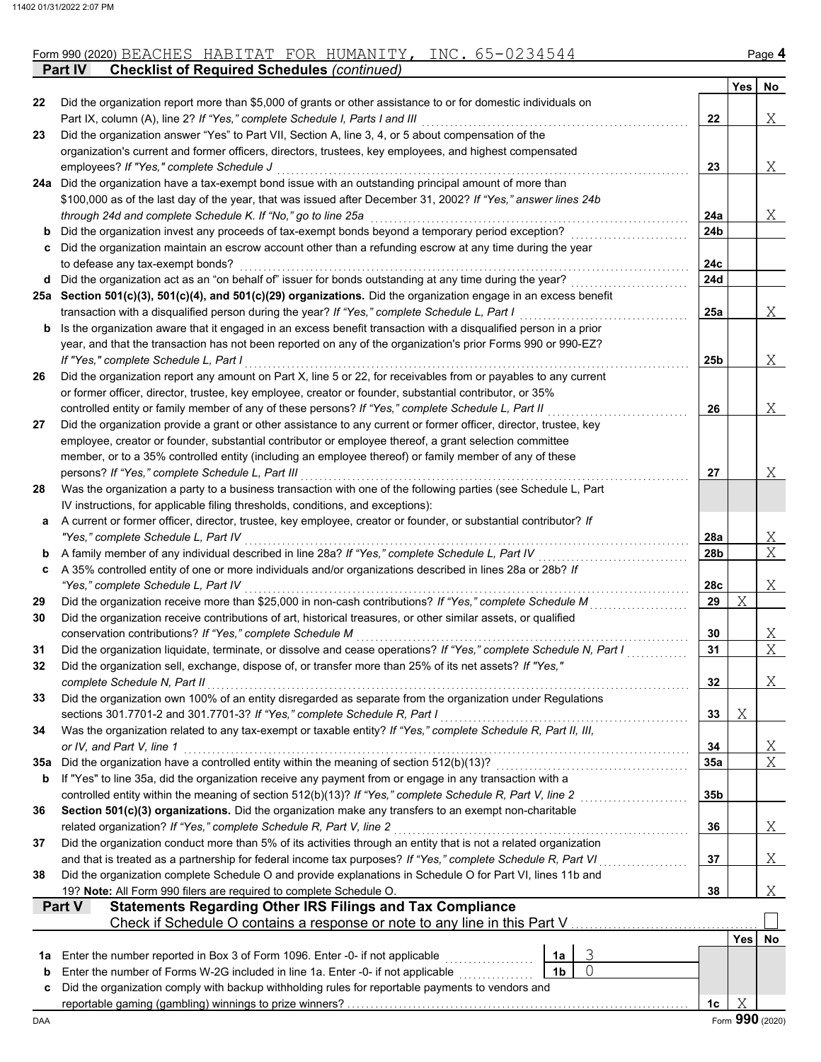Form 990 (2020) BEACHES HABITAT FOR HUMANITY, INC. 65-0234544

## Part IV Checklist of Required Schedules *(continued)*

| | | | Yes | No |
|---|---|---|---|---|
| 22 | Did the organization report more than $5,000 of grants or other assistance to or for domestic individuals on Part IX, column (A), line 2? *If "Yes," complete Schedule I, Parts I and III* | 22 | | X |
| 23 | Did the organization answer "Yes" to Part VII, Section A, line 3, 4, or 5 about compensation of the organization's current and former officers, directors, trustees, key employees, and highest compensated employees? *If "Yes," complete Schedule J* | 23 | | X |
| 24a | Did the organization have a tax-exempt bond issue with an outstanding principal amount of more than $100,000 as of the last day of the year, that was issued after December 31, 2002? *If "Yes," answer lines 24b through 24d and complete Schedule K. If "No," go to line 25a* | 24a | | X |
| b | Did the organization invest any proceeds of tax-exempt bonds beyond a temporary period exception? | 24b | | |
| c | Did the organization maintain an escrow account other than a refunding escrow at any time during the year to defease any tax-exempt bonds? | 24c | | |
| d | Did the organization act as an "on behalf of" issuer for bonds outstanding at any time during the year? | 24d | | |
| 25a | **Section 501(c)(3), 501(c)(4), and 501(c)(29) organizations.** Did the organization engage in an excess benefit transaction with a disqualified person during the year? *If "Yes," complete Schedule L, Part I* | 25a | | X |
| b | Is the organization aware that it engaged in an excess benefit transaction with a disqualified person in a prior year, and that the transaction has not been reported on any of the organization's prior Forms 990 or 990-EZ? *If "Yes," complete Schedule L, Part I* | 25b | | X |
| 26 | Did the organization report any amount on Part X, line 5 or 22, for receivables from or payables to any current or former officer, director, trustee, key employee, creator or founder, substantial contributor, or 35% controlled entity or family member of any of these persons? *If "Yes," complete Schedule L, Part II* | 26 | | X |
| 27 | Did the organization provide a grant or other assistance to any current or former officer, director, trustee, key employee, creator or founder, substantial contributor or employee thereof, a grant selection committee member, or to a 35% controlled entity (including an employee thereof) or family member of any of these persons? *If "Yes," complete Schedule L, Part III* | 27 | | X |
| 28 | Was the organization a party to a business transaction with one of the following parties (see Schedule L, Part IV instructions, for applicable filing thresholds, conditions, and exceptions): | | | |
| a | A current or former officer, director, trustee, key employee, creator or founder, or substantial contributor? *If "Yes," complete Schedule L, Part IV* | 28a | | X |
| b | A family member of any individual described in line 28a? *If "Yes," complete Schedule L, Part IV* | 28b | | X |
| c | A 35% controlled entity of one or more individuals and/or organizations described in lines 28a or 28b? *If "Yes," complete Schedule L, Part IV* | 28c | | X |
| 29 | Did the organization receive more than $25,000 in non-cash contributions? *If "Yes," complete Schedule M* | 29 | X | |
| 30 | Did the organization receive contributions of art, historical treasures, or other similar assets, or qualified conservation contributions? *If "Yes," complete Schedule M* | 30 | | X |
| 31 | Did the organization liquidate, terminate, or dissolve and cease operations? *If "Yes," complete Schedule N, Part I* | 31 | | X |
| 32 | Did the organization sell, exchange, dispose of, or transfer more than 25% of its net assets? *If "Yes," complete Schedule N, Part II* | 32 | | X |
| 33 | Did the organization own 100% of an entity disregarded as separate from the organization under Regulations sections 301.7701-2 and 301.7701-3? *If "Yes," complete Schedule R, Part I* | 33 | X | |
| 34 | Was the organization related to any tax-exempt or taxable entity? *If "Yes," complete Schedule R, Part II, III, or IV, and Part V, line 1* | 34 | | X |
| 35a | Did the organization have a controlled entity within the meaning of section 512(b)(13)? | 35a | | X |
| b | If "Yes" to line 35a, did the organization receive any payment from or engage in any transaction with a controlled entity within the meaning of section 512(b)(13)? *If "Yes," complete Schedule R, Part V, line 2* | 35b | | |
| 36 | **Section 501(c)(3) organizations.** Did the organization make any transfers to an exempt non-charitable related organization? *If "Yes," complete Schedule R, Part V, line 2* | 36 | | X |
| 37 | Did the organization conduct more than 5% of its activities through an entity that is not a related organization and that is treated as a partnership for federal income tax purposes? *If "Yes," complete Schedule R, Part VI* | 37 | | X |
| 38 | Did the organization complete Schedule O and provide explanations in Schedule O for Part VI, lines 11b and 19? **Note:** All Form 990 filers are required to complete Schedule O. | 38 | | X |

## Part V Statements Regarding Other IRS Filings and Tax Compliance

Check if Schedule O contains a response or note to any line in this Part V ☐

| | | | | | Yes | No |
|---|---|---|---|---|---|---|
| 1a | Enter the number reported in Box 3 of Form 1096. Enter -0- if not applicable | 1a | 3 | | | |
| b | Enter the number of Forms W-2G included in line 1a. Enter -0- if not applicable | 1b | 0 | | | |
| c | Did the organization comply with backup withholding rules for reportable payments to vendors and reportable gaming (gambling) winnings to prize winners? | | | 1c | X | |

DAA Form **990** (2020)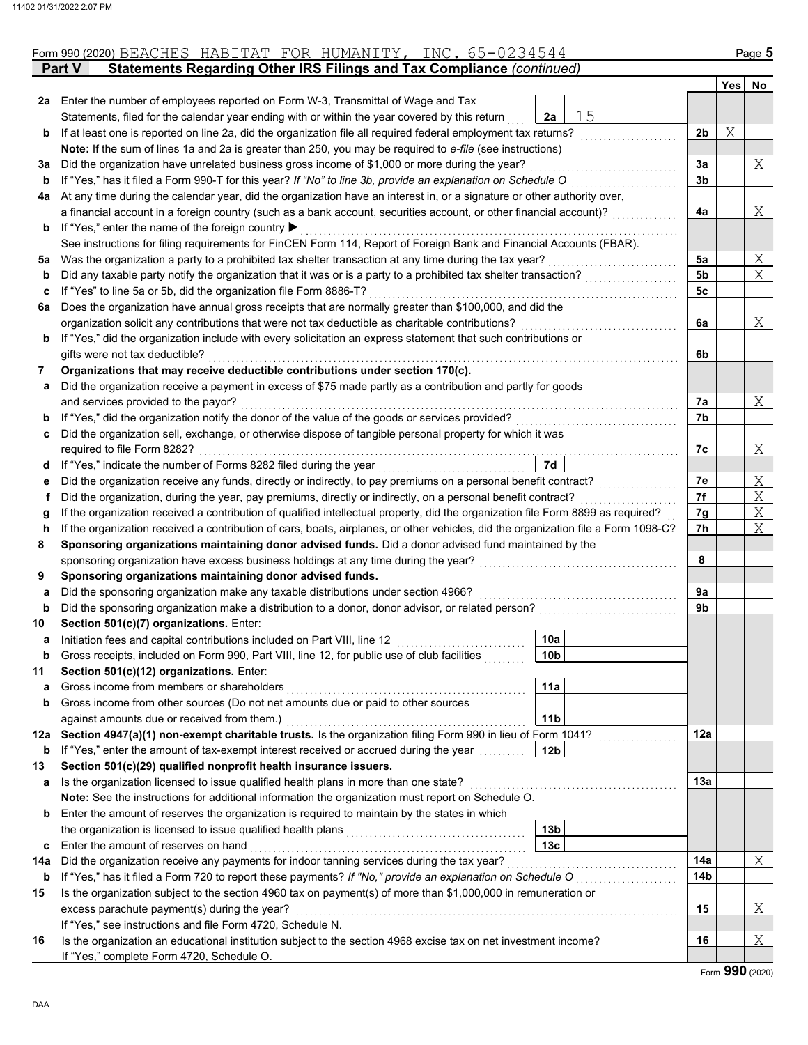Form 990 (2020) BEACHES HABITAT FOR HUMANITY, INC. 65-0234544 Page **5**

## Part V Statements Regarding Other IRS Filings and Tax Compliance *(continued)*

| | | | | Yes | No |
|---|---|---|---|---|---|
| **2a** | Enter the number of employees reported on Form W-3, Transmittal of Wage and Tax Statements, filed for the calendar year ending with or within the year covered by this return | **2a** 15 | | | |
| **b** | If at least one is reported on line 2a, did the organization file all required federal employment tax returns? | | **2b** | X | |
| | **Note:** If the sum of lines 1a and 2a is greater than 250, you may be required to *e-file* (see instructions) | | | | |
| **3a** | Did the organization have unrelated business gross income of $1,000 or more during the year? | | **3a** | | X |
| **b** | If "Yes," has it filed a Form 990-T for this year? *If "No" to line 3b, provide an explanation on Schedule O* | | **3b** | | |
| **4a** | At any time during the calendar year, did the organization have an interest in, or a signature or other authority over, a financial account in a foreign country (such as a bank account, securities account, or other financial account)? | | **4a** | | X |
| **b** | If "Yes," enter the name of the foreign country ▶ | | | | |
| | See instructions for filing requirements for FinCEN Form 114, Report of Foreign Bank and Financial Accounts (FBAR). | | | | |
| **5a** | Was the organization a party to a prohibited tax shelter transaction at any time during the tax year? | | **5a** | | X |
| **b** | Did any taxable party notify the organization that it was or is a party to a prohibited tax shelter transaction? | | **5b** | | X |
| **c** | If "Yes" to line 5a or 5b, did the organization file Form 8886-T? | | **5c** | | |
| **6a** | Does the organization have annual gross receipts that are normally greater than $100,000, and did the organization solicit any contributions that were not tax deductible as charitable contributions? | | **6a** | | X |
| **b** | If "Yes," did the organization include with every solicitation an express statement that such contributions or gifts were not tax deductible? | | **6b** | | |
| **7** | **Organizations that may receive deductible contributions under section 170(c).** | | | | |
| **a** | Did the organization receive a payment in excess of $75 made partly as a contribution and partly for goods and services provided to the payor? | | **7a** | | X |
| **b** | If "Yes," did the organization notify the donor of the value of the goods or services provided? | | **7b** | | |
| **c** | Did the organization sell, exchange, or otherwise dispose of tangible personal property for which it was required to file Form 8282? | | **7c** | | X |
| **d** | If "Yes," indicate the number of Forms 8282 filed during the year | **7d** | | | |
| **e** | Did the organization receive any funds, directly or indirectly, to pay premiums on a personal benefit contract? | | **7e** | | X |
| **f** | Did the organization, during the year, pay premiums, directly or indirectly, on a personal benefit contract? | | **7f** | | X |
| **g** | If the organization received a contribution of qualified intellectual property, did the organization file Form 8899 as required? | | **7g** | | X |
| **h** | If the organization received a contribution of cars, boats, airplanes, or other vehicles, did the organization file a Form 1098-C? | | **7h** | | X |
| **8** | **Sponsoring organizations maintaining donor advised funds.** Did a donor advised fund maintained by the sponsoring organization have excess business holdings at any time during the year? | | **8** | | |
| **9** | **Sponsoring organizations maintaining donor advised funds.** | | | | |
| **a** | Did the sponsoring organization make any taxable distributions under section 4966? | | **9a** | | |
| **b** | Did the sponsoring organization make a distribution to a donor, donor advisor, or related person? | | **9b** | | |
| **10** | **Section 501(c)(7) organizations.** Enter: | | | | |
| **a** | Initiation fees and capital contributions included on Part VIII, line 12 | **10a** | | | |
| **b** | Gross receipts, included on Form 990, Part VIII, line 12, for public use of club facilities | **10b** | | | |
| **11** | **Section 501(c)(12) organizations.** Enter: | | | | |
| **a** | Gross income from members or shareholders | **11a** | | | |
| **b** | Gross income from other sources (Do not net amounts due or paid to other sources against amounts due or received from them.) | **11b** | | | |
| **12a** | **Section 4947(a)(1) non-exempt charitable trusts.** Is the organization filing Form 990 in lieu of Form 1041? | | **12a** | | |
| **b** | If "Yes," enter the amount of tax-exempt interest received or accrued during the year | **12b** | | | |
| **13** | **Section 501(c)(29) qualified nonprofit health insurance issuers.** | | | | |
| **a** | Is the organization licensed to issue qualified health plans in more than one state? | | **13a** | | |
| | **Note:** See the instructions for additional information the organization must report on Schedule O. | | | | |
| **b** | Enter the amount of reserves the organization is required to maintain by the states in which the organization is licensed to issue qualified health plans | **13b** | | | |
| **c** | Enter the amount of reserves on hand | **13c** | | | |
| **14a** | Did the organization receive any payments for indoor tanning services during the tax year? | | **14a** | | X |
| **b** | If "Yes," has it filed a Form 720 to report these payments? *If "No," provide an explanation on Schedule O* | | **14b** | | |
| **15** | Is the organization subject to the section 4960 tax on payment(s) of more than $1,000,000 in remuneration or excess parachute payment(s) during the year? | | **15** | | X |
| | If "Yes," see instructions and file Form 4720, Schedule N. | | | | |
| **16** | Is the organization an educational institution subject to the section 4968 excise tax on net investment income? | | **16** | | X |
| | If "Yes," complete Form 4720, Schedule O. | | | | |

Form **990** (2020)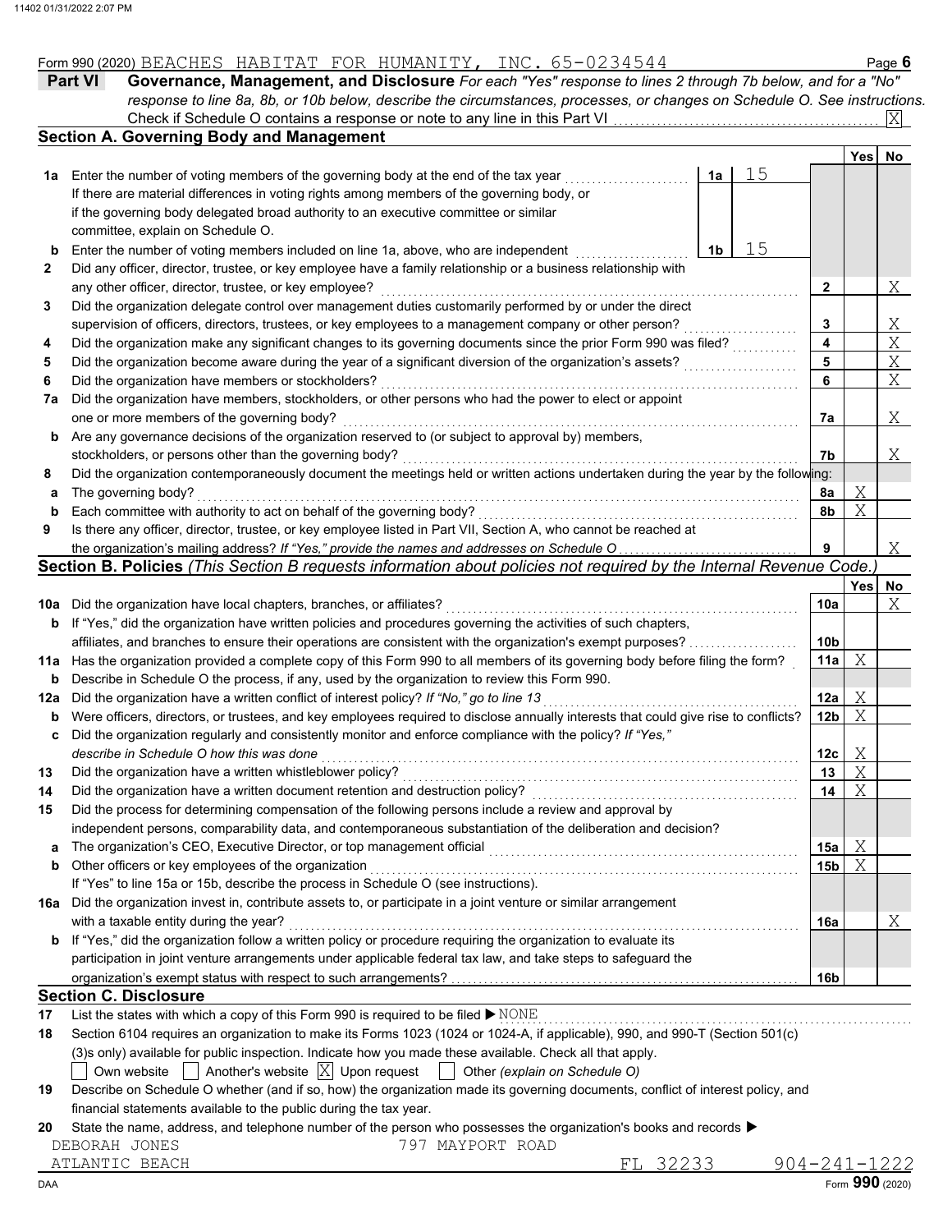Form 990 (2020) BEACHES HABITAT FOR HUMANITY, INC. 65-0234544

## Part VI Governance, Management, and Disclosure

*For each "Yes" response to lines 2 through 7b below, and for a "No" response to line 8a, 8b, or 10b below, describe the circumstances, processes, or changes on Schedule O. See instructions.*

Check if Schedule O contains a response or note to any line in this Part VI . . . [X]

### Section A. Governing Body and Management

| | | | | Yes | No |
|---|---|---|---|---|---|
| **1a** | Enter the number of voting members of the governing body at the end of the tax year . . . **1a** 15. If there are material differences in voting rights among members of the governing body, or if the governing body delegated broad authority to an executive committee or similar committee, explain on Schedule O. | | | | |
| **b** | Enter the number of voting members included on line 1a, above, who are independent . . . **1b** 15 | | | | |
| **2** | Did any officer, director, trustee, or key employee have a family relationship or a business relationship with any other officer, director, trustee, or key employee? | **2** | | | X |
| **3** | Did the organization delegate control over management duties customarily performed by or under the direct supervision of officers, directors, trustees, or key employees to a management company or other person? | **3** | | | X |
| **4** | Did the organization make any significant changes to its governing documents since the prior Form 990 was filed? | **4** | | | X |
| **5** | Did the organization become aware during the year of a significant diversion of the organization's assets? | **5** | | | X |
| **6** | Did the organization have members or stockholders? | **6** | | | X |
| **7a** | Did the organization have members, stockholders, or other persons who had the power to elect or appoint one or more members of the governing body? | **7a** | | | X |
| **b** | Are any governance decisions of the organization reserved to (or subject to approval by) members, stockholders, or persons other than the governing body? | **7b** | | | X |
| **8** | Did the organization contemporaneously document the meetings held or written actions undertaken during the year by the following: | | | | |
| **a** | The governing body? | **8a** | | X | |
| **b** | Each committee with authority to act on behalf of the governing body? | **8b** | | X | |
| **9** | Is there any officer, director, trustee, or key employee listed in Part VII, Section A, who cannot be reached at the organization's mailing address? *If "Yes," provide the names and addresses on Schedule O* | **9** | | | X |

### Section B. Policies *(This Section B requests information about policies not required by the Internal Revenue Code.)*

| | | | Yes | No |
|---|---|---|---|---|
| **10a** | Did the organization have local chapters, branches, or affiliates? | **10a** | | X |
| **b** | If "Yes," did the organization have written policies and procedures governing the activities of such chapters, affiliates, and branches to ensure their operations are consistent with the organization's exempt purposes? | **10b** | | |
| **11a** | Has the organization provided a complete copy of this Form 990 to all members of its governing body before filing the form? | **11a** | X | |
| **b** | Describe in Schedule O the process, if any, used by the organization to review this Form 990. | | | |
| **12a** | Did the organization have a written conflict of interest policy? *If "No," go to line 13* | **12a** | X | |
| **b** | Were officers, directors, or trustees, and key employees required to disclose annually interests that could give rise to conflicts? | **12b** | X | |
| **c** | Did the organization regularly and consistently monitor and enforce compliance with the policy? *If "Yes," describe in Schedule O how this was done* | **12c** | X | |
| **13** | Did the organization have a written whistleblower policy? | **13** | X | |
| **14** | Did the organization have a written document retention and destruction policy? | **14** | X | |
| **15** | Did the process for determining compensation of the following persons include a review and approval by independent persons, comparability data, and contemporaneous substantiation of the deliberation and decision? | | | |
| **a** | The organization's CEO, Executive Director, or top management official | **15a** | X | |
| **b** | Other officers or key employees of the organization | **15b** | X | |
| | If "Yes" to line 15a or 15b, describe the process in Schedule O (see instructions). | | | |
| **16a** | Did the organization invest in, contribute assets to, or participate in a joint venture or similar arrangement with a taxable entity during the year? | **16a** | | X |
| **b** | If "Yes," did the organization follow a written policy or procedure requiring the organization to evaluate its participation in joint venture arrangements under applicable federal tax law, and take steps to safeguard the organization's exempt status with respect to such arrangements? | **16b** | | |

### Section C. Disclosure

**17** List the states with which a copy of this Form 990 is required to be filed ▶ NONE

**18** Section 6104 requires an organization to make its Forms 1023 (1024 or 1024-A, if applicable), 990, and 990-T (Section 501(c)(3)s only) available for public inspection. Indicate how you made these available. Check all that apply.

[ ] Own website [ ] Another's website [X] Upon request [ ] Other *(explain on Schedule O)*

**19** Describe on Schedule O whether (and if so, how) the organization made its governing documents, conflict of interest policy, and financial statements available to the public during the tax year.

**20** State the name, address, and telephone number of the person who possesses the organization's books and records ▶

DEBORAH JONES, 797 MAYPORT ROAD, ATLANTIC BEACH, FL 32233, 904-241-1222

Form **990** (2020)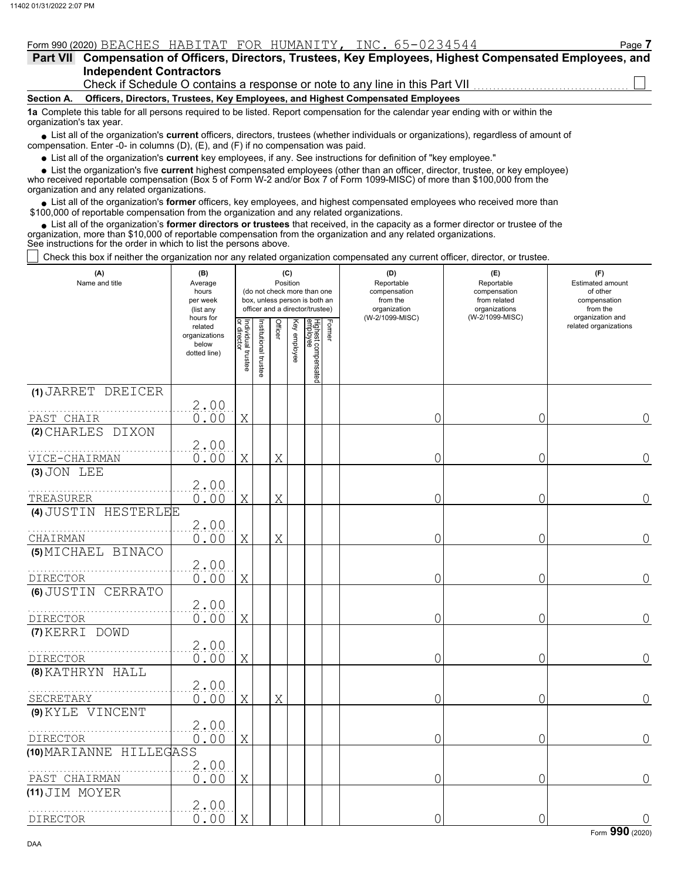Form 990 (2020) BEACHES HABITAT FOR HUMANITY, INC. 65-0234544

## Part VII Compensation of Officers, Directors, Trustees, Key Employees, Highest Compensated Employees, and Independent Contractors

Check if Schedule O contains a response or note to any line in this Part VII ☐

### Section A. Officers, Directors, Trustees, Key Employees, and Highest Compensated Employees

**1a** Complete this table for all persons required to be listed. Report compensation for the calendar year ending with or within the organization's tax year.

- List all of the organization's **current** officers, directors, trustees (whether individuals or organizations), regardless of amount of compensation. Enter -0- in columns (D), (E), and (F) if no compensation was paid.
- List all of the organization's **current** key employees, if any. See instructions for definition of "key employee."
- List the organization's five **current** highest compensated employees (other than an officer, director, trustee, or key employee) who received reportable compensation (Box 5 of Form W-2 and/or Box 7 of Form 1099-MISC) of more than $100,000 from the organization and any related organizations.
- List all of the organization's **former** officers, key employees, and highest compensated employees who received more than $100,000 of reportable compensation from the organization and any related organizations.
- List all of the organization's **former directors or trustees** that received, in the capacity as a former director or trustee of the organization, more than $10,000 of reportable compensation from the organization and any related organizations.

See instructions for the order in which to list the persons above.

☐ Check this box if neither the organization nor any related organization compensated any current officer, director, or trustee.

| (A) Name and title | (B) Average hours per week (list any hours for related organizations below dotted line) | (C) Position: Individual trustee or director | Institutional trustee | Officer | Key employee | Highest compensated employee | Former | (D) Reportable compensation from the organization (W-2/1099-MISC) | (E) Reportable compensation from related organizations (W-2/1099-MISC) | (F) Estimated amount of other compensation from the organization and related organizations |
|---|---|---|---|---|---|---|---|---|---|---|
| (1) JARRET DREICER<br>PAST CHAIR | 2.00<br>0.00 | X | | | | | | 0 | 0 | 0 |
| (2) CHARLES DIXON<br>VICE-CHAIRMAN | 2.00<br>0.00 | X | | X | | | | 0 | 0 | 0 |
| (3) JON LEE<br>TREASURER | 2.00<br>0.00 | X | | X | | | | 0 | 0 | 0 |
| (4) JUSTIN HESTERLEE<br>CHAIRMAN | 2.00<br>0.00 | X | | X | | | | 0 | 0 | 0 |
| (5) MICHAEL BINACO<br>DIRECTOR | 2.00<br>0.00 | X | | | | | | 0 | 0 | 0 |
| (6) JUSTIN CERRATO<br>DIRECTOR | 2.00<br>0.00 | X | | | | | | 0 | 0 | 0 |
| (7) KERRI DOWD<br>DIRECTOR | 2.00<br>0.00 | X | | | | | | 0 | 0 | 0 |
| (8) KATHRYN HALL<br>SECRETARY | 2.00<br>0.00 | X | | X | | | | 0 | 0 | 0 |
| (9) KYLE VINCENT<br>DIRECTOR | 2.00<br>0.00 | X | | | | | | 0 | 0 | 0 |
| (10) MARIANNE HILLEGASS<br>PAST CHAIRMAN | 2.00<br>0.00 | X | | | | | | 0 | 0 | 0 |
| (11) JIM MOYER<br>DIRECTOR | 2.00<br>0.00 | X | | | | | | 0 | 0 | 0 |

Form **990** (2020)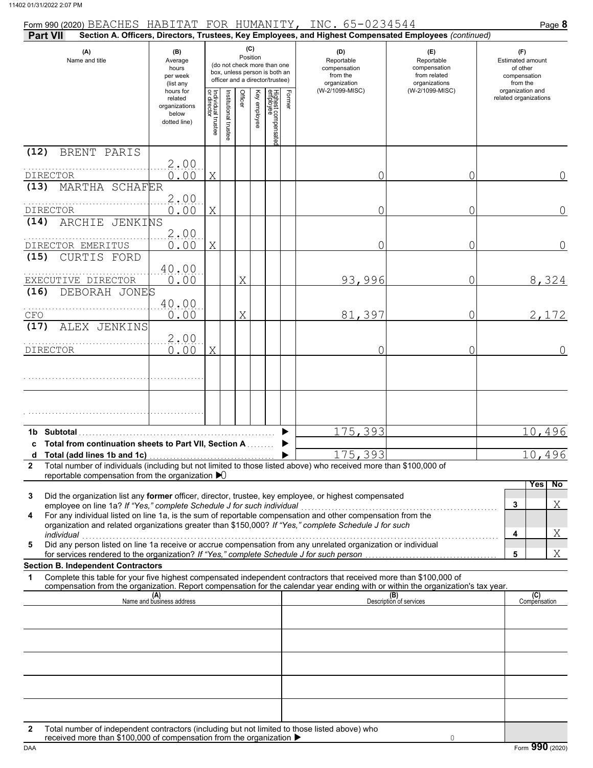Form 990 (2020) BEACHES HABITAT FOR HUMANITY, INC. 65-0234544 Page 8

**Part VII Section A. Officers, Directors, Trustees, Key Employees, and Highest Compensated Employees** *(continued)*

| (A) Name and title | (B) Average hours per week (list any hours for related organizations below dotted line) | (C) Position: Individual trustee or director | Institutional trustee | Officer | Key employee | Highest compensated employee | Former | (D) Reportable compensation from the organization (W-2/1099-MISC) | (E) Reportable compensation from related organizations (W-2/1099-MISC) | (F) Estimated amount of other compensation from the organization and related organizations |
|---|---|---|---|---|---|---|---|---|---|---|
| (12) BRENT PARIS<br>DIRECTOR | 2.00<br>0.00 | X | | | | | | 0 | 0 | 0 |
| (13) MARTHA SCHAFER<br>DIRECTOR | 2.00<br>0.00 | X | | | | | | 0 | 0 | 0 |
| (14) ARCHIE JENKINS<br>DIRECTOR EMERITUS | 2.00<br>0.00 | X | | | | | | 0 | 0 | 0 |
| (15) CURTIS FORD<br>EXECUTIVE DIRECTOR | 40.00<br>0.00 | | | X | | | | 93,996 | 0 | 8,324 |
| (16) DEBORAH JONES<br>CFO | 40.00<br>0.00 | | | X | | | | 81,397 | 0 | 2,172 |
| (17) ALEX JENKINS<br>DIRECTOR | 2.00<br>0.00 | X | | | | | | 0 | 0 | 0 |
| | | | | | | | | | | |
| | | | | | | | | | | |
| **1b Subtotal** | | | | | | | | 175,393 | | 10,496 |
| **c Total from continuation sheets to Part VII, Section A** | | | | | | | | | | |
| **d Total (add lines 1b and 1c)** | | | | | | | | 175,393 | | 10,496 |

**2** Total number of individuals (including but not limited to those listed above) who received more than $100,000 of reportable compensation from the organization ▶ 0

| | | | Yes | No |
|---|---|---|---|---|
| **3** | Did the organization list any **former** officer, director, trustee, key employee, or highest compensated employee on line 1a? *If "Yes," complete Schedule J for such individual* | 3 | | X |
| **4** | For any individual listed on line 1a, is the sum of reportable compensation and other compensation from the organization and related organizations greater than $150,000? *If "Yes," complete Schedule J for such individual* | 4 | | X |
| **5** | Did any person listed on line 1a receive or accrue compensation from any unrelated organization or individual for services rendered to the organization? *If "Yes," complete Schedule J for such person* | 5 | | X |

**Section B. Independent Contractors**

**1** Complete this table for your five highest compensated independent contractors that received more than $100,000 of compensation from the organization. Report compensation for the calendar year ending with or within the organization's tax year.

| (A) Name and business address | (B) Description of services | (C) Compensation |
|---|---|---|
| | | |
| | | |
| | | |
| | | |
| | | |

**2** Total number of independent contractors (including but not limited to those listed above) who received more than $100,000 of compensation from the organization ▶ 0

DAA Form **990** (2020)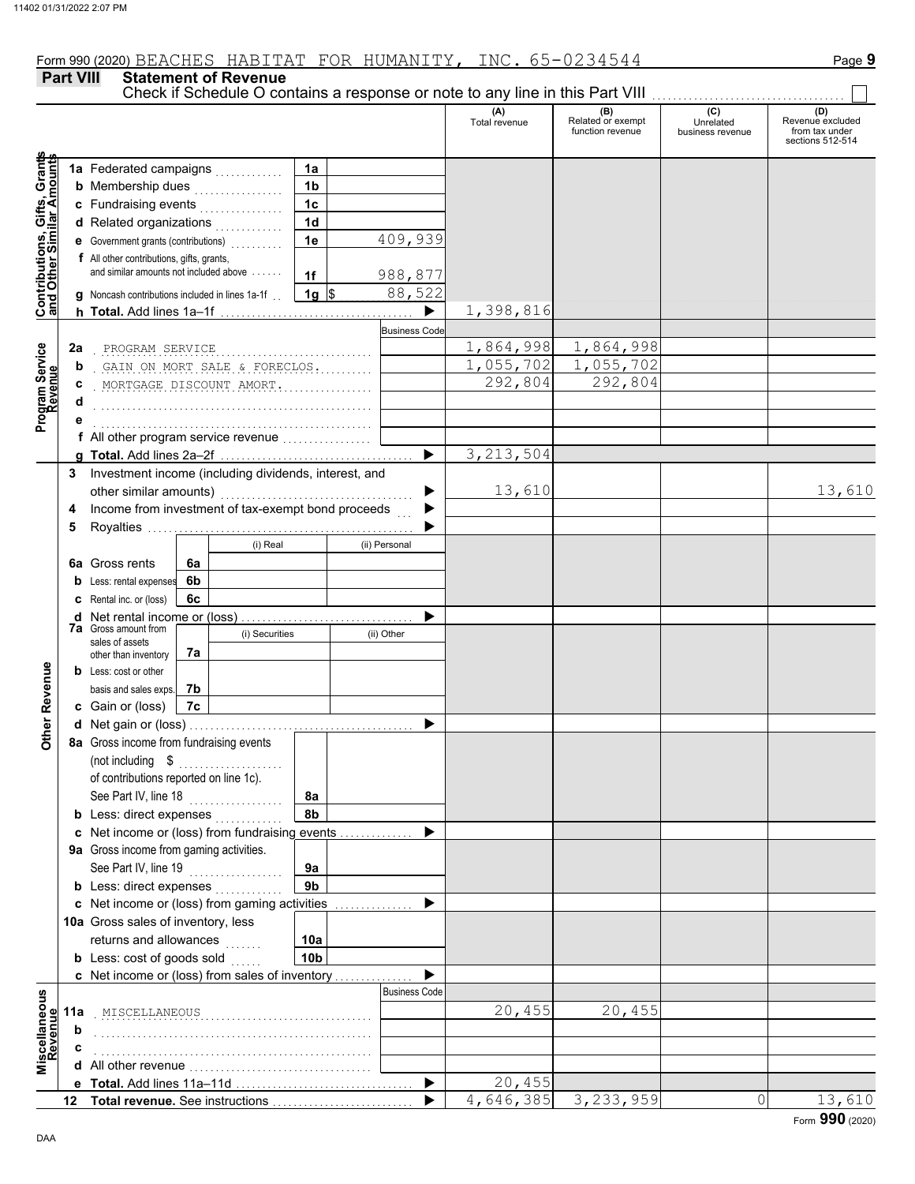Form 990 (2020) BEACHES HABITAT FOR HUMANITY, INC. 65-0234544

## Part VIII Statement of Revenue

Check if Schedule O contains a response or note to any line in this Part VIII ☐

| | | | (A) Total revenue | (B) Related or exempt function revenue | (C) Unrelated business revenue | (D) Revenue excluded from tax under sections 512-514 |
|---|---|---|---|---|---|---|
| **Contributions, Gifts, Grants and Other Similar Amounts** | | | | | | |
| 1a Federated campaigns | 1a | | | | | |
| b Membership dues | 1b | | | | | |
| c Fundraising events | 1c | | | | | |
| d Related organizations | 1d | | | | | |
| e Government grants (contributions) | 1e | 409,939 | | | | |
| f All other contributions, gifts, grants, and similar amounts not included above | 1f | 988,877 | | | | |
| g Noncash contributions included in lines 1a-1f | 1g | $ 88,522 | | | | |
| h **Total.** Add lines 1a–1f | | | 1,398,816 | | | |
| **Program Service Revenue** | | Business Code | | | | |
| 2a PROGRAM SERVICE | | | 1,864,998 | 1,864,998 | | |
| b GAIN ON MORT SALE & FORECLOS. | | | 1,055,702 | 1,055,702 | | |
| c MORTGAGE DISCOUNT AMORT. | | | 292,804 | 292,804 | | |
| d | | | | | | |
| e | | | | | | |
| f All other program service revenue | | | | | | |
| g **Total.** Add lines 2a–2f | | | 3,213,504 | | | |
| **Other Revenue** | | | | | | |
| 3 Investment income (including dividends, interest, and other similar amounts) | | | 13,610 | | | 13,610 |
| 4 Income from investment of tax-exempt bond proceeds | | | | | | |
| 5 Royalties | | | | | | |
| | (i) Real | (ii) Personal | | | | |
| 6a Gross rents 6a | | | | | | |
| b Less: rental expenses 6b | | | | | | |
| c Rental inc. or (loss) 6c | | | | | | |
| d Net rental income or (loss) | | | | | | |
| | (i) Securities | (ii) Other | | | | |
| 7a Gross amount from sales of assets other than inventory 7a | | | | | | |
| b Less: cost or other basis and sales exps. 7b | | | | | | |
| c Gain or (loss) 7c | | | | | | |
| d Net gain or (loss) | | | | | | |
| 8a Gross income from fundraising events (not including $ of contributions reported on line 1c). See Part IV, line 18 | 8a | | | | | |
| b Less: direct expenses | 8b | | | | | |
| c Net income or (loss) from fundraising events | | | | | | |
| 9a Gross income from gaming activities. See Part IV, line 19 | 9a | | | | | |
| b Less: direct expenses | 9b | | | | | |
| c Net income or (loss) from gaming activities | | | | | | |
| 10a Gross sales of inventory, less returns and allowances | 10a | | | | | |
| b Less: cost of goods sold | 10b | | | | | |
| c Net income or (loss) from sales of inventory | | | | | | |
| **Miscellaneous Revenue** | | Business Code | | | | |
| 11a MISCELLANEOUS | | | 20,455 | 20,455 | | |
| b | | | | | | |
| c | | | | | | |
| d All other revenue | | | | | | |
| e **Total.** Add lines 11a–11d | | | 20,455 | | | |
| 12 **Total revenue.** See instructions | | | 4,646,385 | 3,233,959 | 0 | 13,610 |

Form **990** (2020)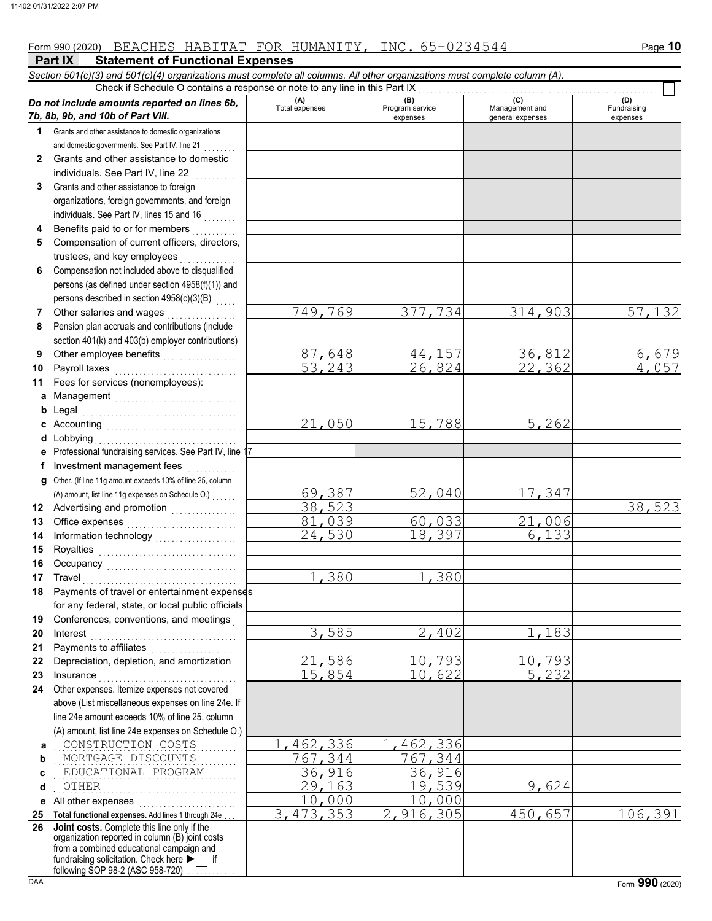Form 990 (2020) BEACHES HABITAT FOR HUMANITY, INC. 65-0234544 Page **10**

## Part IX Statement of Functional Expenses

*Section 501(c)(3) and 501(c)(4) organizations must complete all columns. All other organizations must complete column (A).*

Check if Schedule O contains a response or note to any line in this Part IX ☐

| *Do not include amounts reported on lines 6b, 7b, 8b, 9b, and 10b of Part VIII.* | (A) Total expenses | (B) Program service expenses | (C) Management and general expenses | (D) Fundraising expenses |
|---|---|---|---|---|
| **1** Grants and other assistance to domestic organizations and domestic governments. See Part IV, line 21 | | | | |
| **2** Grants and other assistance to domestic individuals. See Part IV, line 22 | | | | |
| **3** Grants and other assistance to foreign organizations, foreign governments, and foreign individuals. See Part IV, lines 15 and 16 | | | | |
| **4** Benefits paid to or for members | | | | |
| **5** Compensation of current officers, directors, trustees, and key employees | | | | |
| **6** Compensation not included above to disqualified persons (as defined under section 4958(f)(1)) and persons described in section 4958(c)(3)(B) | | | | |
| **7** Other salaries and wages | 749,769 | 377,734 | 314,903 | 57,132 |
| **8** Pension plan accruals and contributions (include section 401(k) and 403(b) employer contributions) | | | | |
| **9** Other employee benefits | 87,648 | 44,157 | 36,812 | 6,679 |
| **10** Payroll taxes | 53,243 | 26,824 | 22,362 | 4,057 |
| **11** Fees for services (nonemployees): | | | | |
| **a** Management | | | | |
| **b** Legal | | | | |
| **c** Accounting | 21,050 | 15,788 | 5,262 | |
| **d** Lobbying | | | | |
| **e** Professional fundraising services. See Part IV, line 17 | | | | |
| **f** Investment management fees | | | | |
| **g** Other. (If line 11g amount exceeds 10% of line 25, column (A) amount, list line 11g expenses on Schedule O.) | 69,387 | 52,040 | 17,347 | |
| **12** Advertising and promotion | 38,523 | | | 38,523 |
| **13** Office expenses | 81,039 | 60,033 | 21,006 | |
| **14** Information technology | 24,530 | 18,397 | 6,133 | |
| **15** Royalties | | | | |
| **16** Occupancy | | | | |
| **17** Travel | 1,380 | 1,380 | | |
| **18** Payments of travel or entertainment expenses for any federal, state, or local public officials | | | | |
| **19** Conferences, conventions, and meetings | | | | |
| **20** Interest | 3,585 | 2,402 | 1,183 | |
| **21** Payments to affiliates | | | | |
| **22** Depreciation, depletion, and amortization | 21,586 | 10,793 | 10,793 | |
| **23** Insurance | 15,854 | 10,622 | 5,232 | |
| **24** Other expenses. Itemize expenses not covered above (List miscellaneous expenses on line 24e. If line 24e amount exceeds 10% of line 25, column (A) amount, list line 24e expenses on Schedule O.) | | | | |
| **a** CONSTRUCTION COSTS | 1,462,336 | 1,462,336 | | |
| **b** MORTGAGE DISCOUNTS | 767,344 | 767,344 | | |
| **c** EDUCATIONAL PROGRAM | 36,916 | 36,916 | | |
| **d** OTHER | 29,163 | 19,539 | 9,624 | |
| **e** All other expenses | 10,000 | 10,000 | | |
| **25 Total functional expenses.** Add lines 1 through 24e | 3,473,353 | 2,916,305 | 450,657 | 106,391 |
| **26 Joint costs.** Complete this line only if the organization reported in column (B) joint costs from a combined educational campaign and fundraising solicitation. Check here ▶ ☐ if following SOP 98-2 (ASC 958-720) | | | | |

Form **990** (2020)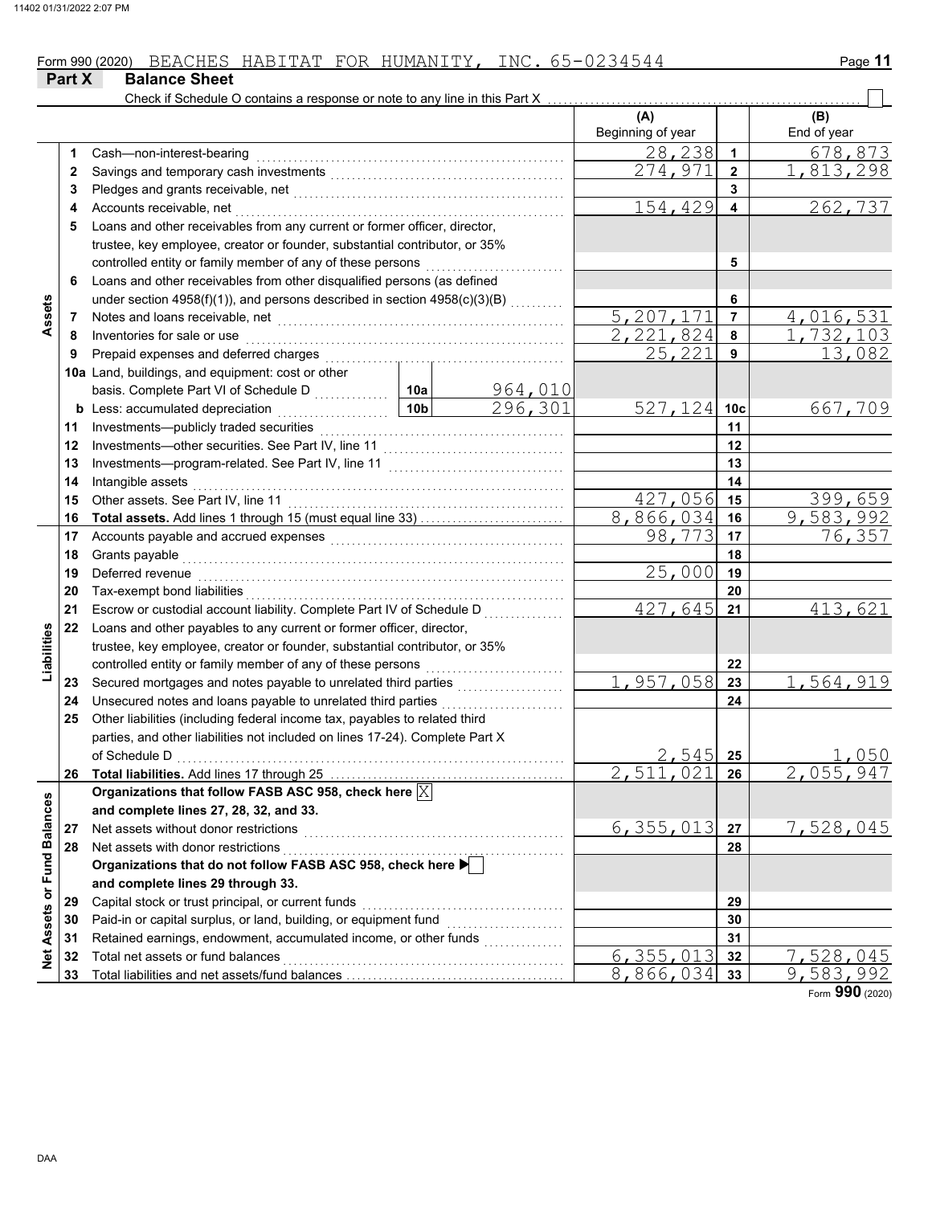Form 990 (2020) BEACHES HABITAT FOR HUMANITY, INC. 65-0234544

## Part X Balance Sheet

Check if Schedule O contains a response or note to any line in this Part X ☐

| | | | | | (A) Beginning of year | | (B) End of year |
|---|---|---|---|---|---|---|---|
| **Assets** | 1 | Cash—non-interest-bearing | | | 28,238 | 1 | 678,873 |
| | 2 | Savings and temporary cash investments | | | 274,971 | 2 | 1,813,298 |
| | 3 | Pledges and grants receivable, net | | | | 3 | |
| | 4 | Accounts receivable, net | | | 154,429 | 4 | 262,737 |
| | 5 | Loans and other receivables from any current or former officer, director, trustee, key employee, creator or founder, substantial contributor, or 35% controlled entity or family member of any of these persons | | | | 5 | |
| | 6 | Loans and other receivables from other disqualified persons (as defined under section 4958(f)(1)), and persons described in section 4958(c)(3)(B) | | | | 6 | |
| | 7 | Notes and loans receivable, net | | | 5,207,171 | 7 | 4,016,531 |
| | 8 | Inventories for sale or use | | | 2,221,824 | 8 | 1,732,103 |
| | 9 | Prepaid expenses and deferred charges | | | 25,221 | 9 | 13,082 |
| | 10a | Land, buildings, and equipment: cost or other basis. Complete Part VI of Schedule D | 10a | 964,010 | | | |
| | b | Less: accumulated depreciation | 10b | 296,301 | 527,124 | 10c | 667,709 |
| | 11 | Investments—publicly traded securities | | | | 11 | |
| | 12 | Investments—other securities. See Part IV, line 11 | | | | 12 | |
| | 13 | Investments—program-related. See Part IV, line 11 | | | | 13 | |
| | 14 | Intangible assets | | | | 14 | |
| | 15 | Other assets. See Part IV, line 11 | | | 427,056 | 15 | 399,659 |
| | 16 | **Total assets.** Add lines 1 through 15 (must equal line 33) | | | 8,866,034 | 16 | 9,583,992 |
| **Liabilities** | 17 | Accounts payable and accrued expenses | | | 98,773 | 17 | 76,357 |
| | 18 | Grants payable | | | | 18 | |
| | 19 | Deferred revenue | | | 25,000 | 19 | |
| | 20 | Tax-exempt bond liabilities | | | | 20 | |
| | 21 | Escrow or custodial account liability. Complete Part IV of Schedule D | | | 427,645 | 21 | 413,621 |
| | 22 | Loans and other payables to any current or former officer, director, trustee, key employee, creator or founder, substantial contributor, or 35% controlled entity or family member of any of these persons | | | | 22 | |
| | 23 | Secured mortgages and notes payable to unrelated third parties | | | 1,957,058 | 23 | 1,564,919 |
| | 24 | Unsecured notes and loans payable to unrelated third parties | | | | 24 | |
| | 25 | Other liabilities (including federal income tax, payables to related third parties, and other liabilities not included on lines 17-24). Complete Part X of Schedule D | | | 2,545 | 25 | 1,050 |
| | 26 | **Total liabilities.** Add lines 17 through 25 | | | 2,511,021 | 26 | 2,055,947 |
| **Net Assets or Fund Balances** | | **Organizations that follow FASB ASC 958, check here** ☒ **and complete lines 27, 28, 32, and 33.** | | | | | |
| | 27 | Net assets without donor restrictions | | | 6,355,013 | 27 | 7,528,045 |
| | 28 | Net assets with donor restrictions | | | | 28 | |
| | | **Organizations that do not follow FASB ASC 958, check here** ☐ **and complete lines 29 through 33.** | | | | | |
| | 29 | Capital stock or trust principal, or current funds | | | | 29 | |
| | 30 | Paid-in or capital surplus, or land, building, or equipment fund | | | | 30 | |
| | 31 | Retained earnings, endowment, accumulated income, or other funds | | | | 31 | |
| | 32 | Total net assets or fund balances | | | 6,355,013 | 32 | 7,528,045 |
| | 33 | Total liabilities and net assets/fund balances | | | 8,866,034 | 33 | 9,583,992 |

Form **990** (2020)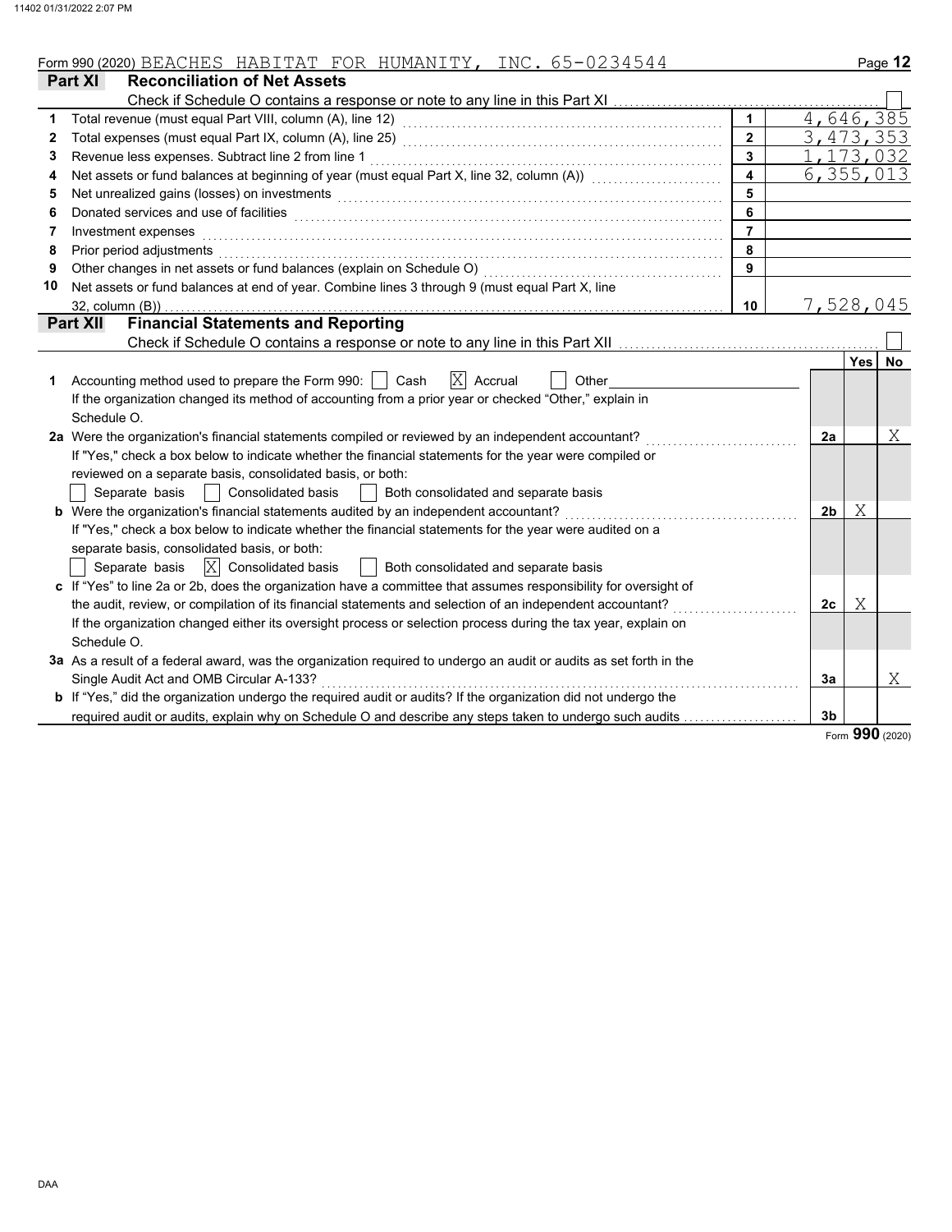Form 990 (2020) BEACHES HABITAT FOR HUMANITY, INC. 65-0234544

## Part XI Reconciliation of Net Assets

Check if Schedule O contains a response or note to any line in this Part XI ☐

| | | Line | Amount |
|---|---|---|---|
| 1 | Total revenue (must equal Part VIII, column (A), line 12) | 1 | 4,646,385 |
| 2 | Total expenses (must equal Part IX, column (A), line 25) | 2 | 3,473,353 |
| 3 | Revenue less expenses. Subtract line 2 from line 1 | 3 | 1,173,032 |
| 4 | Net assets or fund balances at beginning of year (must equal Part X, line 32, column (A)) | 4 | 6,355,013 |
| 5 | Net unrealized gains (losses) on investments | 5 | |
| 6 | Donated services and use of facilities | 6 | |
| 7 | Investment expenses | 7 | |
| 8 | Prior period adjustments | 8 | |
| 9 | Other changes in net assets or fund balances (explain on Schedule O) | 9 | |
| 10 | Net assets or fund balances at end of year. Combine lines 3 through 9 (must equal Part X, line 32, column (B)) | 10 | 7,528,045 |

## Part XII Financial Statements and Reporting

Check if Schedule O contains a response or note to any line in this Part XII ☐

| | | | Yes | No |
|---|---|---|---|---|
| 1 | Accounting method used to prepare the Form 990: ☐ Cash ☒ Accrual ☐ Other<br>If the organization changed its method of accounting from a prior year or checked "Other," explain in Schedule O. | | | |
| 2a | Were the organization's financial statements compiled or reviewed by an independent accountant?<br>If "Yes," check a box below to indicate whether the financial statements for the year were compiled or reviewed on a separate basis, consolidated basis, or both:<br>☐ Separate basis ☐ Consolidated basis ☐ Both consolidated and separate basis | 2a | | X |
| b | Were the organization's financial statements audited by an independent accountant?<br>If "Yes," check a box below to indicate whether the financial statements for the year were audited on a separate basis, consolidated basis, or both:<br>☐ Separate basis ☒ Consolidated basis ☐ Both consolidated and separate basis | 2b | X | |
| c | If "Yes" to line 2a or 2b, does the organization have a committee that assumes responsibility for oversight of the audit, review, or compilation of its financial statements and selection of an independent accountant?<br>If the organization changed either its oversight process or selection process during the tax year, explain on Schedule O. | 2c | X | |
| 3a | As a result of a federal award, was the organization required to undergo an audit or audits as set forth in the Single Audit Act and OMB Circular A-133? | 3a | | X |
| b | If "Yes," did the organization undergo the required audit or audits? If the organization did not undergo the required audit or audits, explain why on Schedule O and describe any steps taken to undergo such audits | 3b | | |

Form **990** (2020)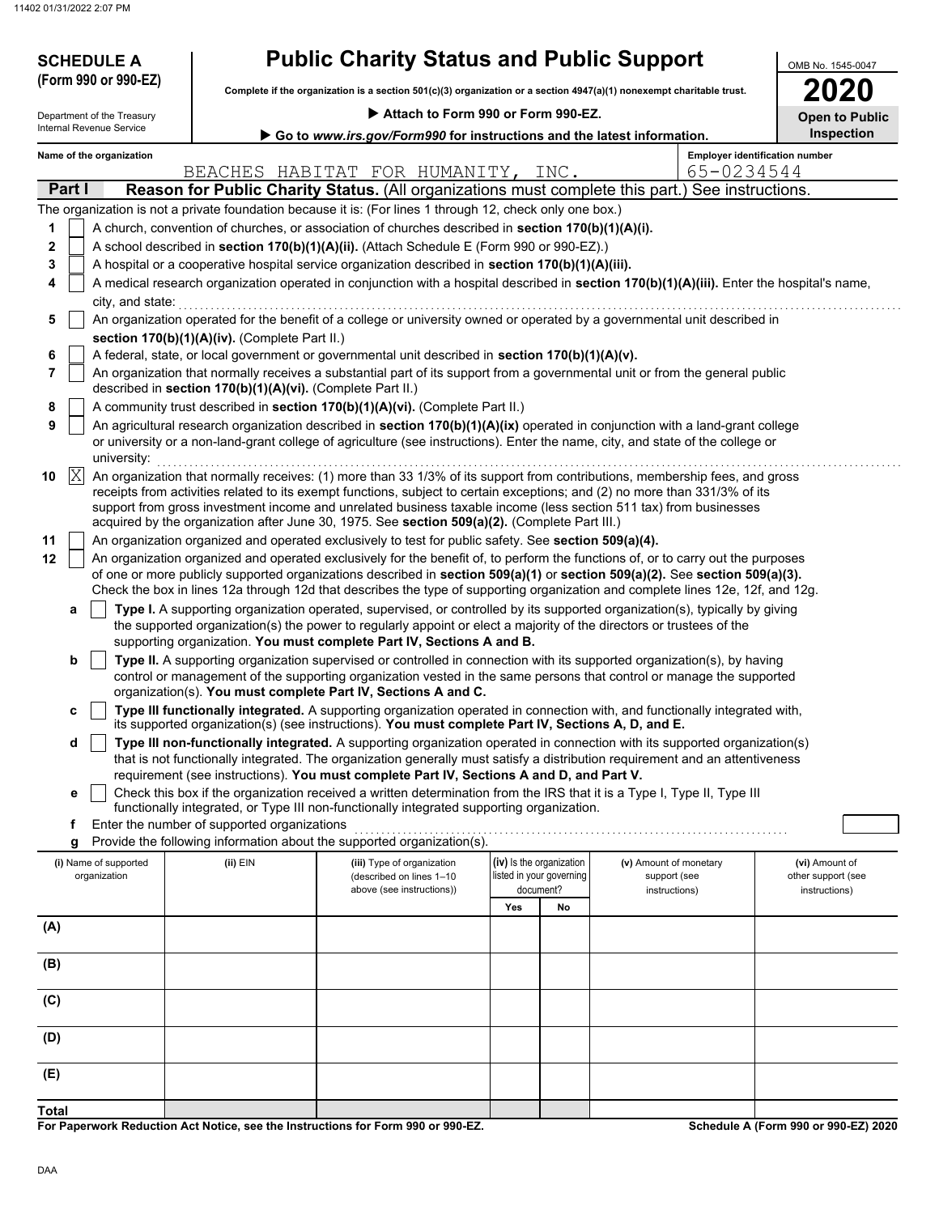**SCHEDULE A**
**(Form 990 or 990-EZ)**

Department of the Treasury
Internal Revenue Service

# Public Charity Status and Public Support

**Complete if the organization is a section 501(c)(3) organization or a section 4947(a)(1) nonexempt charitable trust.**

▶ **Attach to Form 990 or Form 990-EZ.**

▶ **Go to *www.irs.gov/Form990* for instructions and the latest information.**

OMB No. 1545-0047

**2020**

**Open to Public Inspection**

**Name of the organization**
BEACHES HABITAT FOR HUMANITY, INC.

**Employer identification number**
65-0234544

## Part I Reason for Public Charity Status. (All organizations must complete this part.) See instructions.

The organization is not a private foundation because it is: (For lines 1 through 12, check only one box.)

1 [ ] A church, convention of churches, or association of churches described in **section 170(b)(1)(A)(i).**

2 [ ] A school described in **section 170(b)(1)(A)(ii).** (Attach Schedule E (Form 990 or 990-EZ).)

3 [ ] A hospital or a cooperative hospital service organization described in **section 170(b)(1)(A)(iii).**

4 [ ] A medical research organization operated in conjunction with a hospital described in **section 170(b)(1)(A)(iii).** Enter the hospital's name, city, and state:

5 [ ] An organization operated for the benefit of a college or university owned or operated by a governmental unit described in **section 170(b)(1)(A)(iv).** (Complete Part II.)

6 [ ] A federal, state, or local government or governmental unit described in **section 170(b)(1)(A)(v).**

7 [ ] An organization that normally receives a substantial part of its support from a governmental unit or from the general public described in **section 170(b)(1)(A)(vi).** (Complete Part II.)

8 [ ] A community trust described in **section 170(b)(1)(A)(vi).** (Complete Part II.)

9 [ ] An agricultural research organization described in **section 170(b)(1)(A)(ix)** operated in conjunction with a land-grant college or university or a non-land-grant college of agriculture (see instructions). Enter the name, city, and state of the college or university:

10 [X] An organization that normally receives: (1) more than 33 1/3% of its support from contributions, membership fees, and gross receipts from activities related to its exempt functions, subject to certain exceptions; and (2) no more than 331/3% of its support from gross investment income and unrelated business taxable income (less section 511 tax) from businesses acquired by the organization after June 30, 1975. See **section 509(a)(2).** (Complete Part III.)

11 [ ] An organization organized and operated exclusively to test for public safety. See **section 509(a)(4).**

12 [ ] An organization organized and operated exclusively for the benefit of, to perform the functions of, or to carry out the purposes of one or more publicly supported organizations described in **section 509(a)(1)** or **section 509(a)(2).** See **section 509(a)(3).** Check the box in lines 12a through 12d that describes the type of supporting organization and complete lines 12e, 12f, and 12g.

a [ ] **Type I.** A supporting organization operated, supervised, or controlled by its supported organization(s), typically by giving the supported organization(s) the power to regularly appoint or elect a majority of the directors or trustees of the supporting organization. **You must complete Part IV, Sections A and B.**

b [ ] **Type II.** A supporting organization supervised or controlled in connection with its supported organization(s), by having control or management of the supporting organization vested in the same persons that control or manage the supported organization(s). **You must complete Part IV, Sections A and C.**

c [ ] **Type III functionally integrated.** A supporting organization operated in connection with, and functionally integrated with, its supported organization(s) (see instructions). **You must complete Part IV, Sections A, D, and E.**

d [ ] **Type III non-functionally integrated.** A supporting organization operated in connection with its supported organization(s) that is not functionally integrated. The organization generally must satisfy a distribution requirement and an attentiveness requirement (see instructions). **You must complete Part IV, Sections A and D, and Part V.**

e [ ] Check this box if the organization received a written determination from the IRS that it is a Type I, Type II, Type III functionally integrated, or Type III non-functionally integrated supporting organization.

f Enter the number of supported organizations

g Provide the following information about the supported organization(s).

| (i) Name of supported organization | (ii) EIN | (iii) Type of organization (described on lines 1–10 above (see instructions)) | (iv) Is the organization listed in your governing document? Yes | No | (v) Amount of monetary support (see instructions) | (vi) Amount of other support (see instructions) |
|---|---|---|---|---|---|---|
| (A) | | | | | | |
| (B) | | | | | | |
| (C) | | | | | | |
| (D) | | | | | | |
| (E) | | | | | | |
| **Total** | | | | | | |

**For Paperwork Reduction Act Notice, see the Instructions for Form 990 or 990-EZ.**

**Schedule A (Form 990 or 990-EZ) 2020**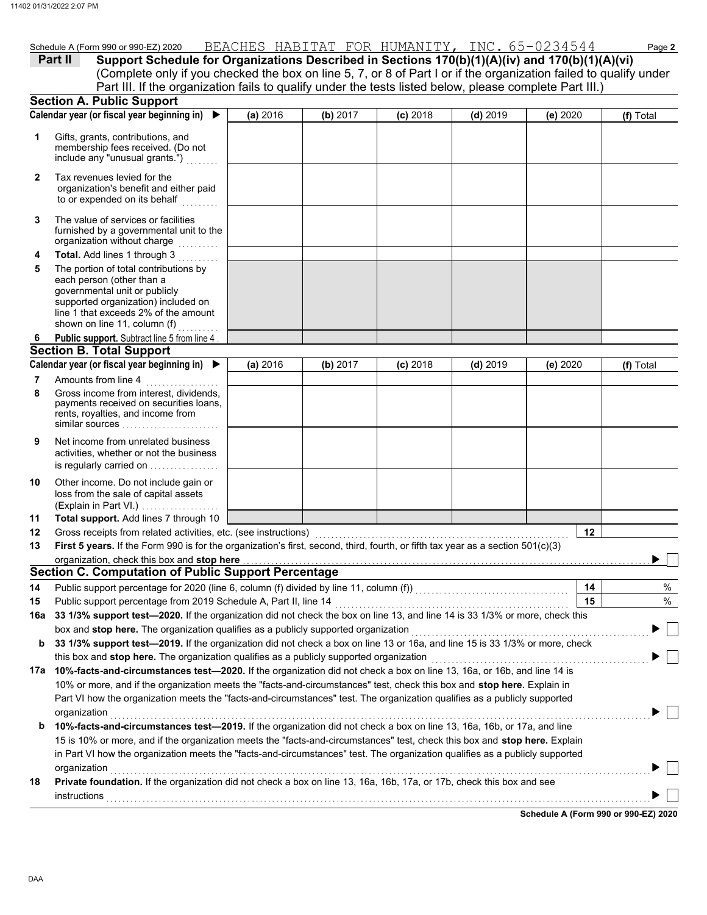Schedule A (Form 990 or 990-EZ) 2020 BEACHES HABITAT FOR HUMANITY, INC. 65-0234544

**Part II** **Support Schedule for Organizations Described in Sections 170(b)(1)(A)(iv) and 170(b)(1)(A)(vi)**
(Complete only if you checked the box on line 5, 7, or 8 of Part I or if the organization failed to qualify under Part III. If the organization fails to qualify under the tests listed below, please complete Part III.)

## Section A. Public Support

| Calendar year (or fiscal year beginning in) ▶ | (a) 2016 | (b) 2017 | (c) 2018 | (d) 2019 | (e) 2020 | (f) Total |
|---|---|---|---|---|---|---|
| **1** Gifts, grants, contributions, and membership fees received. (Do not include any "unusual grants.") | | | | | | |
| **2** Tax revenues levied for the organization's benefit and either paid to or expended on its behalf | | | | | | |
| **3** The value of services or facilities furnished by a governmental unit to the organization without charge | | | | | | |
| **4** **Total.** Add lines 1 through 3 | | | | | | |
| **5** The portion of total contributions by each person (other than a governmental unit or publicly supported organization) included on line 1 that exceeds 2% of the amount shown on line 11, column (f) | | | | | | |
| **6** **Public support.** Subtract line 5 from line 4 | | | | | | |

## Section B. Total Support

| Calendar year (or fiscal year beginning in) ▶ | (a) 2016 | (b) 2017 | (c) 2018 | (d) 2019 | (e) 2020 | (f) Total |
|---|---|---|---|---|---|---|
| **7** Amounts from line 4 | | | | | | |
| **8** Gross income from interest, dividends, payments received on securities loans, rents, royalties, and income from similar sources | | | | | | |
| **9** Net income from unrelated business activities, whether or not the business is regularly carried on | | | | | | |
| **10** Other income. Do not include gain or loss from the sale of capital assets (Explain in Part VI.) | | | | | | |
| **11** **Total support.** Add lines 7 through 10 | | | | | | |

**12** Gross receipts from related activities, etc. (see instructions) | **12** |

**13** **First 5 years.** If the Form 990 is for the organization's first, second, third, fourth, or fifth tax year as a section 501(c)(3) organization, check this box and **stop here** ▶ ☐

## Section C. Computation of Public Support Percentage

**14** Public support percentage for 2020 (line 6, column (f) divided by line 11, column (f)) | **14** | %

**15** Public support percentage from 2019 Schedule A, Part II, line 14 | **15** | %

**16a** **33 1/3% support test—2020.** If the organization did not check the box on line 13, and line 14 is 33 1/3% or more, check this box and **stop here.** The organization qualifies as a publicly supported organization ▶ ☐

**b** **33 1/3% support test—2019.** If the organization did not check a box on line 13 or 16a, and line 15 is 33 1/3% or more, check this box and **stop here.** The organization qualifies as a publicly supported organization ▶ ☐

**17a** **10%-facts-and-circumstances test—2020.** If the organization did not check a box on line 13, 16a, or 16b, and line 14 is 10% or more, and if the organization meets the "facts-and-circumstances" test, check this box and **stop here.** Explain in Part VI how the organization meets the "facts-and-circumstances" test. The organization qualifies as a publicly supported organization ▶ ☐

**b** **10%-facts-and-circumstances test—2019.** If the organization did not check a box on line 13, 16a, 16b, or 17a, and line 15 is 10% or more, and if the organization meets the "facts-and-circumstances" test, check this box and **stop here.** Explain in Part VI how the organization meets the "facts-and-circumstances" test. The organization qualifies as a publicly supported organization ▶ ☐

**18** **Private foundation.** If the organization did not check a box on line 13, 16a, 16b, 17a, or 17b, check this box and see instructions ▶ ☐

**Schedule A (Form 990 or 990-EZ) 2020**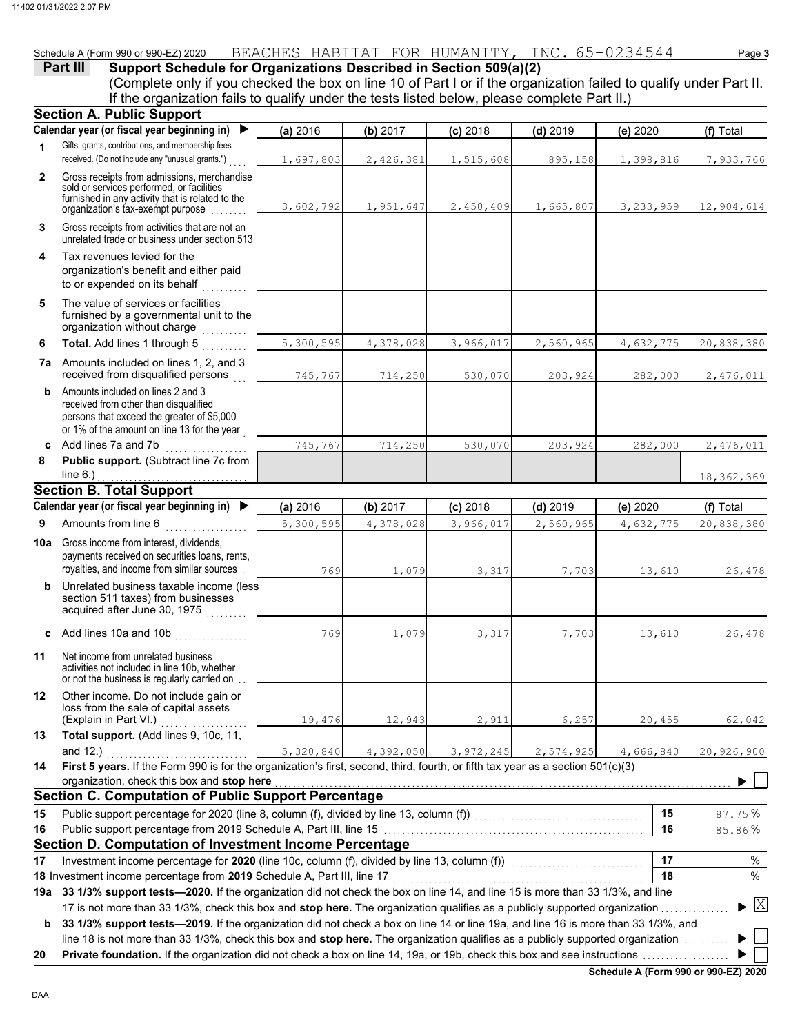Schedule A (Form 990 or 990-EZ) 2020 BEACHES HABITAT FOR HUMANITY, INC. 65-0234544 Page **3**

## Part III Support Schedule for Organizations Described in Section 509(a)(2)

(Complete only if you checked the box on line 10 of Part I or if the organization failed to qualify under Part II. If the organization fails to qualify under the tests listed below, please complete Part II.)

### Section A. Public Support

| | Calendar year (or fiscal year beginning in) ▶ | (a) 2016 | (b) 2017 | (c) 2018 | (d) 2019 | (e) 2020 | (f) Total |
|---|---|---|---|---|---|---|---|
| **1** | Gifts, grants, contributions, and membership fees received. (Do not include any "unusual grants.") | 1,697,803 | 2,426,381 | 1,515,608 | 895,158 | 1,398,816 | 7,933,766 |
| **2** | Gross receipts from admissions, merchandise sold or services performed, or facilities furnished in any activity that is related to the organization's tax-exempt purpose | 3,602,792 | 1,951,647 | 2,450,409 | 1,665,807 | 3,233,959 | 12,904,614 |
| **3** | Gross receipts from activities that are not an unrelated trade or business under section 513 | | | | | | |
| **4** | Tax revenues levied for the organization's benefit and either paid to or expended on its behalf | | | | | | |
| **5** | The value of services or facilities furnished by a governmental unit to the organization without charge | | | | | | |
| **6** | **Total.** Add lines 1 through 5 | 5,300,595 | 4,378,028 | 3,966,017 | 2,560,965 | 4,632,775 | 20,838,380 |
| **7a** | Amounts included on lines 1, 2, and 3 received from disqualified persons | 745,767 | 714,250 | 530,070 | 203,924 | 282,000 | 2,476,011 |
| **b** | Amounts included on lines 2 and 3 received from other than disqualified persons that exceed the greater of $5,000 or 1% of the amount on line 13 for the year | | | | | | |
| **c** | Add lines 7a and 7b | 745,767 | 714,250 | 530,070 | 203,924 | 282,000 | 2,476,011 |
| **8** | **Public support.** (Subtract line 7c from line 6.) | | | | | | 18,362,369 |

### Section B. Total Support

| | Calendar year (or fiscal year beginning in) ▶ | (a) 2016 | (b) 2017 | (c) 2018 | (d) 2019 | (e) 2020 | (f) Total |
|---|---|---|---|---|---|---|---|
| **9** | Amounts from line 6 | 5,300,595 | 4,378,028 | 3,966,017 | 2,560,965 | 4,632,775 | 20,838,380 |
| **10a** | Gross income from interest, dividends, payments received on securities loans, rents, royalties, and income from similar sources | 769 | 1,079 | 3,317 | 7,703 | 13,610 | 26,478 |
| **b** | Unrelated business taxable income (less section 511 taxes) from businesses acquired after June 30, 1975 | | | | | | |
| **c** | Add lines 10a and 10b | 769 | 1,079 | 3,317 | 7,703 | 13,610 | 26,478 |
| **11** | Net income from unrelated business activities not included in line 10b, whether or not the business is regularly carried on | | | | | | |
| **12** | Other income. Do not include gain or loss from the sale of capital assets (Explain in Part VI.) | 19,476 | 12,943 | 2,911 | 6,257 | 20,455 | 62,042 |
| **13** | **Total support.** (Add lines 9, 10c, 11, and 12.) | 5,320,840 | 4,392,050 | 3,972,245 | 2,574,925 | 4,666,840 | 20,926,900 |

**14** **First 5 years.** If the Form 990 is for the organization's first, second, third, fourth, or fifth tax year as a section 501(c)(3) organization, check this box and **stop here** ▶ ☐

### Section C. Computation of Public Support Percentage

| | | | |
|---|---|---|---|
| **15** | Public support percentage for 2020 (line 8, column (f), divided by line 13, column (f)) | **15** | 87.75 % |
| **16** | Public support percentage from 2019 Schedule A, Part III, line 15 | **16** | 85.86 % |

### Section D. Computation of Investment Income Percentage

| | | | |
|---|---|---|---|
| **17** | Investment income percentage for **2020** (line 10c, column (f), divided by line 13, column (f)) | **17** | % |
| **18** | Investment income percentage from **2019** Schedule A, Part III, line 17 | **18** | % |

**19a** **33 1/3% support tests—2020.** If the organization did not check the box on line 14, and line 15 is more than 33 1/3%, and line 17 is not more than 33 1/3%, check this box and **stop here.** The organization qualifies as a publicly supported organization ▶ ☒

**b** **33 1/3% support tests—2019.** If the organization did not check a box on line 14 or line 19a, and line 16 is more than 33 1/3%, and line 18 is not more than 33 1/3%, check this box and **stop here.** The organization qualifies as a publicly supported organization ▶ ☐

**20** **Private foundation.** If the organization did not check a box on line 14, 19a, or 19b, check this box and see instructions ▶ ☐

**Schedule A (Form 990 or 990-EZ) 2020**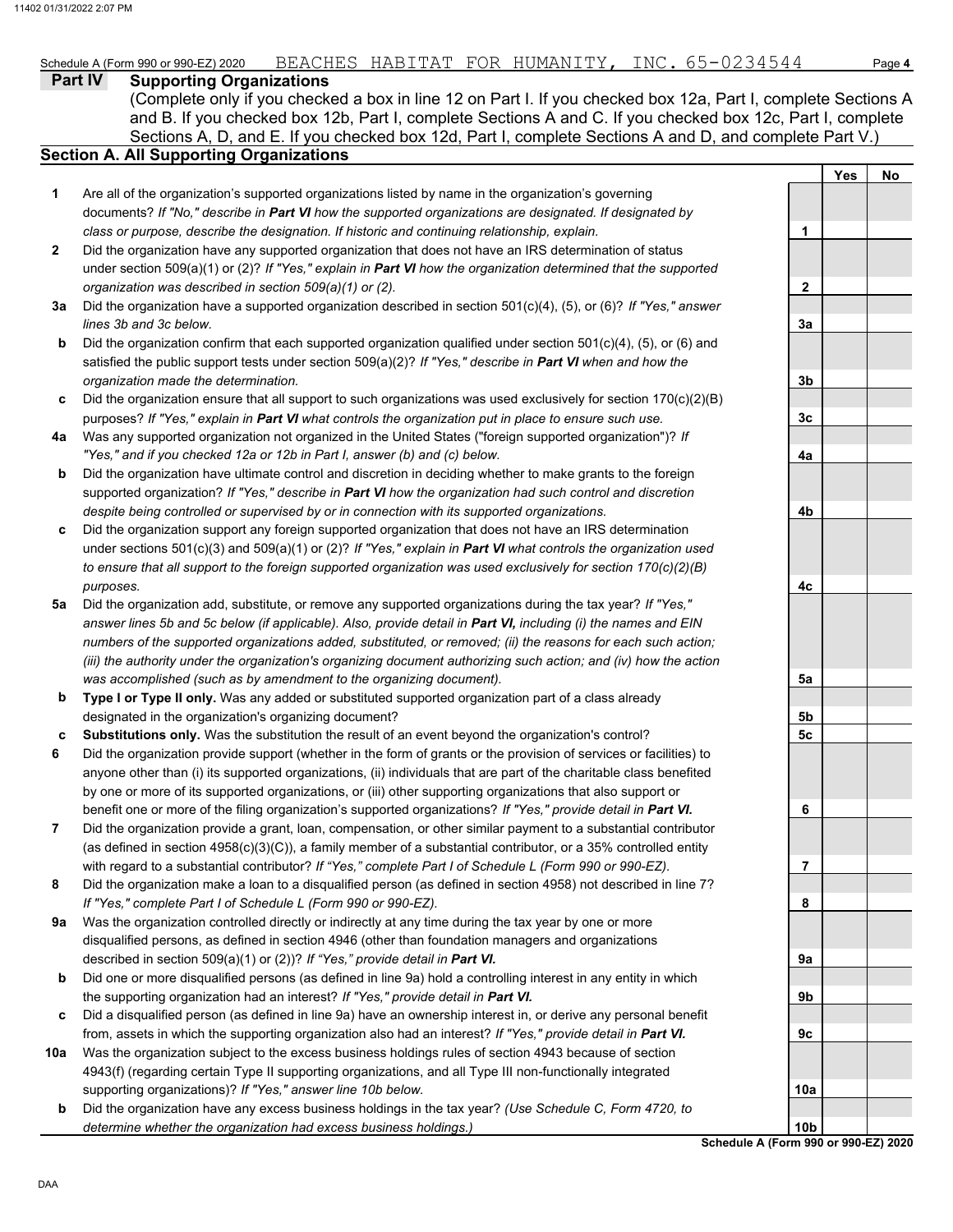Schedule A (Form 990 or 990-EZ) 2020 BEACHES HABITAT FOR HUMANITY, INC. 65-0234544 Page **4**

## Part IV Supporting Organizations

(Complete only if you checked a box in line 12 on Part I. If you checked box 12a, Part I, complete Sections A and B. If you checked box 12b, Part I, complete Sections A and C. If you checked box 12c, Part I, complete Sections A, D, and E. If you checked box 12d, Part I, complete Sections A and D, and complete Part V.)

### Section A. All Supporting Organizations

| | | | Yes | No |
|---|---|---|---|---|
| **1** | Are all of the organization's supported organizations listed by name in the organization's governing documents? *If "No," describe in **Part VI** how the supported organizations are designated. If designated by class or purpose, describe the designation. If historic and continuing relationship, explain.* | **1** | | |
| **2** | Did the organization have any supported organization that does not have an IRS determination of status under section 509(a)(1) or (2)? *If "Yes," explain in **Part VI** how the organization determined that the supported organization was described in section 509(a)(1) or (2).* | **2** | | |
| **3a** | Did the organization have a supported organization described in section 501(c)(4), (5), or (6)? *If "Yes," answer lines 3b and 3c below.* | **3a** | | |
| **b** | Did the organization confirm that each supported organization qualified under section 501(c)(4), (5), or (6) and satisfied the public support tests under section 509(a)(2)? *If "Yes," describe in **Part VI** when and how the organization made the determination.* | **3b** | | |
| **c** | Did the organization ensure that all support to such organizations was used exclusively for section 170(c)(2)(B) purposes? *If "Yes," explain in **Part VI** what controls the organization put in place to ensure such use.* | **3c** | | |
| **4a** | Was any supported organization not organized in the United States ("foreign supported organization")? *If "Yes," and if you checked 12a or 12b in Part I, answer (b) and (c) below.* | **4a** | | |
| **b** | Did the organization have ultimate control and discretion in deciding whether to make grants to the foreign supported organization? *If "Yes," describe in **Part VI** how the organization had such control and discretion despite being controlled or supervised by or in connection with its supported organizations.* | **4b** | | |
| **c** | Did the organization support any foreign supported organization that does not have an IRS determination under sections 501(c)(3) and 509(a)(1) or (2)? *If "Yes," explain in **Part VI** what controls the organization used to ensure that all support to the foreign supported organization was used exclusively for section 170(c)(2)(B) purposes.* | **4c** | | |
| **5a** | Did the organization add, substitute, or remove any supported organizations during the tax year? *If "Yes," answer lines 5b and 5c below (if applicable). Also, provide detail in **Part VI,** including (i) the names and EIN numbers of the supported organizations added, substituted, or removed; (ii) the reasons for each such action; (iii) the authority under the organization's organizing document authorizing such action; and (iv) how the action was accomplished (such as by amendment to the organizing document).* | **5a** | | |
| **b** | **Type I or Type II only.** Was any added or substituted supported organization part of a class already designated in the organization's organizing document? | **5b** | | |
| **c** | **Substitutions only.** Was the substitution the result of an event beyond the organization's control? | **5c** | | |
| **6** | Did the organization provide support (whether in the form of grants or the provision of services or facilities) to anyone other than (i) its supported organizations, (ii) individuals that are part of the charitable class benefited by one or more of its supported organizations, or (iii) other supporting organizations that also support or benefit one or more of the filing organization's supported organizations? *If "Yes," provide detail in **Part VI.*** | **6** | | |
| **7** | Did the organization provide a grant, loan, compensation, or other similar payment to a substantial contributor (as defined in section 4958(c)(3)(C)), a family member of a substantial contributor, or a 35% controlled entity with regard to a substantial contributor? *If "Yes," complete Part I of Schedule L (Form 990 or 990-EZ).* | **7** | | |
| **8** | Did the organization make a loan to a disqualified person (as defined in section 4958) not described in line 7? *If "Yes," complete Part I of Schedule L (Form 990 or 990-EZ).* | **8** | | |
| **9a** | Was the organization controlled directly or indirectly at any time during the tax year by one or more disqualified persons, as defined in section 4946 (other than foundation managers and organizations described in section 509(a)(1) or (2))? *If "Yes," provide detail in **Part VI.*** | **9a** | | |
| **b** | Did one or more disqualified persons (as defined in line 9a) hold a controlling interest in any entity in which the supporting organization had an interest? *If "Yes," provide detail in **Part VI.*** | **9b** | | |
| **c** | Did a disqualified person (as defined in line 9a) have an ownership interest in, or derive any personal benefit from, assets in which the supporting organization also had an interest? *If "Yes," provide detail in **Part VI.*** | **9c** | | |
| **10a** | Was the organization subject to the excess business holdings rules of section 4943 because of section 4943(f) (regarding certain Type II supporting organizations, and all Type III non-functionally integrated supporting organizations)? *If "Yes," answer line 10b below.* | **10a** | | |
| **b** | Did the organization have any excess business holdings in the tax year? *(Use Schedule C, Form 4720, to determine whether the organization had excess business holdings.)* | **10b** | | |

**Schedule A (Form 990 or 990-EZ) 2020**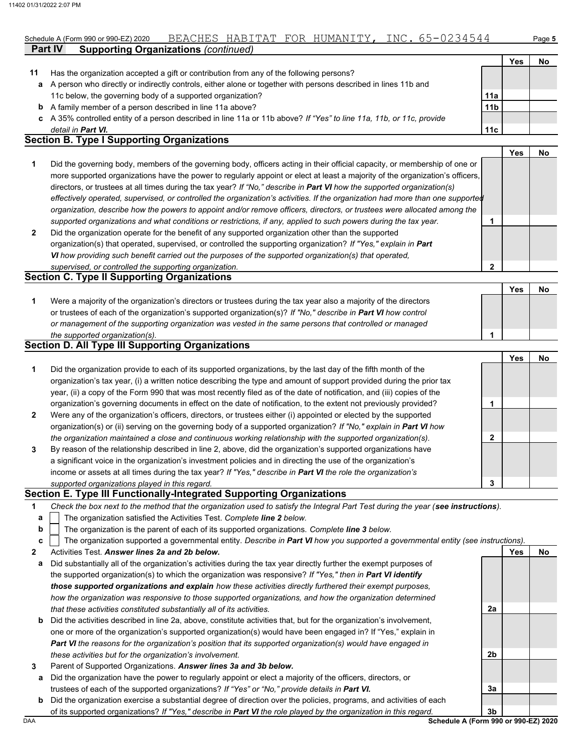Schedule A (Form 990 or 990-EZ) 2020 BEACHES HABITAT FOR HUMANITY, INC. 65-0234544

## Part IV Supporting Organizations *(continued)*

| | | | Yes | No |
|---|---|---|---|---|
| **11** | Has the organization accepted a gift or contribution from any of the following persons? | | | |
| **a** | A person who directly or indirectly controls, either alone or together with persons described in lines 11b and 11c below, the governing body of a supported organization? | **11a** | | |
| **b** | A family member of a person described in line 11a above? | **11b** | | |
| **c** | A 35% controlled entity of a person described in line 11a or 11b above? *If "Yes" to line 11a, 11b, or 11c, provide detail in* ***Part VI.*** | **11c** | | |

### Section B. Type I Supporting Organizations

| | | | Yes | No |
|---|---|---|---|---|
| **1** | Did the governing body, members of the governing body, officers acting in their official capacity, or membership of one or more supported organizations have the power to regularly appoint or elect at least a majority of the organization's officers, directors, or trustees at all times during the tax year? *If "No," describe in* ***Part VI*** *how the supported organization(s) effectively operated, supervised, or controlled the organization's activities. If the organization had more than one supported organization, describe how the powers to appoint and/or remove officers, directors, or trustees were allocated among the supported organizations and what conditions or restrictions, if any, applied to such powers during the tax year.* | **1** | | |
| **2** | Did the organization operate for the benefit of any supported organization other than the supported organization(s) that operated, supervised, or controlled the supporting organization? *If "Yes," explain in* ***Part VI*** *how providing such benefit carried out the purposes of the supported organization(s) that operated, supervised, or controlled the supporting organization.* | **2** | | |

### Section C. Type II Supporting Organizations

| | | | Yes | No |
|---|---|---|---|---|
| **1** | Were a majority of the organization's directors or trustees during the tax year also a majority of the directors or trustees of each of the organization's supported organization(s)? *If "No," describe in* ***Part VI*** *how control or management of the supporting organization was vested in the same persons that controlled or managed the supported organization(s).* | **1** | | |

### Section D. All Type III Supporting Organizations

| | | | Yes | No |
|---|---|---|---|---|
| **1** | Did the organization provide to each of its supported organizations, by the last day of the fifth month of the organization's tax year, (i) a written notice describing the type and amount of support provided during the prior tax year, (ii) a copy of the Form 990 that was most recently filed as of the date of notification, and (iii) copies of the organization's governing documents in effect on the date of notification, to the extent not previously provided? | **1** | | |
| **2** | Were any of the organization's officers, directors, or trustees either (i) appointed or elected by the supported organization(s) or (ii) serving on the governing body of a supported organization? *If "No," explain in* ***Part VI*** *how the organization maintained a close and continuous working relationship with the supported organization(s).* | **2** | | |
| **3** | By reason of the relationship described in line 2, above, did the organization's supported organizations have a significant voice in the organization's investment policies and in directing the use of the organization's income or assets at all times during the tax year? *If "Yes," describe in* ***Part VI*** *the role the organization's supported organizations played in this regard.* | **3** | | |

### Section E. Type III Functionally-Integrated Supporting Organizations

**1** *Check the box next to the method that the organization used to satisfy the Integral Part Test during the year (**see instructions**).*

- **a** ☐ The organization satisfied the Activities Test. *Complete* ***line 2*** *below.*
- **b** ☐ The organization is the parent of each of its supported organizations. *Complete* ***line 3*** *below.*
- **c** ☐ The organization supported a governmental entity. *Describe in* ***Part VI*** *how you supported a governmental entity (see instructions).*

| | | | Yes | No |
|---|---|---|---|---|
| **2** | Activities Test. ***Answer lines 2a and 2b below.*** | | | |
| **a** | Did substantially all of the organization's activities during the tax year directly further the exempt purposes of the supported organization(s) to which the organization was responsive? *If "Yes," then in* ***Part VI identify those supported organizations and explain*** *how these activities directly furthered their exempt purposes, how the organization was responsive to those supported organizations, and how the organization determined that these activities constituted substantially all of its activities.* | **2a** | | |
| **b** | Did the activities described in line 2a, above, constitute activities that, but for the organization's involvement, one or more of the organization's supported organization(s) would have been engaged in? If "Yes," explain in ***Part VI*** *the reasons for the organization's position that its supported organization(s) would have engaged in these activities but for the organization's involvement.* | **2b** | | |
| **3** | Parent of Supported Organizations. ***Answer lines 3a and 3b below.*** | | | |
| **a** | Did the organization have the power to regularly appoint or elect a majority of the officers, directors, or trustees of each of the supported organizations? *If "Yes" or "No," provide details in* ***Part VI.*** | **3a** | | |
| **b** | Did the organization exercise a substantial degree of direction over the policies, programs, and activities of each of its supported organizations? *If "Yes," describe in* ***Part VI*** *the role played by the organization in this regard.* | **3b** | | |

DAA **Schedule A (Form 990 or 990-EZ) 2020**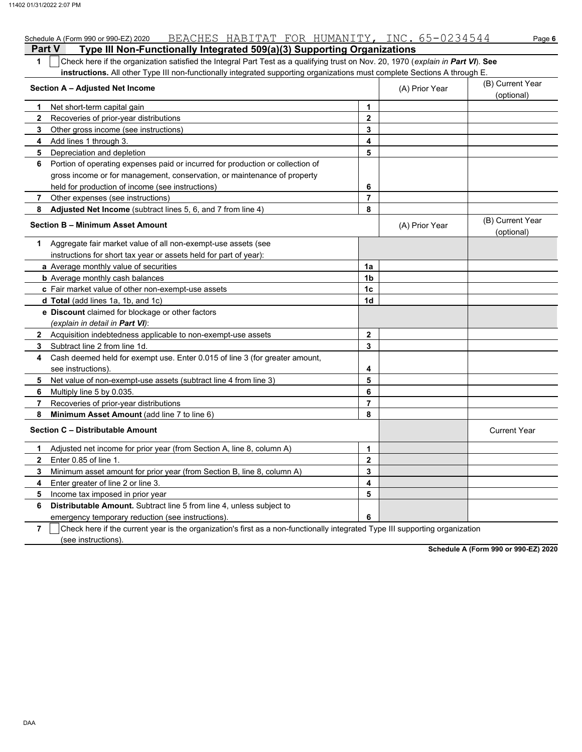Schedule A (Form 990 or 990-EZ) 2020 BEACHES HABITAT FOR HUMANITY, INC. 65-0234544

## Part V Type III Non-Functionally Integrated 509(a)(3) Supporting Organizations

**1** ☐ Check here if the organization satisfied the Integral Part Test as a qualifying trust on Nov. 20, 1970 (*explain in **Part VI***). **See instructions.** All other Type III non-functionally integrated supporting organizations must complete Sections A through E.

| Section A – Adjusted Net Income | | (A) Prior Year | (B) Current Year (optional) |
|---|---|---|---|
| **1** Net short-term capital gain | 1 | | |
| **2** Recoveries of prior-year distributions | 2 | | |
| **3** Other gross income (see instructions) | 3 | | |
| **4** Add lines 1 through 3. | 4 | | |
| **5** Depreciation and depletion | 5 | | |
| **6** Portion of operating expenses paid or incurred for production or collection of gross income or for management, conservation, or maintenance of property held for production of income (see instructions) | 6 | | |
| **7** Other expenses (see instructions) | 7 | | |
| **8** **Adjusted Net Income** (subtract lines 5, 6, and 7 from line 4) | 8 | | |

| Section B – Minimum Asset Amount | | (A) Prior Year | (B) Current Year (optional) |
|---|---|---|---|
| **1** Aggregate fair market value of all non-exempt-use assets (see instructions for short tax year or assets held for part of year): | | | |
| **a** Average monthly value of securities | 1a | | |
| **b** Average monthly cash balances | 1b | | |
| **c** Fair market value of other non-exempt-use assets | 1c | | |
| **d** **Total** (add lines 1a, 1b, and 1c) | 1d | | |
| **e** **Discount** claimed for blockage or other factors (*explain in detail in **Part VI***): | | | |
| **2** Acquisition indebtedness applicable to non-exempt-use assets | 2 | | |
| **3** Subtract line 2 from line 1d. | 3 | | |
| **4** Cash deemed held for exempt use. Enter 0.015 of line 3 (for greater amount, see instructions). | 4 | | |
| **5** Net value of non-exempt-use assets (subtract line 4 from line 3) | 5 | | |
| **6** Multiply line 5 by 0.035. | 6 | | |
| **7** Recoveries of prior-year distributions | 7 | | |
| **8** **Minimum Asset Amount** (add line 7 to line 6) | 8 | | |

| Section C – Distributable Amount | | | Current Year |
|---|---|---|---|
| **1** Adjusted net income for prior year (from Section A, line 8, column A) | 1 | | |
| **2** Enter 0.85 of line 1. | 2 | | |
| **3** Minimum asset amount for prior year (from Section B, line 8, column A) | 3 | | |
| **4** Enter greater of line 2 or line 3. | 4 | | |
| **5** Income tax imposed in prior year | 5 | | |
| **6** **Distributable Amount.** Subtract line 5 from line 4, unless subject to emergency temporary reduction (see instructions). | 6 | | |

**7** ☐ Check here if the current year is the organization's first as a non-functionally integrated Type III supporting organization (see instructions).

**Schedule A (Form 990 or 990-EZ) 2020**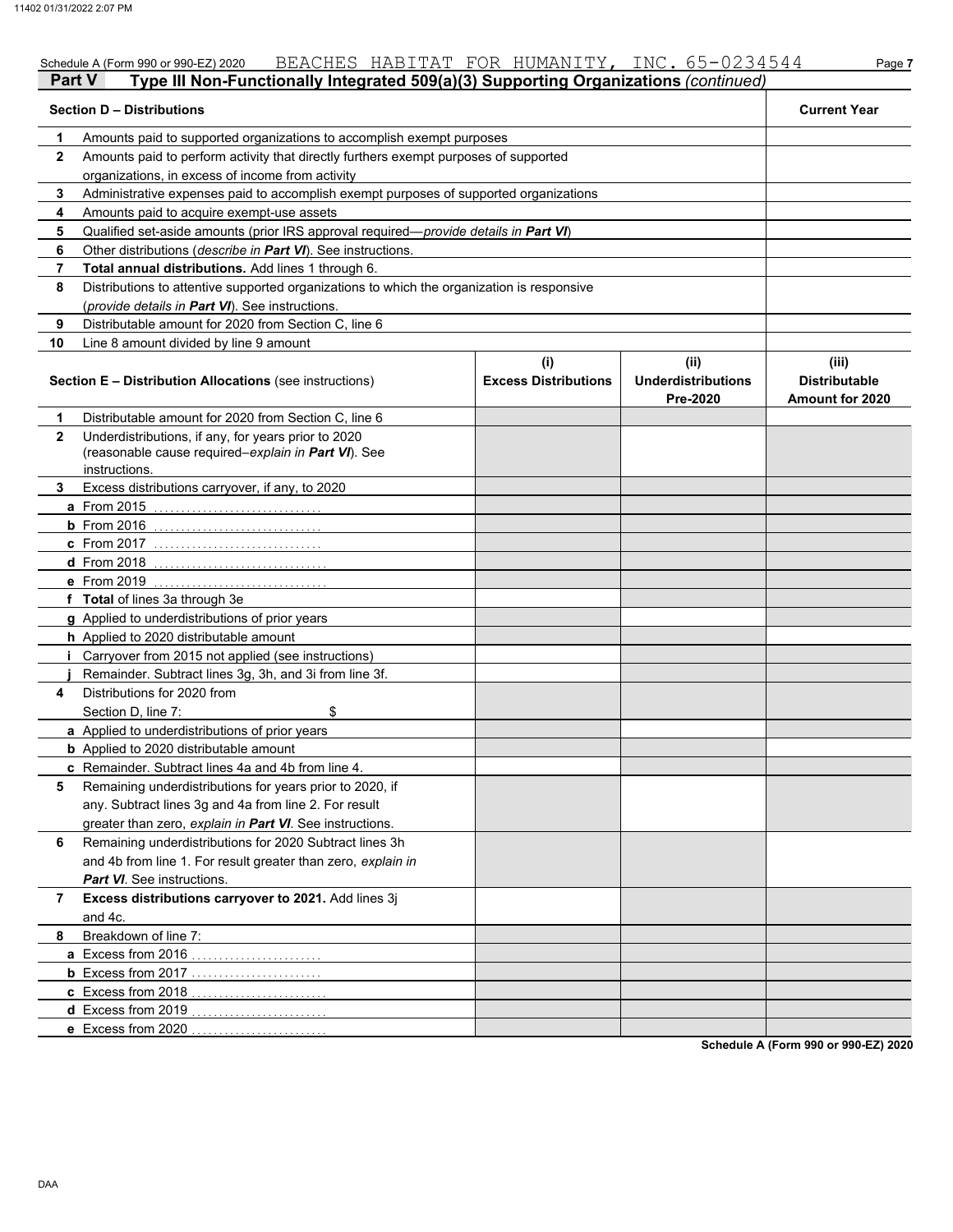Schedule A (Form 990 or 990-EZ) 2020 BEACHES HABITAT FOR HUMANITY, INC. 65-0234544

## Part V Type III Non-Functionally Integrated 509(a)(3) Supporting Organizations *(continued)*

| | Section D – Distributions | Current Year |
|---|---|---|
| 1 | Amounts paid to supported organizations to accomplish exempt purposes | |
| 2 | Amounts paid to perform activity that directly furthers exempt purposes of supported organizations, in excess of income from activity | |
| 3 | Administrative expenses paid to accomplish exempt purposes of supported organizations | |
| 4 | Amounts paid to acquire exempt-use assets | |
| 5 | Qualified set-aside amounts (prior IRS approval required—*provide details in **Part VI***) | |
| 6 | Other distributions (*describe in **Part VI***). See instructions. | |
| 7 | **Total annual distributions.** Add lines 1 through 6. | |
| 8 | Distributions to attentive supported organizations to which the organization is responsive (*provide details in **Part VI***). See instructions. | |
| 9 | Distributable amount for 2020 from Section C, line 6 | |
| 10 | Line 8 amount divided by line 9 amount | |

| | Section E – Distribution Allocations (see instructions) | (i) Excess Distributions | (ii) Underdistributions Pre-2020 | (iii) Distributable Amount for 2020 |
|---|---|---|---|---|
| 1 | Distributable amount for 2020 from Section C, line 6 | | | |
| 2 | Underdistributions, if any, for years prior to 2020 (reasonable cause required–*explain in **Part VI***). See instructions. | | | |
| 3 | Excess distributions carryover, if any, to 2020 | | | |
| a | From 2015 | | | |
| b | From 2016 | | | |
| c | From 2017 | | | |
| d | From 2018 | | | |
| e | From 2019 | | | |
| f | **Total** of lines 3a through 3e | | | |
| g | Applied to underdistributions of prior years | | | |
| h | Applied to 2020 distributable amount | | | |
| i | Carryover from 2015 not applied (see instructions) | | | |
| j | Remainder. Subtract lines 3g, 3h, and 3i from line 3f. | | | |
| 4 | Distributions for 2020 from Section D, line 7: $ | | | |
| a | Applied to underdistributions of prior years | | | |
| b | Applied to 2020 distributable amount | | | |
| c | Remainder. Subtract lines 4a and 4b from line 4. | | | |
| 5 | Remaining underdistributions for years prior to 2020, if any. Subtract lines 3g and 4a from line 2. For result greater than zero, *explain in **Part VI***. See instructions. | | | |
| 6 | Remaining underdistributions for 2020 Subtract lines 3h and 4b from line 1. For result greater than zero, *explain in **Part VI***. See instructions. | | | |
| 7 | **Excess distributions carryover to 2021.** Add lines 3j and 4c. | | | |
| 8 | Breakdown of line 7: | | | |
| a | Excess from 2016 | | | |
| b | Excess from 2017 | | | |
| c | Excess from 2018 | | | |
| d | Excess from 2019 | | | |
| e | Excess from 2020 | | | |

**Schedule A (Form 990 or 990-EZ) 2020**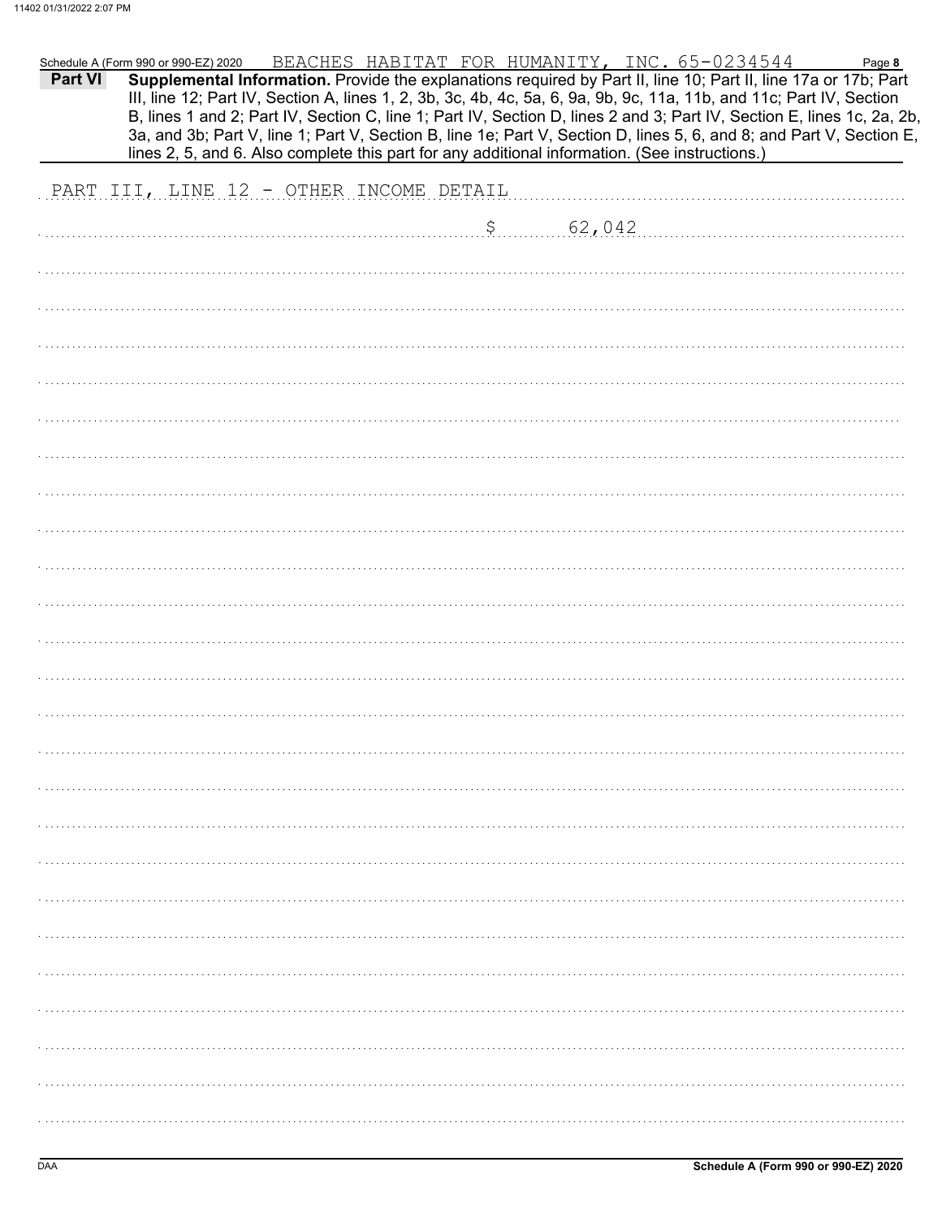Schedule A (Form 990 or 990-EZ) 2020 BEACHES HABITAT FOR HUMANITY, INC. 65-0234544 Page 8

**Part VI** **Supplemental Information.** Provide the explanations required by Part II, line 10; Part II, line 17a or 17b; Part III, line 12; Part IV, Section A, lines 1, 2, 3b, 3c, 4b, 4c, 5a, 6, 9a, 9b, 9c, 11a, 11b, and 11c; Part IV, Section B, lines 1 and 2; Part IV, Section C, line 1; Part IV, Section D, lines 2 and 3; Part IV, Section E, lines 1c, 2a, 2b, 3a, and 3b; Part V, line 1; Part V, Section B, line 1e; Part V, Section D, lines 5, 6, and 8; and Part V, Section E, lines 2, 5, and 6. Also complete this part for any additional information. (See instructions.)

PART III, LINE 12 - OTHER INCOME DETAIL

$ 62,042

DAA

**Schedule A (Form 990 or 990-EZ) 2020**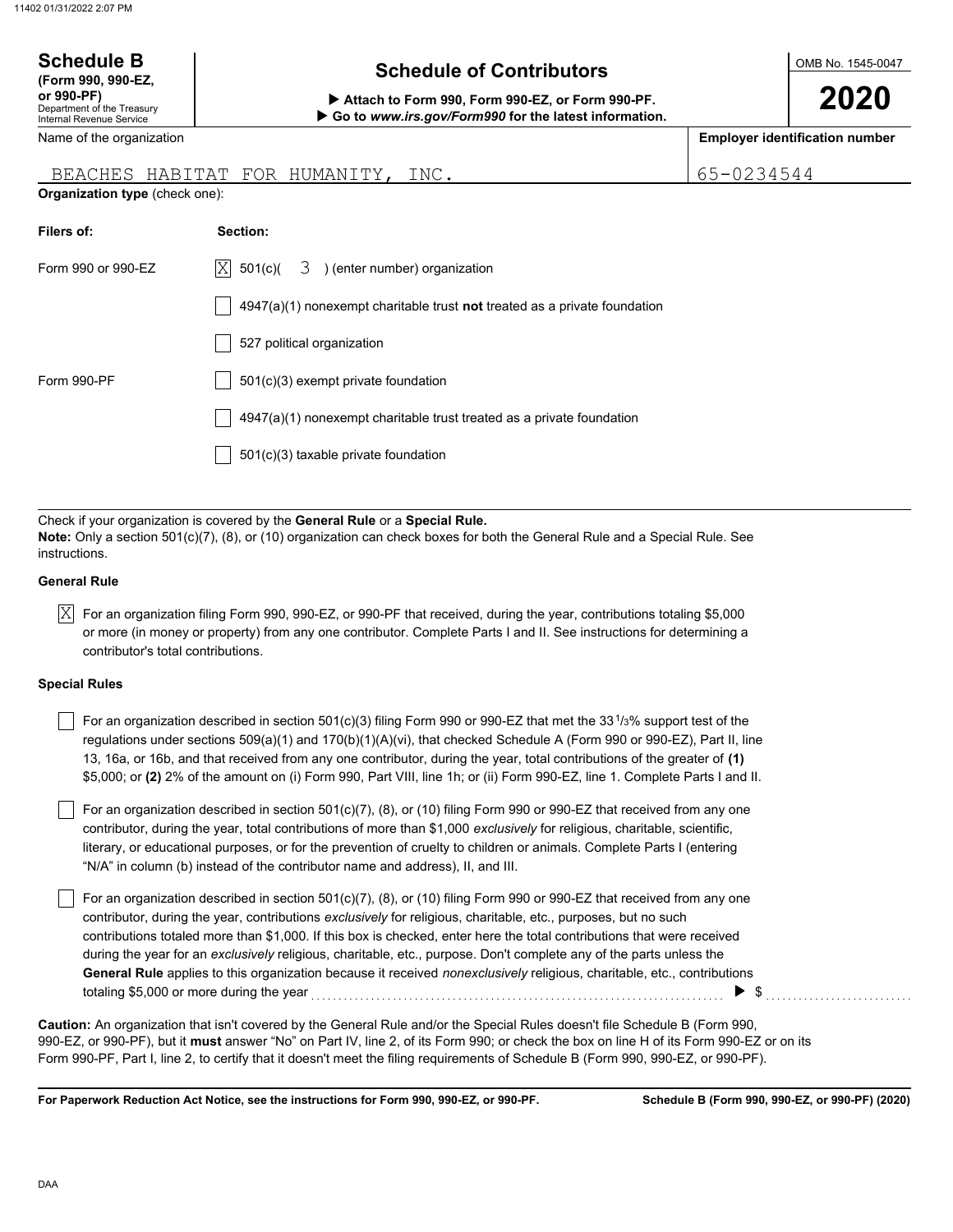**Schedule B**
**(Form 990, 990-EZ, or 990-PF)**
Department of the Treasury
Internal Revenue Service

# Schedule of Contributors

▶ **Attach to Form 990, Form 990-EZ, or Form 990-PF.**
▶ **Go to *www.irs.gov/Form990* for the latest information.**

OMB No. 1545-0047

**2020**

| Name of the organization | **Employer identification number** |
|---|---|
| BEACHES HABITAT FOR HUMANITY, INC. | 65-0234544 |

**Organization type** (check one):

| **Filers of:** | **Section:** |
|---|---|
| Form 990 or 990-EZ | [X] 501(c)( 3 ) (enter number) organization |
| | [ ] 4947(a)(1) nonexempt charitable trust **not** treated as a private foundation |
| | [ ] 527 political organization |
| Form 990-PF | [ ] 501(c)(3) exempt private foundation |
| | [ ] 4947(a)(1) nonexempt charitable trust treated as a private foundation |
| | [ ] 501(c)(3) taxable private foundation |

Check if your organization is covered by the **General Rule** or a **Special Rule.**
**Note:** Only a section 501(c)(7), (8), or (10) organization can check boxes for both the General Rule and a Special Rule. See instructions.

**General Rule**

[X] For an organization filing Form 990, 990-EZ, or 990-PF that received, during the year, contributions totaling $5,000 or more (in money or property) from any one contributor. Complete Parts I and II. See instructions for determining a contributor's total contributions.

**Special Rules**

[ ] For an organization described in section 501(c)(3) filing Form 990 or 990-EZ that met the 33 1/3% support test of the regulations under sections 509(a)(1) and 170(b)(1)(A)(vi), that checked Schedule A (Form 990 or 990-EZ), Part II, line 13, 16a, or 16b, and that received from any one contributor, during the year, total contributions of the greater of **(1)** $5,000; or **(2)** 2% of the amount on (i) Form 990, Part VIII, line 1h; or (ii) Form 990-EZ, line 1. Complete Parts I and II.

[ ] For an organization described in section 501(c)(7), (8), or (10) filing Form 990 or 990-EZ that received from any one contributor, during the year, total contributions of more than $1,000 *exclusively* for religious, charitable, scientific, literary, or educational purposes, or for the prevention of cruelty to children or animals. Complete Parts I (entering "N/A" in column (b) instead of the contributor name and address), II, and III.

[ ] For an organization described in section 501(c)(7), (8), or (10) filing Form 990 or 990-EZ that received from any one contributor, during the year, contributions *exclusively* for religious, charitable, etc., purposes, but no such contributions totaled more than $1,000. If this box is checked, enter here the total contributions that were received during the year for an *exclusively* religious, charitable, etc., purpose. Don't complete any of the parts unless the **General Rule** applies to this organization because it received *nonexclusively* religious, charitable, etc., contributions totaling $5,000 or more during the year ▶ $

**Caution:** An organization that isn't covered by the General Rule and/or the Special Rules doesn't file Schedule B (Form 990, 990-EZ, or 990-PF), but it **must** answer "No" on Part IV, line 2, of its Form 990; or check the box on line H of its Form 990-EZ or on its Form 990-PF, Part I, line 2, to certify that it doesn't meet the filing requirements of Schedule B (Form 990, 990-EZ, or 990-PF).

**For Paperwork Reduction Act Notice, see the instructions for Form 990, 990-EZ, or 990-PF.** **Schedule B (Form 990, 990-EZ, or 990-PF) (2020)**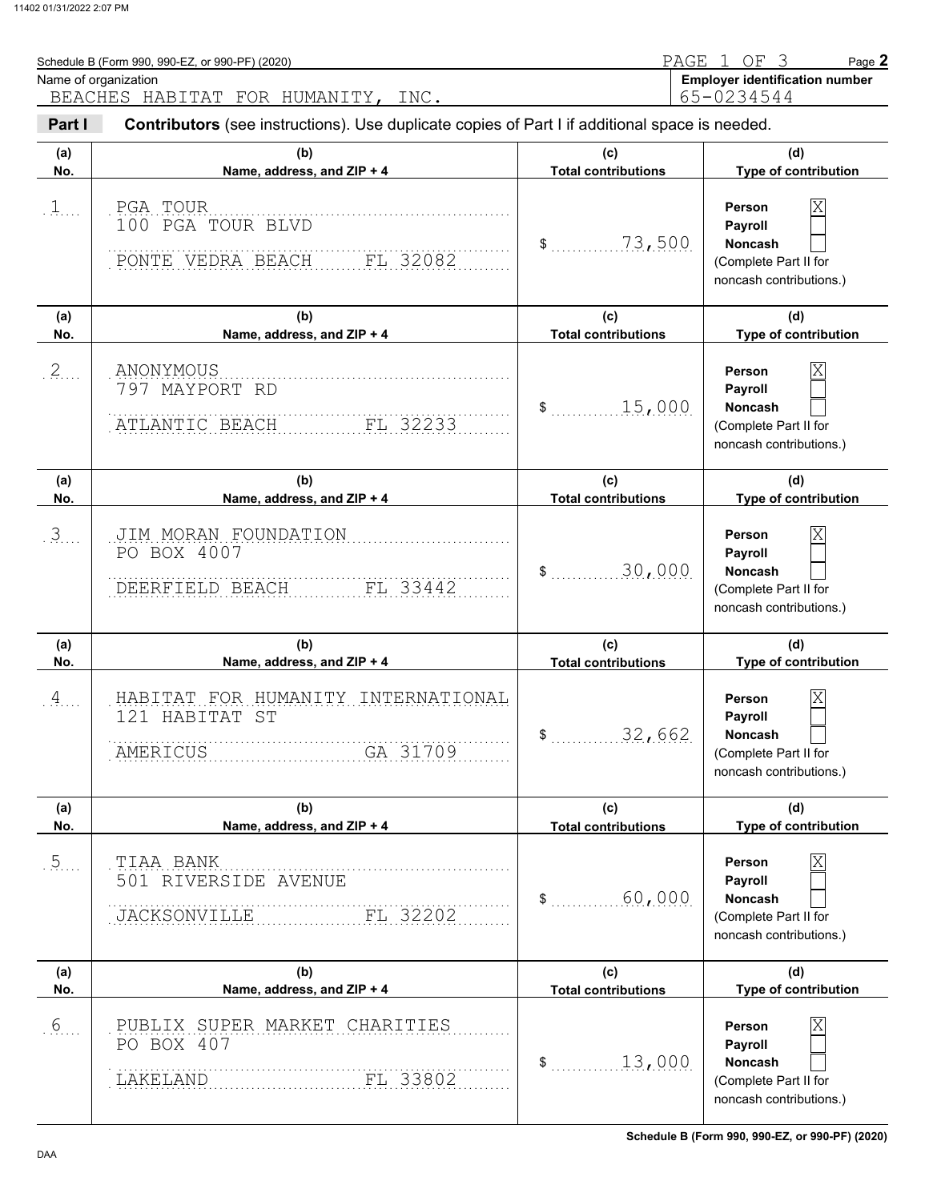Schedule B (Form 990, 990-EZ, or 990-PF) (2020)

Page **2**

Name of organization: BEACHES HABITAT FOR HUMANITY, INC.

**Employer identification number**: 65-0234544

**Part I** **Contributors** (see instructions). Use duplicate copies of Part I if additional space is needed.

| (a) No. | (b) Name, address, and ZIP + 4 | (c) Total contributions | (d) Type of contribution |
|---|---|---|---|
| 1 | PGA TOUR<br>100 PGA TOUR BLVD<br>PONTE VEDRA BEACH FL 32082 | $ 73,500 | Person [X]<br>Payroll [ ]<br>Noncash [ ]<br>(Complete Part II for noncash contributions.) |
| 2 | ANONYMOUS<br>797 MAYPORT RD<br>ATLANTIC BEACH FL 32233 | $ 15,000 | Person [X]<br>Payroll [ ]<br>Noncash [ ]<br>(Complete Part II for noncash contributions.) |
| 3 | JIM MORAN FOUNDATION<br>PO BOX 4007<br>DEERFIELD BEACH FL 33442 | $ 30,000 | Person [X]<br>Payroll [ ]<br>Noncash [ ]<br>(Complete Part II for noncash contributions.) |
| 4 | HABITAT FOR HUMANITY INTERNATIONAL<br>121 HABITAT ST<br>AMERICUS GA 31709 | $ 32,662 | Person [X]<br>Payroll [ ]<br>Noncash [ ]<br>(Complete Part II for noncash contributions.) |
| 5 | TIAA BANK<br>501 RIVERSIDE AVENUE<br>JACKSONVILLE FL 32202 | $ 60,000 | Person [X]<br>Payroll [ ]<br>Noncash [ ]<br>(Complete Part II for noncash contributions.) |
| 6 | PUBLIX SUPER MARKET CHARITIES<br>PO BOX 407<br>LAKELAND FL 33802 | $ 13,000 | Person [X]<br>Payroll [ ]<br>Noncash [ ]<br>(Complete Part II for noncash contributions.) |

**Schedule B (Form 990, 990-EZ, or 990-PF) (2020)**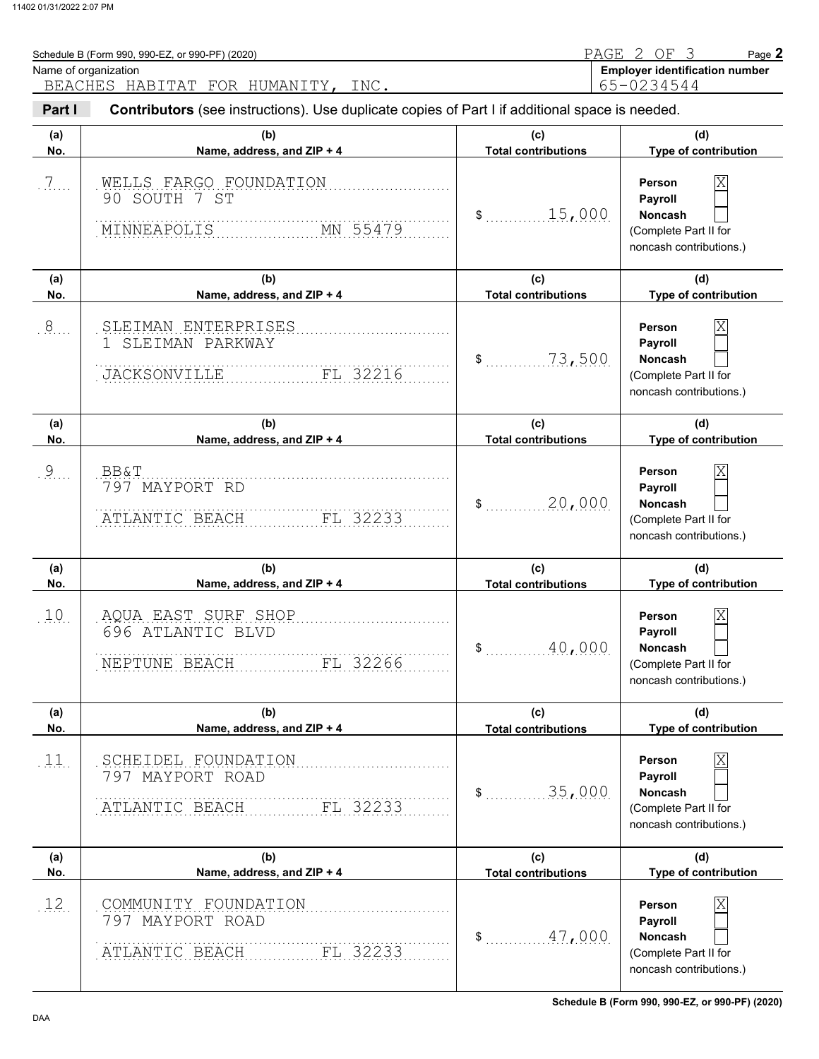Schedule B (Form 990, 990-EZ, or 990-PF) (2020)

Name of organization: BEACHES HABITAT FOR HUMANITY, INC.

**Employer identification number:** 65-0234544

**Part I** **Contributors** (see instructions). Use duplicate copies of Part I if additional space is needed.

| (a) No. | (b) Name, address, and ZIP + 4 | (c) Total contributions | (d) Type of contribution |
|---|---|---|---|
| 7 | WELLS FARGO FOUNDATION<br>90 SOUTH 7 ST<br>MINNEAPOLIS MN 55479 | $ 15,000 | Person [X]<br>Payroll [ ]<br>Noncash [ ]<br>(Complete Part II for noncash contributions.) |
| 8 | SLEIMAN ENTERPRISES<br>1 SLEIMAN PARKWAY<br>JACKSONVILLE FL 32216 | $ 73,500 | Person [X]<br>Payroll [ ]<br>Noncash [ ]<br>(Complete Part II for noncash contributions.) |
| 9 | BB&T<br>797 MAYPORT RD<br>ATLANTIC BEACH FL 32233 | $ 20,000 | Person [X]<br>Payroll [ ]<br>Noncash [ ]<br>(Complete Part II for noncash contributions.) |
| 10 | AQUA EAST SURF SHOP<br>696 ATLANTIC BLVD<br>NEPTUNE BEACH FL 32266 | $ 40,000 | Person [X]<br>Payroll [ ]<br>Noncash [ ]<br>(Complete Part II for noncash contributions.) |
| 11 | SCHEIDEL FOUNDATION<br>797 MAYPORT ROAD<br>ATLANTIC BEACH FL 32233 | $ 35,000 | Person [X]<br>Payroll [ ]<br>Noncash [ ]<br>(Complete Part II for noncash contributions.) |
| 12 | COMMUNITY FOUNDATION<br>797 MAYPORT ROAD<br>ATLANTIC BEACH FL 32233 | $ 47,000 | Person [X]<br>Payroll [ ]<br>Noncash [ ]<br>(Complete Part II for noncash contributions.) |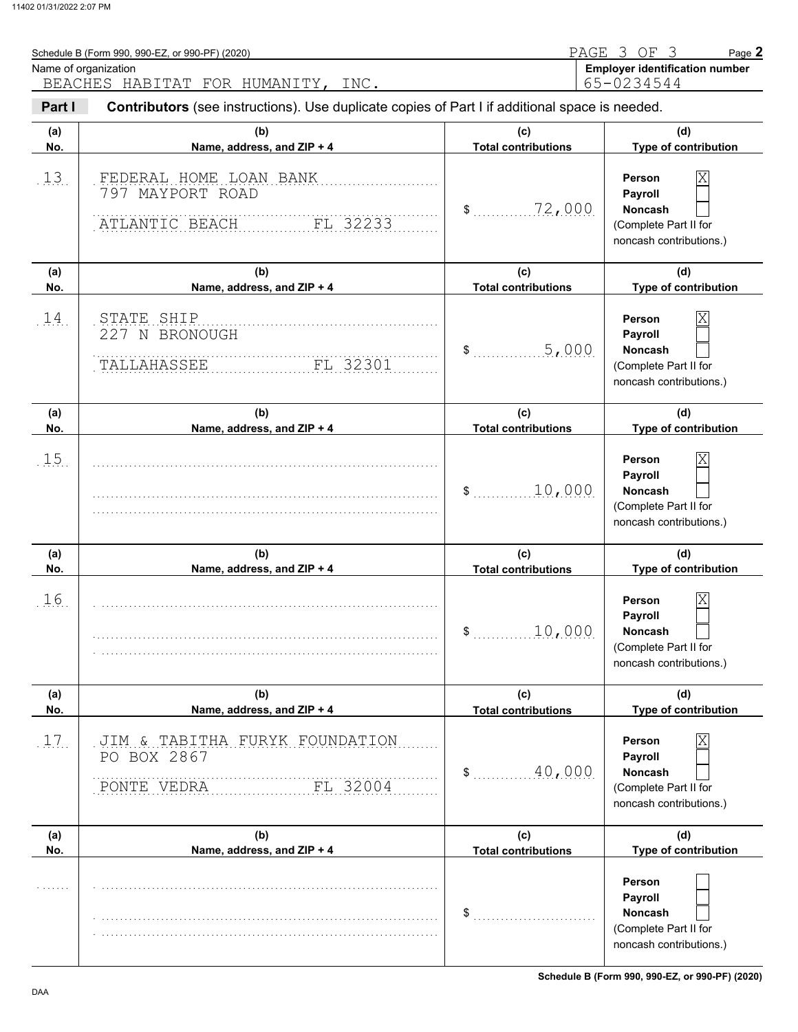Schedule B (Form 990, 990-EZ, or 990-PF) (2020) Page **2**

Name of organization: BEACHES HABITAT FOR HUMANITY, INC.

**Employer identification number:** 65-0234544

**Part I** **Contributors** (see instructions). Use duplicate copies of Part I if additional space is needed.

| (a) No. | (b) Name, address, and ZIP + 4 | (c) Total contributions | (d) Type of contribution |
|---|---|---|---|
| 13 | FEDERAL HOME LOAN BANK<br>797 MAYPORT ROAD<br>ATLANTIC BEACH FL 32233 | $ 72,000 | Person [X]<br>Payroll [ ]<br>Noncash [ ]<br>(Complete Part II for noncash contributions.) |
| 14 | STATE SHIP<br>227 N BRONOUGH<br>TALLAHASSEE FL 32301 | $ 5,000 | Person [X]<br>Payroll [ ]<br>Noncash [ ]<br>(Complete Part II for noncash contributions.) |
| 15 | | $ 10,000 | Person [X]<br>Payroll [ ]<br>Noncash [ ]<br>(Complete Part II for noncash contributions.) |
| 16 | | $ 10,000 | Person [X]<br>Payroll [ ]<br>Noncash [ ]<br>(Complete Part II for noncash contributions.) |
| 17 | JIM & TABITHA FURYK FOUNDATION<br>PO BOX 2867<br>PONTE VEDRA FL 32004 | $ 40,000 | Person [X]<br>Payroll [ ]<br>Noncash [ ]<br>(Complete Part II for noncash contributions.) |
| | | $ | Person [ ]<br>Payroll [ ]<br>Noncash [ ]<br>(Complete Part II for noncash contributions.) |

Schedule B (Form 990, 990-EZ, or 990-PF) (2020)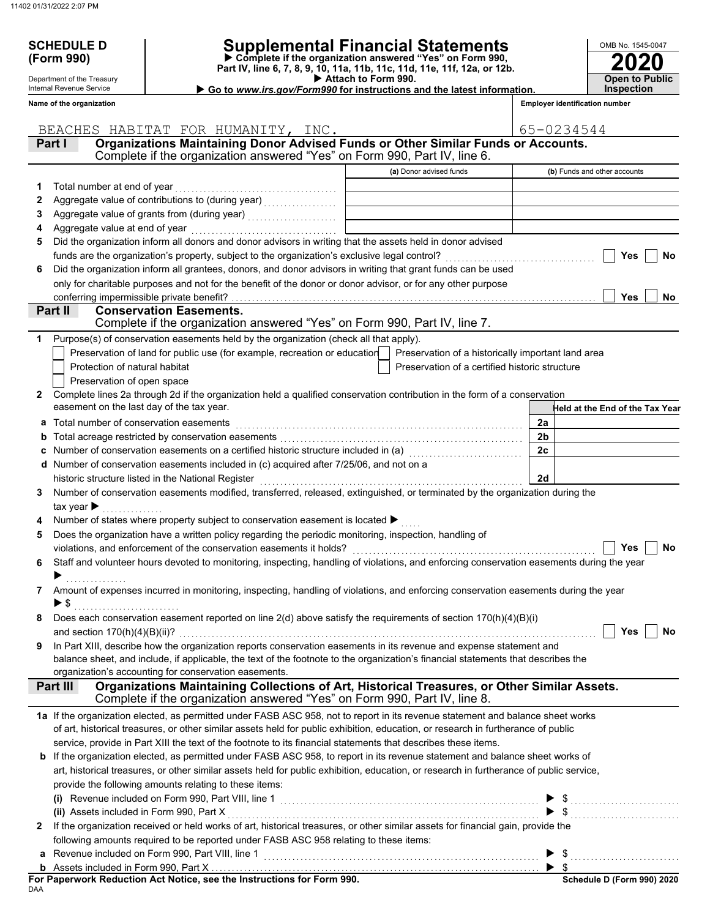# SCHEDULE D (Form 990)

Department of the Treasury
Internal Revenue Service

## Supplemental Financial Statements

▶ Complete if the organization answered "Yes" on Form 990, Part IV, line 6, 7, 8, 9, 10, 11a, 11b, 11c, 11d, 11e, 11f, 12a, or 12b.
▶ Attach to Form 990.
▶ Go to www.irs.gov/Form990 for instructions and the latest information.

OMB No. 1545-0047
**2020**
**Open to Public Inspection**

**Name of the organization**
BEACHES HABITAT FOR HUMANITY, INC.

**Employer identification number**
65-0234544

### Part I — Organizations Maintaining Donor Advised Funds or Other Similar Funds or Accounts.
Complete if the organization answered "Yes" on Form 990, Part IV, line 6.

| | | (a) Donor advised funds | (b) Funds and other accounts |
|---|---|---|---|
| 1 | Total number at end of year | | |
| 2 | Aggregate value of contributions to (during year) | | |
| 3 | Aggregate value of grants from (during year) | | |
| 4 | Aggregate value at end of year | | |

5 Did the organization inform all donors and donor advisors in writing that the assets held in donor advised funds are the organization's property, subject to the organization's exclusive legal control? ☐ Yes ☐ No

6 Did the organization inform all grantees, donors, and donor advisors in writing that grant funds can be used only for charitable purposes and not for the benefit of the donor or donor advisor, or for any other purpose conferring impermissible private benefit? ☐ Yes ☐ No

### Part II — Conservation Easements.
Complete if the organization answered "Yes" on Form 990, Part IV, line 7.

1 Purpose(s) of conservation easements held by the organization (check all that apply).

- ☐ Preservation of land for public use (for example, recreation or education)
- ☐ Preservation of a historically important land area
- ☐ Protection of natural habitat
- ☐ Preservation of a certified historic structure
- ☐ Preservation of open space

2 Complete lines 2a through 2d if the organization held a qualified conservation contribution in the form of a conservation easement on the last day of the tax year.

| | | | Held at the End of the Tax Year |
|---|---|---|---|
| a | Total number of conservation easements | 2a | |
| b | Total acreage restricted by conservation easements | 2b | |
| c | Number of conservation easements on a certified historic structure included in (a) | 2c | |
| d | Number of conservation easements included in (c) acquired after 7/25/06, and not on a historic structure listed in the National Register | 2d | |

3 Number of conservation easements modified, transferred, released, extinguished, or terminated by the organization during the tax year ▶

4 Number of states where property subject to conservation easement is located ▶

5 Does the organization have a written policy regarding the periodic monitoring, inspection, handling of violations, and enforcement of the conservation easements it holds? ☐ Yes ☐ No

6 Staff and volunteer hours devoted to monitoring, inspecting, handling of violations, and enforcing conservation easements during the year ▶

7 Amount of expenses incurred in monitoring, inspecting, handling of violations, and enforcing conservation easements during the year ▶ $

8 Does each conservation easement reported on line 2(d) above satisfy the requirements of section 170(h)(4)(B)(i) and section 170(h)(4)(B)(ii)? ☐ Yes ☐ No

9 In Part XIII, describe how the organization reports conservation easements in its revenue and expense statement and balance sheet, and include, if applicable, the text of the footnote to the organization's financial statements that describes the organization's accounting for conservation easements.

### Part III — Organizations Maintaining Collections of Art, Historical Treasures, or Other Similar Assets.
Complete if the organization answered "Yes" on Form 990, Part IV, line 8.

1a If the organization elected, as permitted under FASB ASC 958, not to report in its revenue statement and balance sheet works of art, historical treasures, or other similar assets held for public exhibition, education, or research in furtherance of public service, provide in Part XIII the text of the footnote to its financial statements that describes these items.

b If the organization elected, as permitted under FASB ASC 958, to report in its revenue statement and balance sheet works of art, historical treasures, or other similar assets held for public exhibition, education, or research in furtherance of public service, provide the following amounts relating to these items:

(i) Revenue included on Form 990, Part VIII, line 1 ▶ $

(ii) Assets included in Form 990, Part X ▶ $

2 If the organization received or held works of art, historical treasures, or other similar assets for financial gain, provide the following amounts required to be reported under FASB ASC 958 relating to these items:

a Revenue included on Form 990, Part VIII, line 1 ▶ $

b Assets included in Form 990, Part X ▶ $

For Paperwork Reduction Act Notice, see the Instructions for Form 990. Schedule D (Form 990) 2020

DAA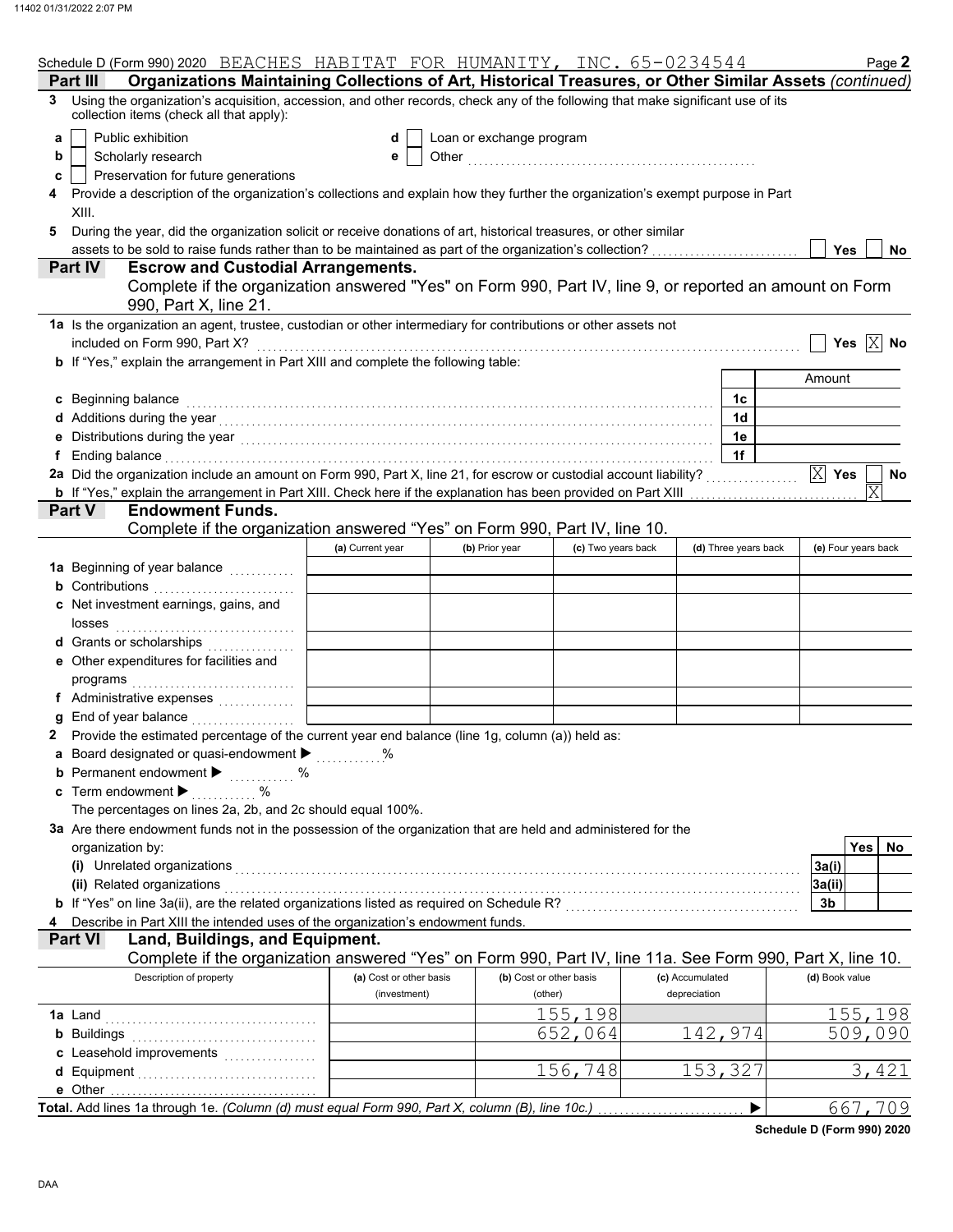Schedule D (Form 990) 2020 BEACHES HABITAT FOR HUMANITY, INC. 65-0234544 Page **2**

## Part III Organizations Maintaining Collections of Art, Historical Treasures, or Other Similar Assets *(continued)*

**3** Using the organization's acquisition, accession, and other records, check any of the following that make significant use of its collection items (check all that apply):

- **a** ☐ Public exhibition
- **b** ☐ Scholarly research
- **c** ☐ Preservation for future generations
- **d** ☐ Loan or exchange program
- **e** ☐ Other ..................

**4** Provide a description of the organization's collections and explain how they further the organization's exempt purpose in Part XIII.

**5** During the year, did the organization solicit or receive donations of art, historical treasures, or other similar assets to be sold to raise funds rather than to be maintained as part of the organization's collection? ☐ Yes ☐ No

## Part IV Escrow and Custodial Arrangements.

Complete if the organization answered "Yes" on Form 990, Part IV, line 9, or reported an amount on Form 990, Part X, line 21.

**1a** Is the organization an agent, trustee, custodian or other intermediary for contributions or other assets not included on Form 990, Part X? ☐ Yes ☒ No

**b** If "Yes," explain the arrangement in Part XIII and complete the following table:

| | | Amount |
|---|---|---|
| **c** Beginning balance | 1c | |
| **d** Additions during the year | 1d | |
| **e** Distributions during the year | 1e | |
| **f** Ending balance | 1f | |

**2a** Did the organization include an amount on Form 990, Part X, line 21, for escrow or custodial account liability? ☒ Yes ☐ No

**b** If "Yes," explain the arrangement in Part XIII. Check here if the explanation has been provided on Part XIII ☒

## Part V Endowment Funds.

Complete if the organization answered "Yes" on Form 990, Part IV, line 10.

| | (a) Current year | (b) Prior year | (c) Two years back | (d) Three years back | (e) Four years back |
|---|---|---|---|---|---|
| **1a** Beginning of year balance | | | | | |
| **b** Contributions | | | | | |
| **c** Net investment earnings, gains, and losses | | | | | |
| **d** Grants or scholarships | | | | | |
| **e** Other expenditures for facilities and programs | | | | | |
| **f** Administrative expenses | | | | | |
| **g** End of year balance | | | | | |

**2** Provide the estimated percentage of the current year end balance (line 1g, column (a)) held as:

- **a** Board designated or quasi-endowment ▶ ........%
- **b** Permanent endowment ▶ ........%
- **c** Term endowment ▶ ........%

The percentages on lines 2a, 2b, and 2c should equal 100%.

**3a** Are there endowment funds not in the possession of the organization that are held and administered for the organization by:

| | | Yes | No |
|---|---|---|---|
| **(i)** Unrelated organizations | 3a(i) | | |
| **(ii)** Related organizations | 3a(ii) | | |
| **b** If "Yes" on line 3a(ii), are the related organizations listed as required on Schedule R? | 3b | | |

**4** Describe in Part XIII the intended uses of the organization's endowment funds.

## Part VI Land, Buildings, and Equipment.

Complete if the organization answered "Yes" on Form 990, Part IV, line 11a. See Form 990, Part X, line 10.

| Description of property | (a) Cost or other basis (investment) | (b) Cost or other basis (other) | (c) Accumulated depreciation | (d) Book value |
|---|---|---|---|---|
| **1a** Land | | 155,198 | | 155,198 |
| **b** Buildings | | 652,064 | 142,974 | 509,090 |
| **c** Leasehold improvements | | | | |
| **d** Equipment | | 156,748 | 153,327 | 3,421 |
| **e** Other | | | | |
| **Total.** Add lines 1a through 1e. *(Column (d) must equal Form 990, Part X, column (B), line 10c.)* | | | ▶ | 667,709 |

**Schedule D (Form 990) 2020**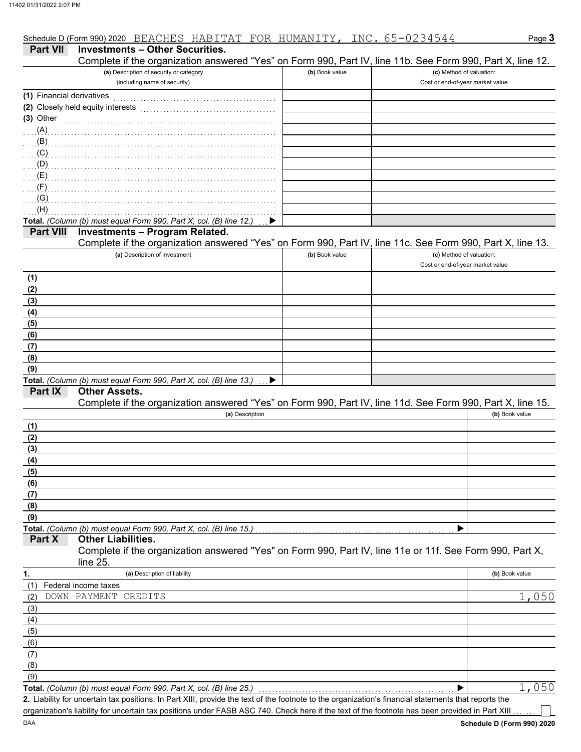Schedule D (Form 990) 2020 BEACHES HABITAT FOR HUMANITY, INC. 65-0234544

## Part VII Investments – Other Securities.

Complete if the organization answered "Yes" on Form 990, Part IV, line 11b. See Form 990, Part X, line 12.

| (a) Description of security or category (including name of security) | (b) Book value | (c) Method of valuation: Cost or end-of-year market value |
|---|---|---|
| (1) Financial derivatives | | |
| (2) Closely held equity interests | | |
| (3) Other | | |
| (A) | | |
| (B) | | |
| (C) | | |
| (D) | | |
| (E) | | |
| (F) | | |
| (G) | | |
| (H) | | |
| **Total.** *(Column (b) must equal Form 990, Part X, col. (B) line 12.)* ▶ | | |

## Part VIII Investments – Program Related.

Complete if the organization answered "Yes" on Form 990, Part IV, line 11c. See Form 990, Part X, line 13.

| (a) Description of investment | (b) Book value | (c) Method of valuation: Cost or end-of-year market value |
|---|---|---|
| (1) | | |
| (2) | | |
| (3) | | |
| (4) | | |
| (5) | | |
| (6) | | |
| (7) | | |
| (8) | | |
| (9) | | |
| **Total.** *(Column (b) must equal Form 990, Part X, col. (B) line 13.)* ▶ | | |

## Part IX Other Assets.

Complete if the organization answered "Yes" on Form 990, Part IV, line 11d. See Form 990, Part X, line 15.

| (a) Description | (b) Book value |
|---|---|
| (1) | |
| (2) | |
| (3) | |
| (4) | |
| (5) | |
| (6) | |
| (7) | |
| (8) | |
| (9) | |
| **Total.** *(Column (b) must equal Form 990, Part X, col. (B) line 15.)* ▶ | |

## Part X Other Liabilities.

Complete if the organization answered "Yes" on Form 990, Part IV, line 11e or 11f. See Form 990, Part X, line 25.

| 1. (a) Description of liability | (b) Book value |
|---|---|
| (1) Federal income taxes | |
| (2) DOWN PAYMENT CREDITS | 1,050 |
| (3) | |
| (4) | |
| (5) | |
| (6) | |
| (7) | |
| (8) | |
| (9) | |
| **Total.** *(Column (b) must equal Form 990, Part X, col. (B) line 25.)* ▶ | 1,050 |

**2.** Liability for uncertain tax positions. In Part XIII, provide the text of the footnote to the organization's financial statements that reports the organization's liability for uncertain tax positions under FASB ASC 740. Check here if the text of the footnote has been provided in Part XIII ☐

DAA **Schedule D (Form 990) 2020**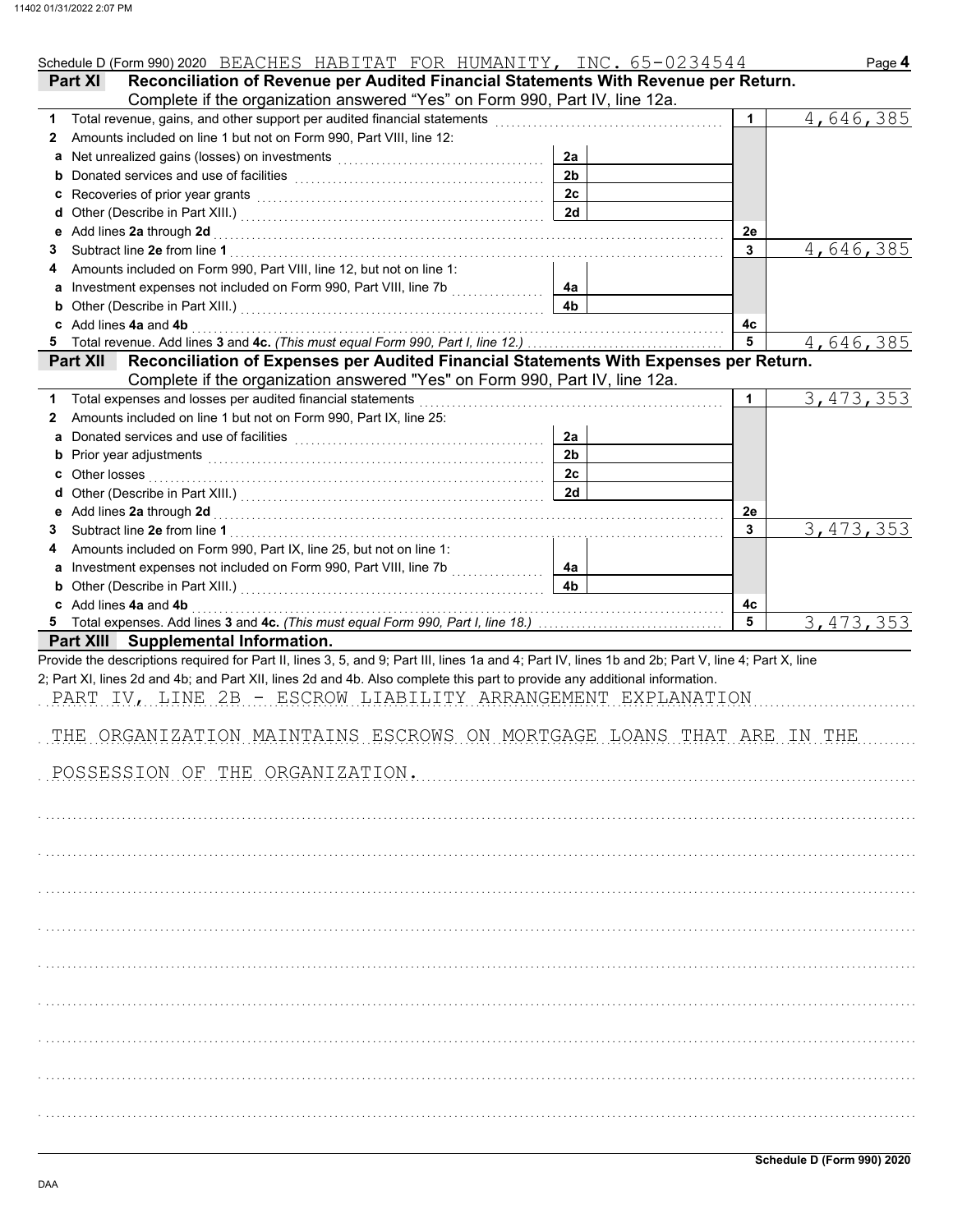Schedule D (Form 990) 2020 BEACHES HABITAT FOR HUMANITY, INC. 65-0234544

**Part XI — Reconciliation of Revenue per Audited Financial Statements With Revenue per Return.**
Complete if the organization answered "Yes" on Form 990, Part IV, line 12a.

| | | | | | |
|---|---|---|---|---|---|
| 1 | Total revenue, gains, and other support per audited financial statements | | | 1 | 4,646,385 |
| 2 | Amounts included on line 1 but not on Form 990, Part VIII, line 12: | | | | |
| a | Net unrealized gains (losses) on investments | 2a | | | |
| b | Donated services and use of facilities | 2b | | | |
| c | Recoveries of prior year grants | 2c | | | |
| d | Other (Describe in Part XIII.) | 2d | | | |
| e | Add lines **2a** through **2d** | | | 2e | |
| 3 | Subtract line **2e** from line **1** | | | 3 | 4,646,385 |
| 4 | Amounts included on Form 990, Part VIII, line 12, but not on line 1: | | | | |
| a | Investment expenses not included on Form 990, Part VIII, line 7b | 4a | | | |
| b | Other (Describe in Part XIII.) | 4b | | | |
| c | Add lines **4a** and **4b** | | | 4c | |
| 5 | Total revenue. Add lines **3** and **4c.** *(This must equal Form 990, Part I, line 12.)* | | | 5 | 4,646,385 |

**Part XII — Reconciliation of Expenses per Audited Financial Statements With Expenses per Return.**
Complete if the organization answered "Yes" on Form 990, Part IV, line 12a.

| | | | | | |
|---|---|---|---|---|---|
| 1 | Total expenses and losses per audited financial statements | | | 1 | 3,473,353 |
| 2 | Amounts included on line 1 but not on Form 990, Part IX, line 25: | | | | |
| a | Donated services and use of facilities | 2a | | | |
| b | Prior year adjustments | 2b | | | |
| c | Other losses | 2c | | | |
| d | Other (Describe in Part XIII.) | 2d | | | |
| e | Add lines **2a** through **2d** | | | 2e | |
| 3 | Subtract line **2e** from line **1** | | | 3 | 3,473,353 |
| 4 | Amounts included on Form 990, Part IX, line 25, but not on line 1: | | | | |
| a | Investment expenses not included on Form 990, Part VIII, line 7b | 4a | | | |
| b | Other (Describe in Part XIII.) | 4b | | | |
| c | Add lines **4a** and **4b** | | | 4c | |
| 5 | Total expenses. Add lines **3** and **4c.** *(This must equal Form 990, Part I, line 18.)* | | | 5 | 3,473,353 |

**Part XIII — Supplemental Information.**

Provide the descriptions required for Part II, lines 3, 5, and 9; Part III, lines 1a and 4; Part IV, lines 1b and 2b; Part V, line 4; Part X, line 2; Part XI, lines 2d and 4b; and Part XII, lines 2d and 4b. Also complete this part to provide any additional information.

PART IV, LINE 2B - ESCROW LIABILITY ARRANGEMENT EXPLANATION

THE ORGANIZATION MAINTAINS ESCROWS ON MORTGAGE LOANS THAT ARE IN THE POSSESSION OF THE ORGANIZATION.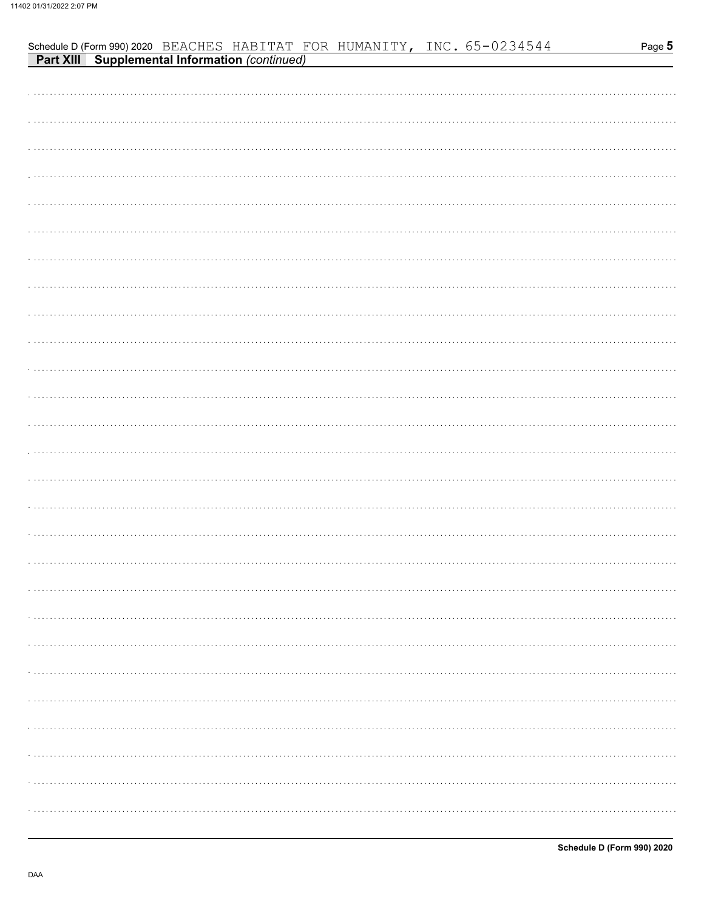Schedule D (Form 990) 2020 BEACHES HABITAT FOR HUMANITY, INC. 65-0234544

**Part XIII Supplemental Information** *(continued)*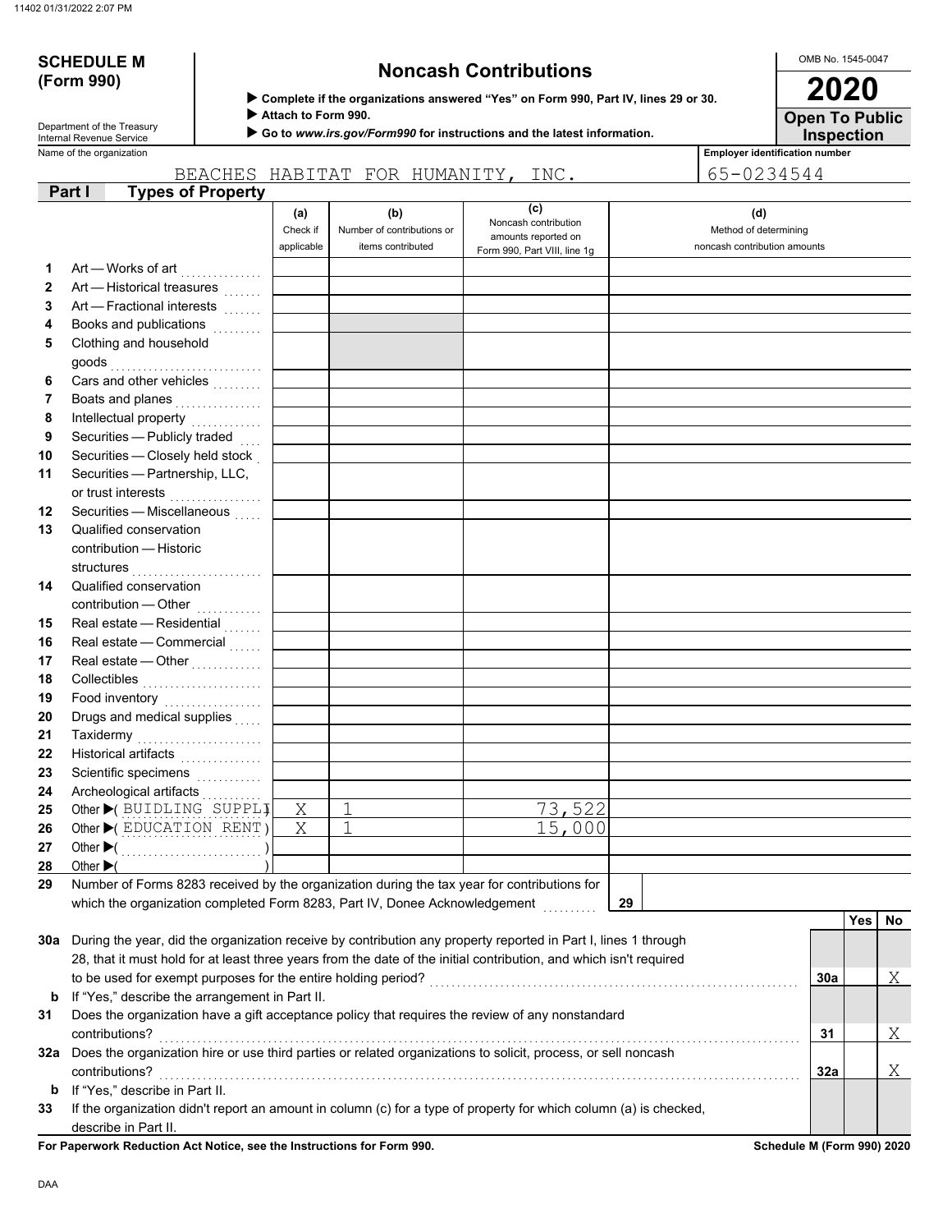**SCHEDULE M (Form 990)**

Department of the Treasury
Internal Revenue Service

# Noncash Contributions

▶ Complete if the organizations answered "Yes" on Form 990, Part IV, lines 29 or 30.
▶ Attach to Form 990.
▶ Go to *www.irs.gov/Form990* for instructions and the latest information.

OMB No. 1545-0047

**2020**

**Open To Public Inspection**

Name of the organization: BEACHES HABITAT FOR HUMANITY, INC.

Employer identification number: 65-0234544

## Part I Types of Property

| | | (a) Check if applicable | (b) Number of contributions or items contributed | (c) Noncash contribution amounts reported on Form 990, Part VIII, line 1g | (d) Method of determining noncash contribution amounts |
|---|---|---|---|---|---|
| 1 | Art — Works of art | | | | |
| 2 | Art — Historical treasures | | | | |
| 3 | Art — Fractional interests | | | | |
| 4 | Books and publications | | | | |
| 5 | Clothing and household goods | | | | |
| 6 | Cars and other vehicles | | | | |
| 7 | Boats and planes | | | | |
| 8 | Intellectual property | | | | |
| 9 | Securities — Publicly traded | | | | |
| 10 | Securities — Closely held stock | | | | |
| 11 | Securities — Partnership, LLC, or trust interests | | | | |
| 12 | Securities — Miscellaneous | | | | |
| 13 | Qualified conservation contribution — Historic structures | | | | |
| 14 | Qualified conservation contribution — Other | | | | |
| 15 | Real estate — Residential | | | | |
| 16 | Real estate — Commercial | | | | |
| 17 | Real estate — Other | | | | |
| 18 | Collectibles | | | | |
| 19 | Food inventory | | | | |
| 20 | Drugs and medical supplies | | | | |
| 21 | Taxidermy | | | | |
| 22 | Historical artifacts | | | | |
| 23 | Scientific specimens | | | | |
| 24 | Archeological artifacts | | | | |
| 25 | Other ▶ ( BUIDLING SUPPLI ) | X | 1 | 73,522 | |
| 26 | Other ▶ ( EDUCATION RENT ) | X | 1 | 15,000 | |
| 27 | Other ▶ ( ) | | | | |
| 28 | Other ▶ ( ) | | | | |

29 Number of Forms 8283 received by the organization during the tax year for contributions for which the organization completed Form 8283, Part IV, Donee Acknowledgement ..... **29**

| | | | Yes | No |
|---|---|---|---|---|
| 30a | During the year, did the organization receive by contribution any property reported in Part I, lines 1 through 28, that it must hold for at least three years from the date of the initial contribution, and which isn't required to be used for exempt purposes for the entire holding period? | 30a | | X |
| b | If "Yes," describe the arrangement in Part II. | | | |
| 31 | Does the organization have a gift acceptance policy that requires the review of any nonstandard contributions? | 31 | | X |
| 32a | Does the organization hire or use third parties or related organizations to solicit, process, or sell noncash contributions? | 32a | | X |
| b | If "Yes," describe in Part II. | | | |
| 33 | If the organization didn't report an amount in column (c) for a type of property for which column (a) is checked, describe in Part II. | | | |

**For Paperwork Reduction Act Notice, see the Instructions for Form 990.** **Schedule M (Form 990) 2020**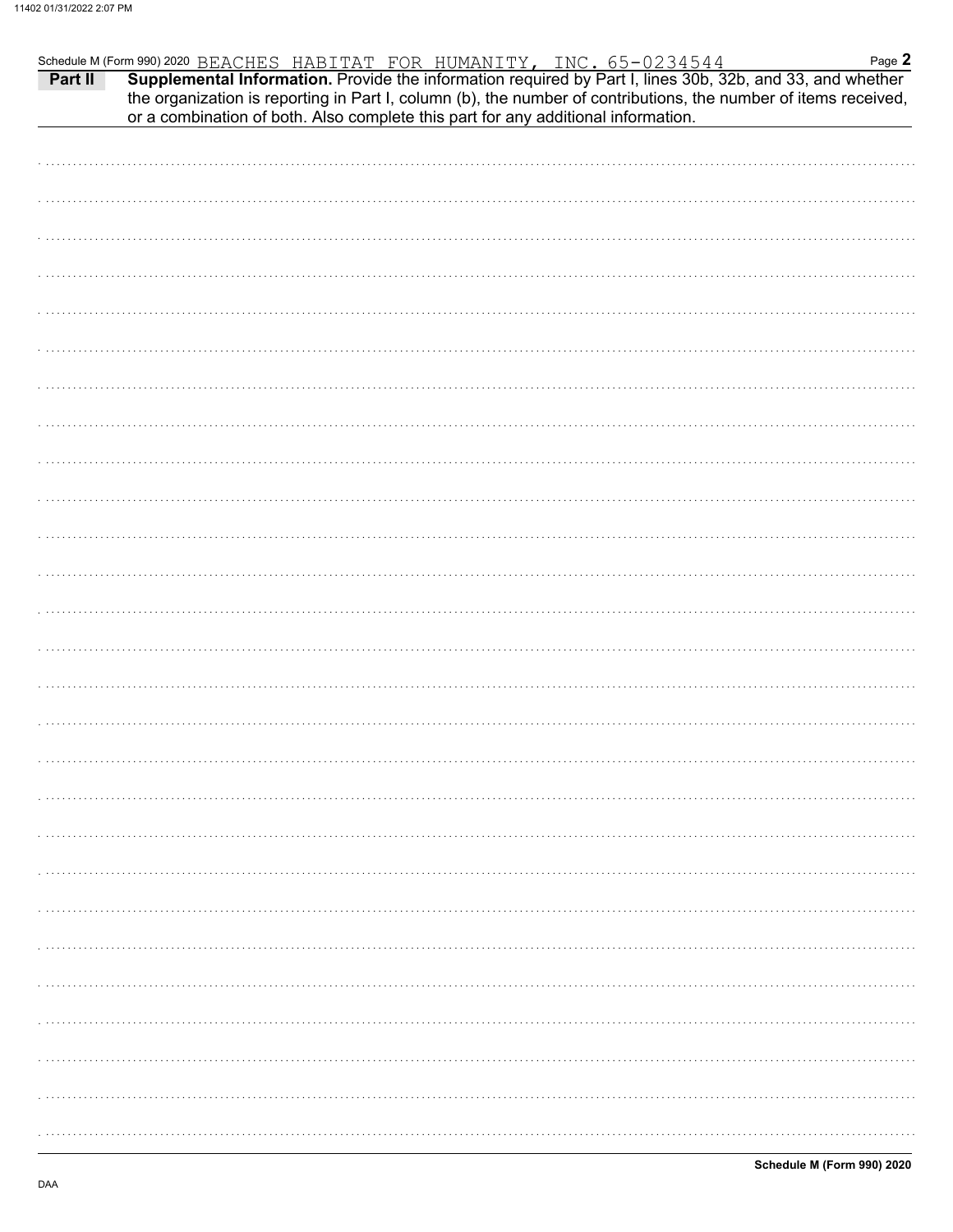Schedule M (Form 990) 2020 BEACHES HABITAT FOR HUMANITY, INC. 65-0234544

**Part II** **Supplemental Information.** Provide the information required by Part I, lines 30b, 32b, and 33, and whether the organization is reporting in Part I, column (b), the number of contributions, the number of items received, or a combination of both. Also complete this part for any additional information.

**Schedule M (Form 990) 2020**

DAA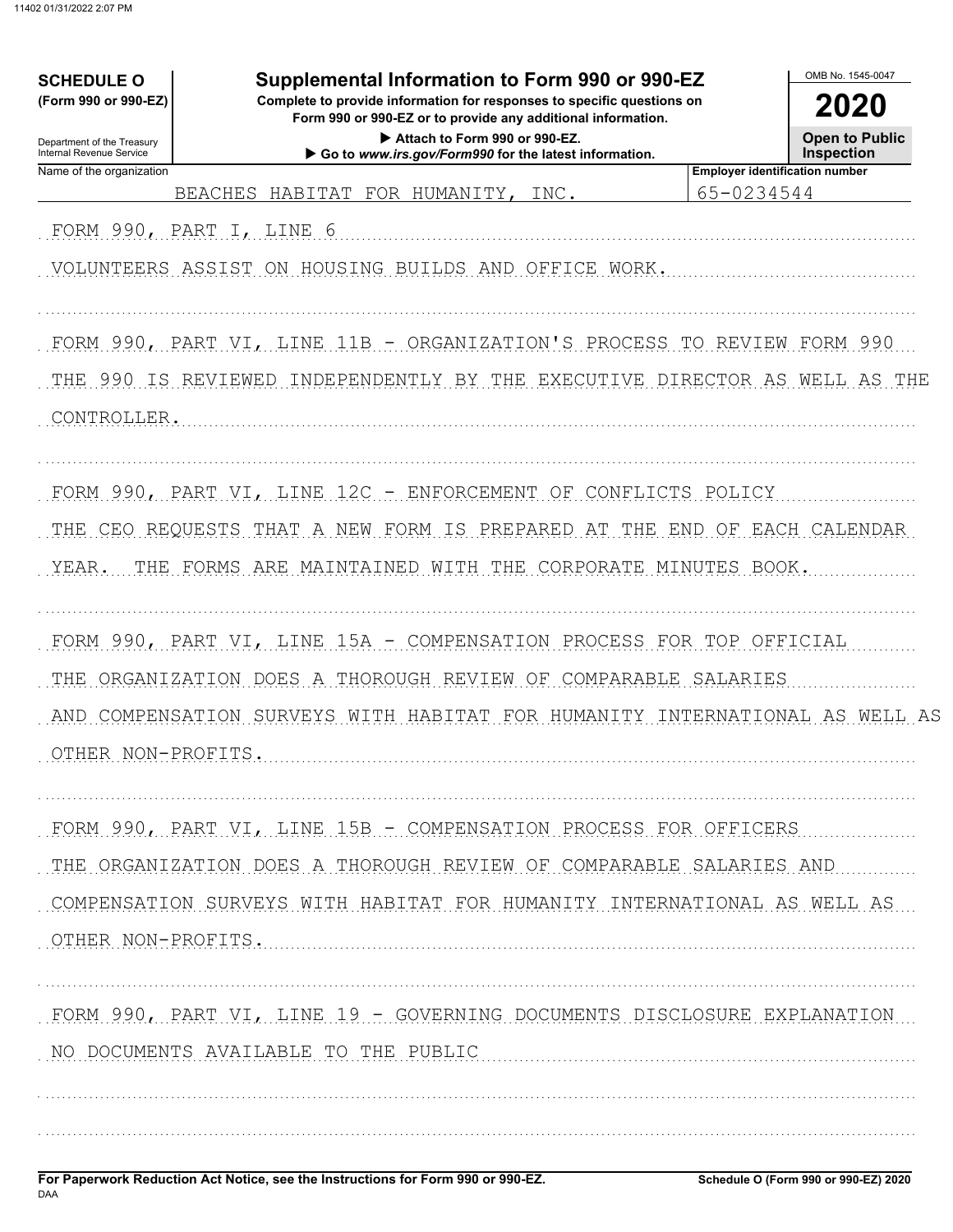**SCHEDULE O**
**(Form 990 or 990-EZ)**

Department of the Treasury
Internal Revenue Service

# Supplemental Information to Form 990 or 990-EZ

**Complete to provide information for responses to specific questions on Form 990 or 990-EZ or to provide any additional information.**

▶ Attach to Form 990 or 990-EZ.
▶ Go to *www.irs.gov/Form990* for the latest information.

OMB No. 1545-0047

**2020**

**Open to Public Inspection**

| Name of the organization | Employer identification number |
|---|---|
| BEACHES HABITAT FOR HUMANITY, INC. | 65-0234544 |

FORM 990, PART I, LINE 6

VOLUNTEERS ASSIST ON HOUSING BUILDS AND OFFICE WORK.

FORM 990, PART VI, LINE 11B - ORGANIZATION'S PROCESS TO REVIEW FORM 990

THE 990 IS REVIEWED INDEPENDENTLY BY THE EXECUTIVE DIRECTOR AS WELL AS THE CONTROLLER.

FORM 990, PART VI, LINE 12C - ENFORCEMENT OF CONFLICTS POLICY

THE CEO REQUESTS THAT A NEW FORM IS PREPARED AT THE END OF EACH CALENDAR YEAR. THE FORMS ARE MAINTAINED WITH THE CORPORATE MINUTES BOOK.

FORM 990, PART VI, LINE 15A - COMPENSATION PROCESS FOR TOP OFFICIAL

THE ORGANIZATION DOES A THOROUGH REVIEW OF COMPARABLE SALARIES AND COMPENSATION SURVEYS WITH HABITAT FOR HUMANITY INTERNATIONAL AS WELL AS OTHER NON-PROFITS.

FORM 990, PART VI, LINE 15B - COMPENSATION PROCESS FOR OFFICERS

THE ORGANIZATION DOES A THOROUGH REVIEW OF COMPARABLE SALARIES AND COMPENSATION SURVEYS WITH HABITAT FOR HUMANITY INTERNATIONAL AS WELL AS OTHER NON-PROFITS.

FORM 990, PART VI, LINE 19 - GOVERNING DOCUMENTS DISCLOSURE EXPLANATION

NO DOCUMENTS AVAILABLE TO THE PUBLIC

**For Paperwork Reduction Act Notice, see the Instructions for Form 990 or 990-EZ.**
DAA

**Schedule O (Form 990 or 990-EZ) 2020**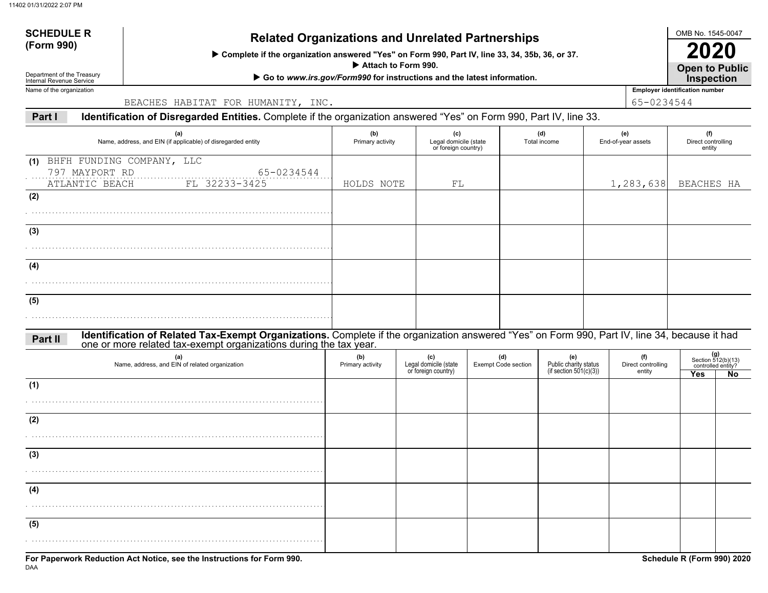**SCHEDULE R (Form 990)**

Department of the Treasury
Internal Revenue Service

# Related Organizations and Unrelated Partnerships

▶ Complete if the organization answered "Yes" on Form 990, Part IV, line 33, 34, 35b, 36, or 37.

▶ Attach to Form 990.

▶ Go to *www.irs.gov/Form990* for instructions and the latest information.

OMB No. 1545-0047

**2020**

**Open to Public Inspection**

Name of the organization: BEACHES HABITAT FOR HUMANITY, INC.

Employer identification number: 65-0234544

## Part I Identification of Disregarded Entities. Complete if the organization answered "Yes" on Form 990, Part IV, line 33.

| | (a) Name, address, and EIN (if applicable) of disregarded entity | (b) Primary activity | (c) Legal domicile (state or foreign country) | (d) Total income | (e) End-of-year assets | (f) Direct controlling entity |
|---|---|---|---|---|---|---|
| (1) | BHFH FUNDING COMPANY, LLC<br>797 MAYPORT RD 65-0234544<br>ATLANTIC BEACH FL 32233-3425 | HOLDS NOTE | FL | | 1,283,638 | BEACHES HA |
| (2) | | | | | | |
| (3) | | | | | | |
| (4) | | | | | | |
| (5) | | | | | | |

## Part II Identification of Related Tax-Exempt Organizations. Complete if the organization answered "Yes" on Form 990, Part IV, line 34, because it had one or more related tax-exempt organizations during the tax year.

| | (a) Name, address, and EIN of related organization | (b) Primary activity | (c) Legal domicile (state or foreign country) | (d) Exempt Code section | (e) Public charity status (if section 501(c)(3)) | (f) Direct controlling entity | (g) Section 512(b)(13) controlled entity? Yes | No |
|---|---|---|---|---|---|---|---|---|
| (1) | | | | | | | | |
| (2) | | | | | | | | |
| (3) | | | | | | | | |
| (4) | | | | | | | | |
| (5) | | | | | | | | |

**For Paperwork Reduction Act Notice, see the Instructions for Form 990.**

DAA

**Schedule R (Form 990) 2020**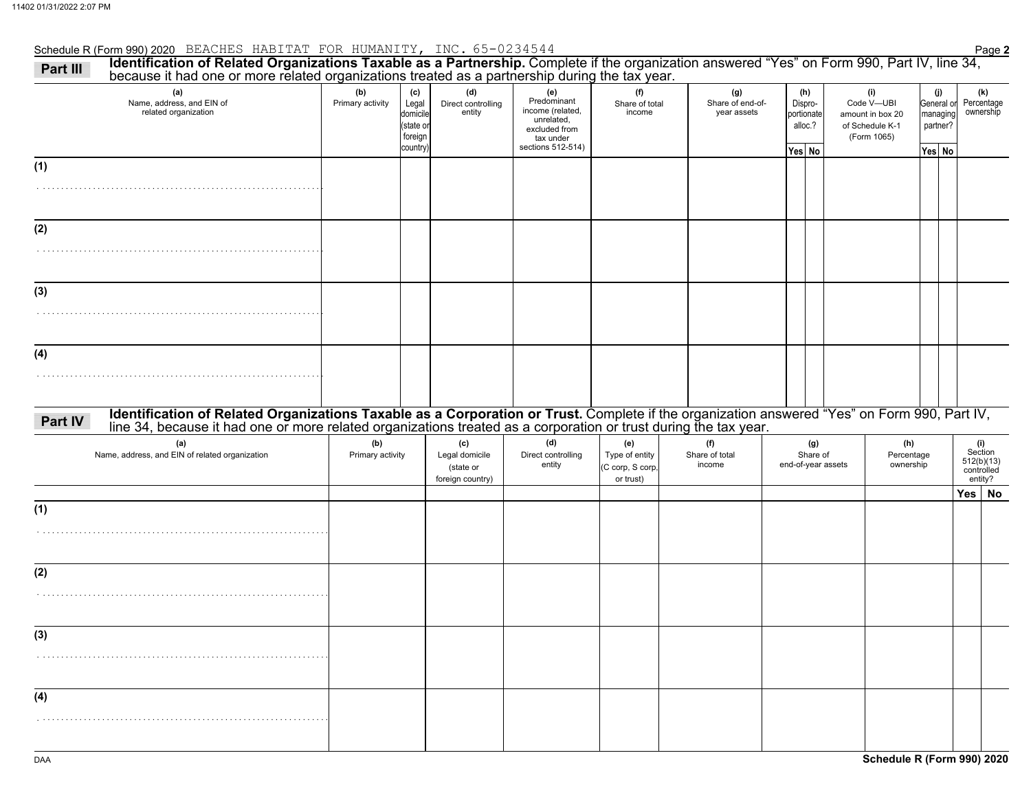Schedule R (Form 990) 2020 BEACHES HABITAT FOR HUMANITY, INC. 65-0234544

## Part III Identification of Related Organizations Taxable as a Partnership.

Complete if the organization answered "Yes" on Form 990, Part IV, line 34, because it had one or more related organizations treated as a partnership during the tax year.

| (a) Name, address, and EIN of related organization | (b) Primary activity | (c) Legal domicile (state or foreign country) | (d) Direct controlling entity | (e) Predominant income (related, unrelated, excluded from tax under sections 512-514) | (f) Share of total income | (g) Share of end-of-year assets | (h) Dispro-portionate alloc.? | | (i) Code V—UBI amount in box 20 of Schedule K-1 (Form 1065) | (j) General or managing partner? | | (k) Percentage ownership |
|---|---|---|---|---|---|---|---|---|---|---|---|---|
| | | | | | | | Yes | No | | Yes | No | |
| (1) | | | | | | | | | | | | |
| (2) | | | | | | | | | | | | |
| (3) | | | | | | | | | | | | |
| (4) | | | | | | | | | | | | |

## Part IV Identification of Related Organizations Taxable as a Corporation or Trust.

Complete if the organization answered "Yes" on Form 990, Part IV, line 34, because it had one or more related organizations treated as a corporation or trust during the tax year.

| (a) Name, address, and EIN of related organization | (b) Primary activity | (c) Legal domicile (state or foreign country) | (d) Direct controlling entity | (e) Type of entity (C corp, S corp, or trust) | (f) Share of total income | (g) Share of end-of-year assets | (h) Percentage ownership | (i) Section 512(b)(13) controlled entity? | |
|---|---|---|---|---|---|---|---|---|---|
| | | | | | | | | Yes | No |
| (1) | | | | | | | | | |
| (2) | | | | | | | | | |
| (3) | | | | | | | | | |
| (4) | | | | | | | | | |

Schedule R (Form 990) 2020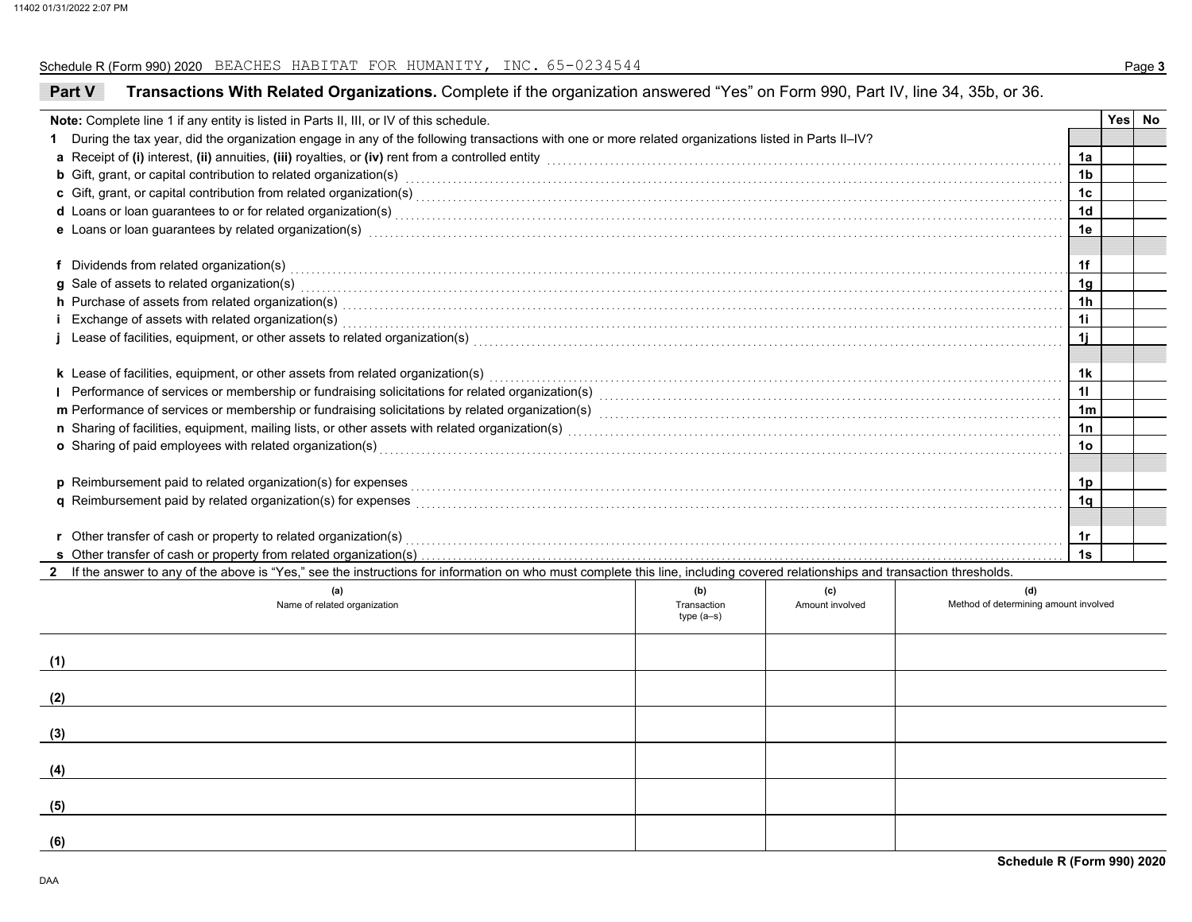Schedule R (Form 990) 2020 BEACHES HABITAT FOR HUMANITY, INC. 65-0234544

## Part V Transactions With Related Organizations. Complete if the organization answered "Yes" on Form 990, Part IV, line 34, 35b, or 36.

| Note: Complete line 1 if any entity is listed in Parts II, III, or IV of this schedule. | | Yes | No |
|---|---|---|---|
| **1** During the tax year, did the organization engage in any of the following transactions with one or more related organizations listed in Parts II–IV? | | | |
| **a** Receipt of **(i)** interest, **(ii)** annuities, **(iii)** royalties, or **(iv)** rent from a controlled entity | 1a | | |
| **b** Gift, grant, or capital contribution to related organization(s) | 1b | | |
| **c** Gift, grant, or capital contribution from related organization(s) | 1c | | |
| **d** Loans or loan guarantees to or for related organization(s) | 1d | | |
| **e** Loans or loan guarantees by related organization(s) | 1e | | |
| **f** Dividends from related organization(s) | 1f | | |
| **g** Sale of assets to related organization(s) | 1g | | |
| **h** Purchase of assets from related organization(s) | 1h | | |
| **i** Exchange of assets with related organization(s) | 1i | | |
| **j** Lease of facilities, equipment, or other assets to related organization(s) | 1j | | |
| **k** Lease of facilities, equipment, or other assets from related organization(s) | 1k | | |
| **l** Performance of services or membership or fundraising solicitations for related organization(s) | 1l | | |
| **m** Performance of services or membership or fundraising solicitations by related organization(s) | 1m | | |
| **n** Sharing of facilities, equipment, mailing lists, or other assets with related organization(s) | 1n | | |
| **o** Sharing of paid employees with related organization(s) | 1o | | |
| **p** Reimbursement paid to related organization(s) for expenses | 1p | | |
| **q** Reimbursement paid by related organization(s) for expenses | 1q | | |
| **r** Other transfer of cash or property to related organization(s) | 1r | | |
| **s** Other transfer of cash or property from related organization(s) | 1s | | |

**2** If the answer to any of the above is "Yes," see the instructions for information on who must complete this line, including covered relationships and transaction thresholds.

| | (a) Name of related organization | (b) Transaction type (a–s) | (c) Amount involved | (d) Method of determining amount involved |
|---|---|---|---|---|
| (1) | | | | |
| (2) | | | | |
| (3) | | | | |
| (4) | | | | |
| (5) | | | | |
| (6) | | | | |

Schedule R (Form 990) 2020

DAA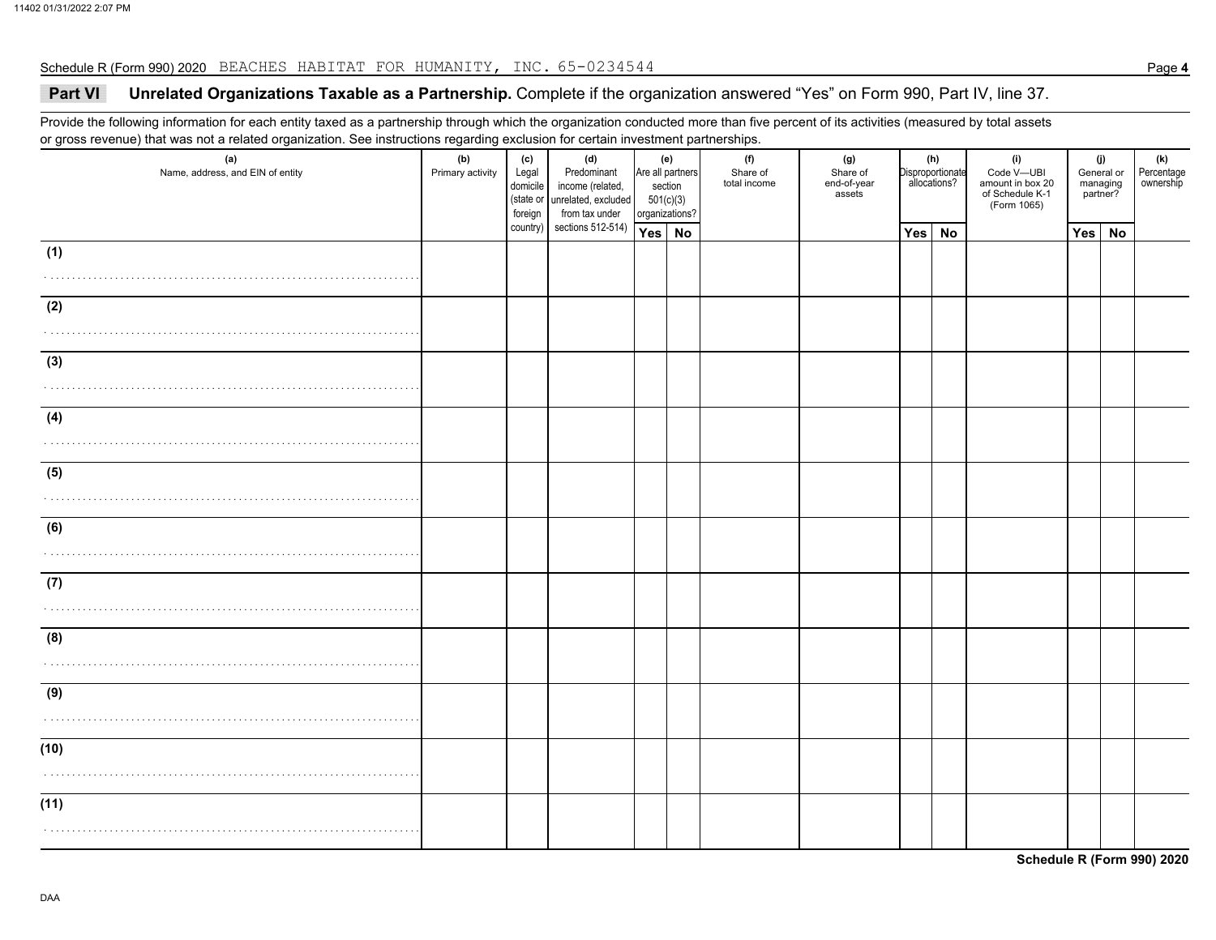Schedule R (Form 990) 2020 BEACHES HABITAT FOR HUMANITY, INC. 65-0234544

## Part VI Unrelated Organizations Taxable as a Partnership. 

Complete if the organization answered "Yes" on Form 990, Part IV, line 37.

Provide the following information for each entity taxed as a partnership through which the organization conducted more than five percent of its activities (measured by total assets or gross revenue) that was not a related organization. See instructions regarding exclusion for certain investment partnerships.

| (a) Name, address, and EIN of entity | (b) Primary activity | (c) Legal domicile (state or foreign country) | (d) Predominant income (related, unrelated, excluded from tax under sections 512-514) | (e) Are all partners section 501(c)(3) organizations? | | (f) Share of total income | (g) Share of end-of-year assets | (h) Disproportionate allocations? | | (i) Code V—UBI amount in box 20 of Schedule K-1 (Form 1065) | (j) General or managing partner? | | (k) Percentage ownership |
|---|---|---|---|---|---|---|---|---|---|---|---|---|---|
| | | | | Yes | No | | | Yes | No | | Yes | No | |
| (1) | | | | | | | | | | | | | |
| (2) | | | | | | | | | | | | | |
| (3) | | | | | | | | | | | | | |
| (4) | | | | | | | | | | | | | |
| (5) | | | | | | | | | | | | | |
| (6) | | | | | | | | | | | | | |
| (7) | | | | | | | | | | | | | |
| (8) | | | | | | | | | | | | | |
| (9) | | | | | | | | | | | | | |
| (10) | | | | | | | | | | | | | |
| (11) | | | | | | | | | | | | | |

Schedule R (Form 990) 2020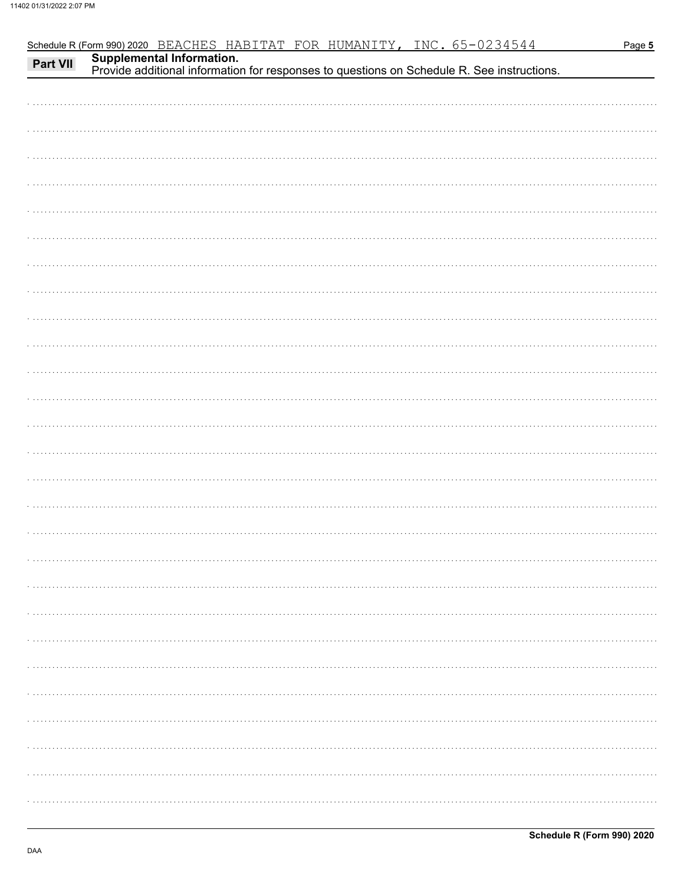Schedule R (Form 990) 2020 BEACHES HABITAT FOR HUMANITY, INC. 65-0234544

**Part VII** **Supplemental Information.**
Provide additional information for responses to questions on Schedule R. See instructions.

**Schedule R (Form 990) 2020**

DAA